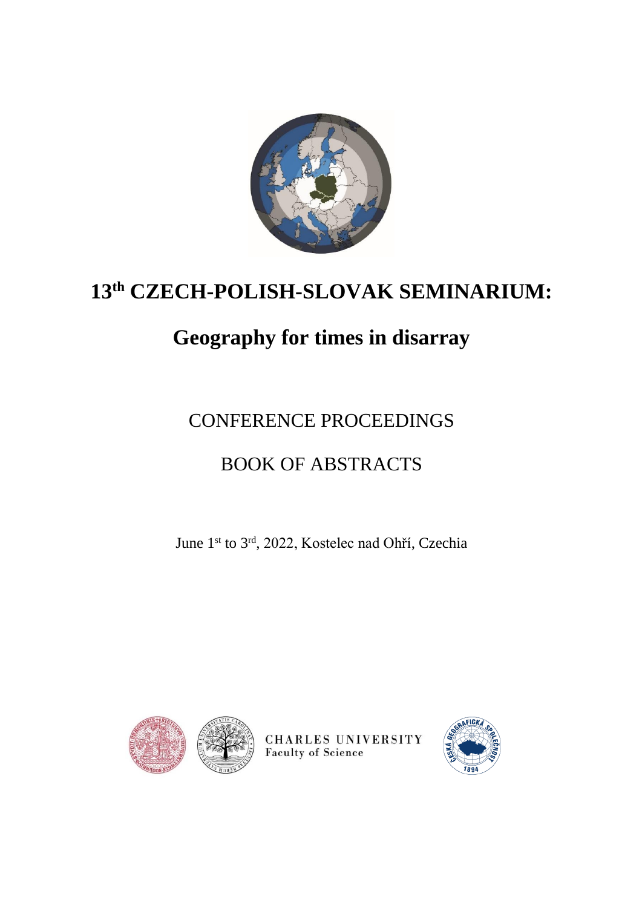# 13th CZECH-POLISH-SLOVAK SEMINARIUM:

# Geography for times in disarray

CONFERENCE PROCEEDINGS

BOOK OF ABSTRACTS

June 1st to 3rd, 2022, Kostelec nad Ohří, Czechia

CHARLES UNIVERSITY
Faculty of Science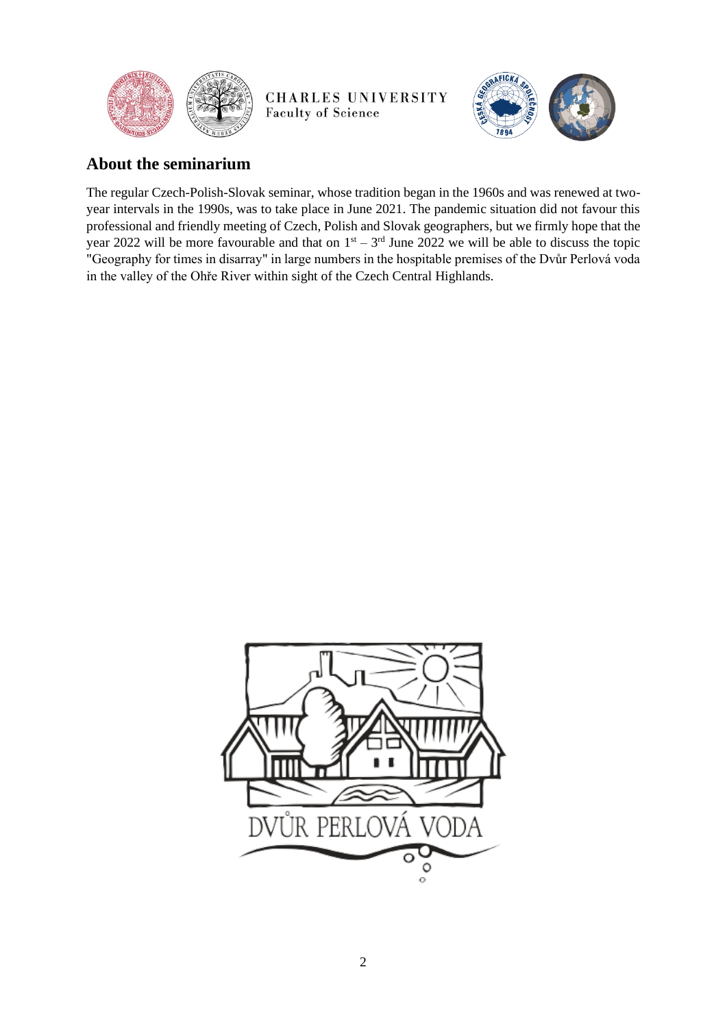## About the seminarium

The regular Czech-Polish-Slovak seminar, whose tradition began in the 1960s and was renewed at two-year intervals in the 1990s, was to take place in June 2021. The pandemic situation did not favour this professional and friendly meeting of Czech, Polish and Slovak geographers, but we firmly hope that the year 2022 will be more favourable and that on 1st – 3rd June 2022 we will be able to discuss the topic "Geography for times in disarray" in large numbers in the hospitable premises of the Dvůr Perlová voda in the valley of the Ohře River within sight of the Czech Central Highlands.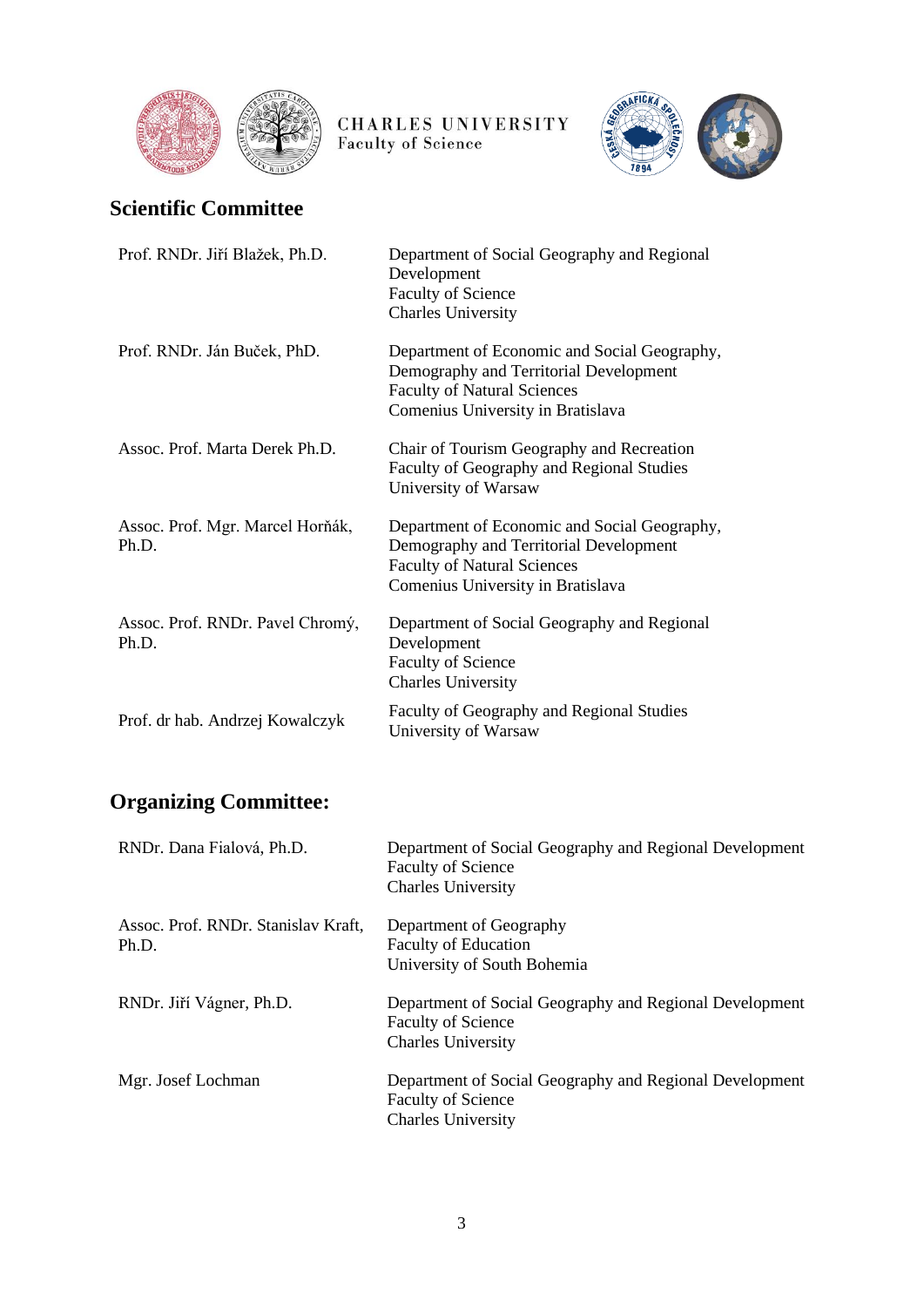CHARLES UNIVERSITY
Faculty of Science

## Scientific Committee

| | |
|---|---|
| Prof. RNDr. Jiří Blažek, Ph.D. | Department of Social Geography and Regional Development<br>Faculty of Science<br>Charles University |
| Prof. RNDr. Ján Buček, PhD. | Department of Economic and Social Geography, Demography and Territorial Development<br>Faculty of Natural Sciences<br>Comenius University in Bratislava |
| Assoc. Prof. Marta Derek Ph.D. | Chair of Tourism Geography and Recreation<br>Faculty of Geography and Regional Studies<br>University of Warsaw |
| Assoc. Prof. Mgr. Marcel Horňák, Ph.D. | Department of Economic and Social Geography, Demography and Territorial Development<br>Faculty of Natural Sciences<br>Comenius University in Bratislava |
| Assoc. Prof. RNDr. Pavel Chromý, Ph.D. | Department of Social Geography and Regional Development<br>Faculty of Science<br>Charles University |
| Prof. dr hab. Andrzej Kowalczyk | Faculty of Geography and Regional Studies<br>University of Warsaw |

## Organizing Committee:

| | |
|---|---|
| RNDr. Dana Fialová, Ph.D. | Department of Social Geography and Regional Development<br>Faculty of Science<br>Charles University |
| Assoc. Prof. RNDr. Stanislav Kraft, Ph.D. | Department of Geography<br>Faculty of Education<br>University of South Bohemia |
| RNDr. Jiří Vágner, Ph.D. | Department of Social Geography and Regional Development<br>Faculty of Science<br>Charles University |
| Mgr. Josef Lochman | Department of Social Geography and Regional Development<br>Faculty of Science<br>Charles University |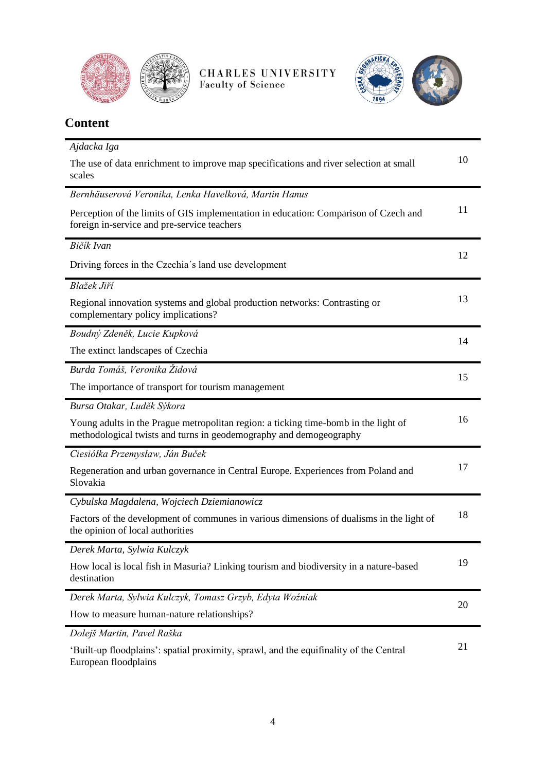## Content

| | |
|---|---|
| *Ajdacka Iga*<br>The use of data enrichment to improve map specifications and river selection at small scales | 10 |
| *Bernhäuserová Veronika, Lenka Havelková, Martin Hanus*<br>Perception of the limits of GIS implementation in education: Comparison of Czech and foreign in-service and pre-service teachers | 11 |
| *Bičík Ivan*<br>Driving forces in the Czechia´s land use development | 12 |
| *Blažek Jiří*<br>Regional innovation systems and global production networks: Contrasting or complementary policy implications? | 13 |
| *Boudný Zdeněk, Lucie Kupková*<br>The extinct landscapes of Czechia | 14 |
| *Burda Tomáš, Veronika Židová*<br>The importance of transport for tourism management | 15 |
| *Bursa Otakar, Luděk Sýkora*<br>Young adults in the Prague metropolitan region: a ticking time-bomb in the light of methodological twists and turns in geodemography and demogeography | 16 |
| *Ciesiółka Przemysław, Ján Buček*<br>Regeneration and urban governance in Central Europe. Experiences from Poland and Slovakia | 17 |
| *Cybulska Magdalena, Wojciech Dziemianowicz*<br>Factors of the development of communes in various dimensions of dualisms in the light of the opinion of local authorities | 18 |
| *Derek Marta, Sylwia Kulczyk*<br>How local is local fish in Masuria? Linking tourism and biodiversity in a nature-based destination | 19 |
| *Derek Marta, Sylwia Kulczyk, Tomasz Grzyb, Edyta Woźniak*<br>How to measure human-nature relationships? | 20 |
| *Dolejš Martin, Pavel Raška*<br>'Built-up floodplains': spatial proximity, sprawl, and the equifinality of the Central European floodplains | 21 |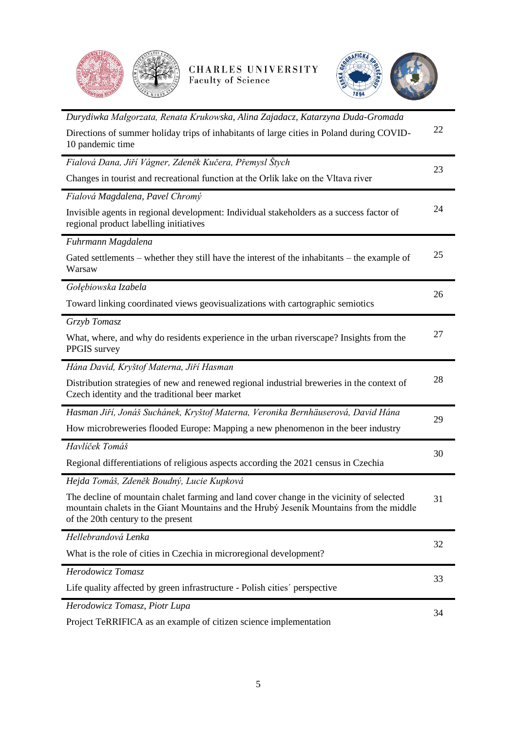| | |
|---|---|
| *Durydiwka Małgorzata, Renata Krukowska, Alina Zajadacz, Katarzyna Duda-Gromada*<br>Directions of summer holiday trips of inhabitants of large cities in Poland during COVID-10 pandemic time | 22 |
| *Fialová Dana, Jiří Vágner, Zdeněk Kučera, Přemysl Štych*<br>Changes in tourist and recreational function at the Orlík lake on the Vltava river | 23 |
| *Fialová Magdalena, Pavel Chromý*<br>Invisible agents in regional development: Individual stakeholders as a success factor of regional product labelling initiatives | 24 |
| *Fuhrmann Magdalena*<br>Gated settlements – whether they still have the interest of the inhabitants – the example of Warsaw | 25 |
| *Gołębiowska Izabela*<br>Toward linking coordinated views geovisualizations with cartographic semiotics | 26 |
| *Grzyb Tomasz*<br>What, where, and why do residents experience in the urban riverscape? Insights from the PPGIS survey | 27 |
| *Hána David, Kryštof Materna, Jiří Hasman*<br>Distribution strategies of new and renewed regional industrial breweries in the context of Czech identity and the traditional beer market | 28 |
| *Hasman Jiří, Jonáš Suchánek, Kryštof Materna, Veronika Bernhäuserová, David Hána*<br>How microbreweries flooded Europe: Mapping a new phenomenon in the beer industry | 29 |
| *Havlíček Tomáš*<br>Regional differentiations of religious aspects according the 2021 census in Czechia | 30 |
| *Hejda Tomáš, Zdeněk Boudný, Lucie Kupková*<br>The decline of mountain chalet farming and land cover change in the vicinity of selected mountain chalets in the Giant Mountains and the Hrubý Jeseník Mountains from the middle of the 20th century to the present | 31 |
| *Hellebrandová Lenka*<br>What is the role of cities in Czechia in microregional development? | 32 |
| *Herodowicz Tomasz*<br>Life quality affected by green infrastructure - Polish cities´ perspective | 33 |
| *Herodowicz Tomasz, Piotr Lupa*<br>Project TeRRIFICA as an example of citizen science implementation | 34 |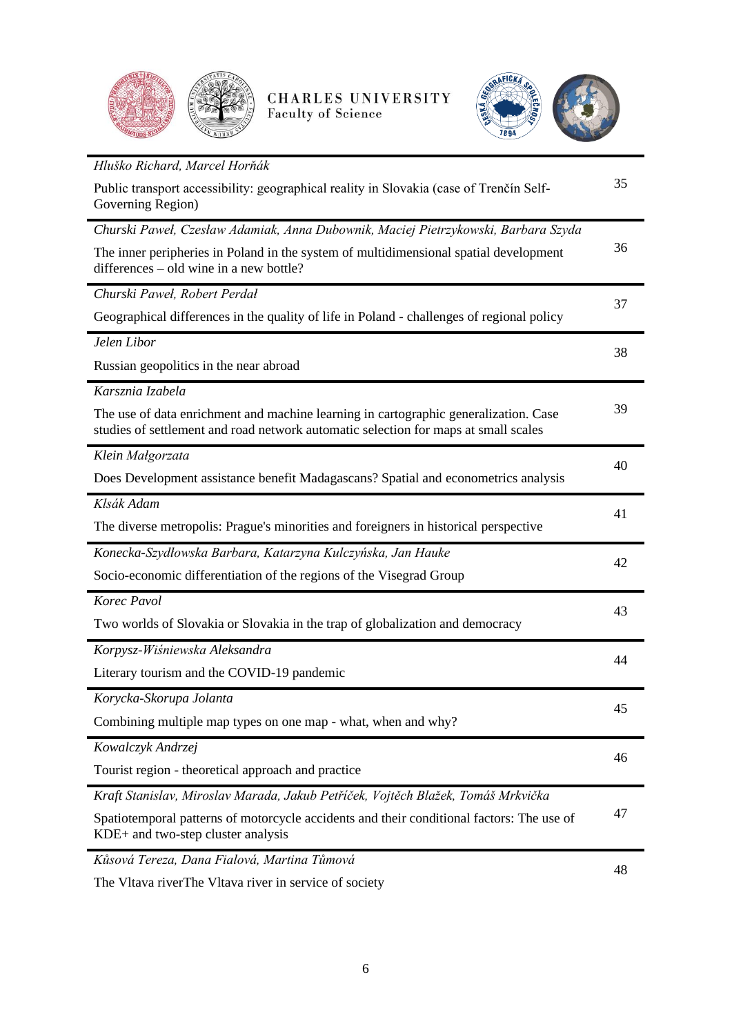| | |
|---|---|
| *Hluško Richard, Marcel Horňák*<br>Public transport accessibility: geographical reality in Slovakia (case of Trenčín Self-Governing Region) | 35 |
| *Churski Paweł, Czesław Adamiak, Anna Dubownik, Maciej Pietrzykowski, Barbara Szyda*<br>The inner peripheries in Poland in the system of multidimensional spatial development differences – old wine in a new bottle? | 36 |
| *Churski Paweł, Robert Perdał*<br>Geographical differences in the quality of life in Poland - challenges of regional policy | 37 |
| *Jelen Libor*<br>Russian geopolitics in the near abroad | 38 |
| *Karsznia Izabela*<br>The use of data enrichment and machine learning in cartographic generalization. Case studies of settlement and road network automatic selection for maps at small scales | 39 |
| *Klein Małgorzata*<br>Does Development assistance benefit Madagascans? Spatial and econometrics analysis | 40 |
| *Klsák Adam*<br>The diverse metropolis: Prague's minorities and foreigners in historical perspective | 41 |
| *Konecka-Szydłowska Barbara, Katarzyna Kulczyńska, Jan Hauke*<br>Socio-economic differentiation of the regions of the Visegrad Group | 42 |
| *Korec Pavol*<br>Two worlds of Slovakia or Slovakia in the trap of globalization and democracy | 43 |
| *Korpysz-Wiśniewska Aleksandra*<br>Literary tourism and the COVID-19 pandemic | 44 |
| *Korycka-Skorupa Jolanta*<br>Combining multiple map types on one map - what, when and why? | 45 |
| *Kowalczyk Andrzej*<br>Tourist region - theoretical approach and practice | 46 |
| *Kraft Stanislav, Miroslav Marada, Jakub Petříček, Vojtěch Blažek, Tomáš Mrkvička*<br>Spatiotemporal patterns of motorcycle accidents and their conditional factors: The use of KDE+ and two-step cluster analysis | 47 |
| *Kůsová Tereza, Dana Fialová, Martina Tůmová*<br>The Vltava riverThe Vltava river in service of society | 48 |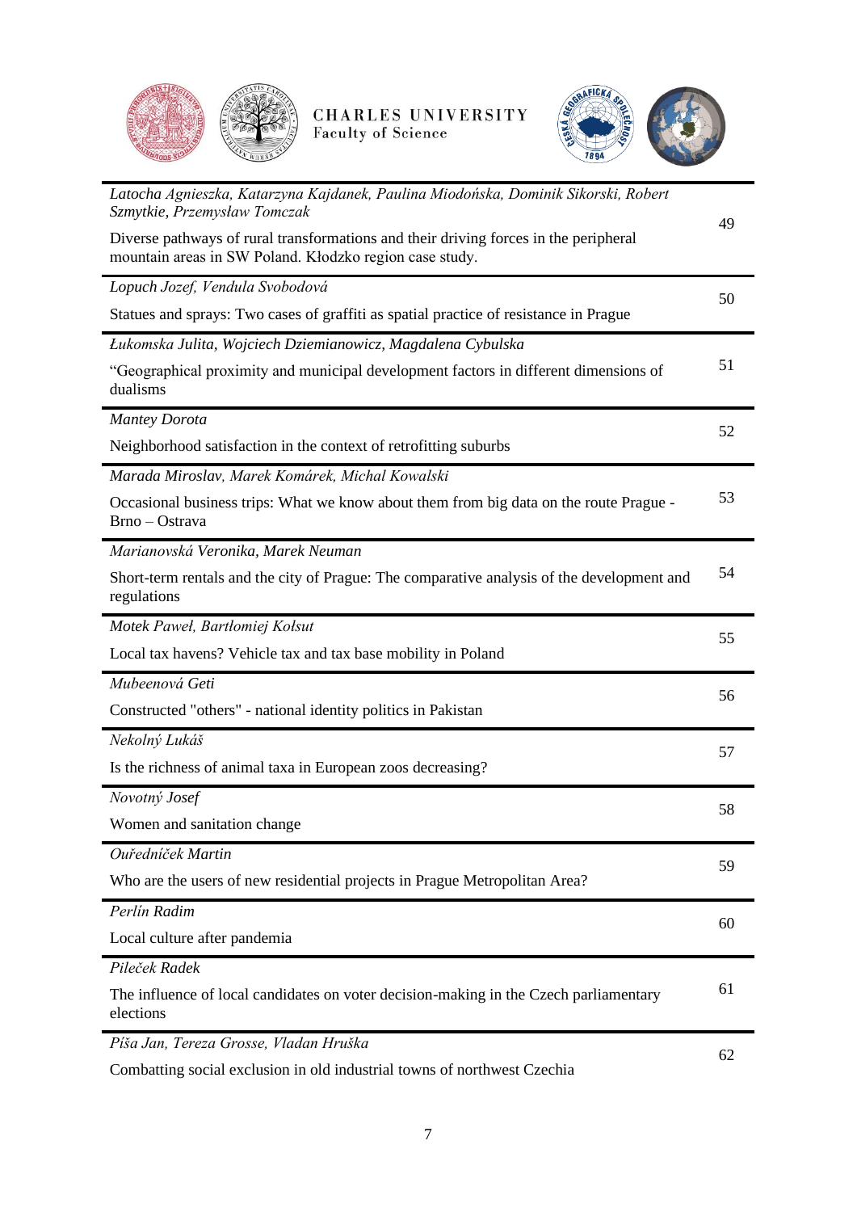| | |
|---|---|
| *Latocha Agnieszka, Katarzyna Kajdanek, Paulina Miodońska, Dominik Sikorski, Robert Szmytkie, Przemysław Tomczak*<br>Diverse pathways of rural transformations and their driving forces in the peripheral mountain areas in SW Poland. Kłodzko region case study. | 49 |
| *Lopuch Jozef, Vendula Svobodová*<br>Statues and sprays: Two cases of graffiti as spatial practice of resistance in Prague | 50 |
| *Łukomska Julita, Wojciech Dziemianowicz, Magdalena Cybulska*<br>"Geographical proximity and municipal development factors in different dimensions of dualisms | 51 |
| *Mantey Dorota*<br>Neighborhood satisfaction in the context of retrofitting suburbs | 52 |
| *Marada Miroslav, Marek Komárek, Michal Kowalski*<br>Occasional business trips: What we know about them from big data on the route Prague - Brno – Ostrava | 53 |
| *Marianovská Veronika, Marek Neuman*<br>Short-term rentals and the city of Prague: The comparative analysis of the development and regulations | 54 |
| *Motek Paweł, Bartłomiej Kołsut*<br>Local tax havens? Vehicle tax and tax base mobility in Poland | 55 |
| *Mubeenová Geti*<br>Constructed "others" - national identity politics in Pakistan | 56 |
| *Nekolný Lukáš*<br>Is the richness of animal taxa in European zoos decreasing? | 57 |
| *Novotný Josef*<br>Women and sanitation change | 58 |
| *Ouředníček Martin*<br>Who are the users of new residential projects in Prague Metropolitan Area? | 59 |
| *Perlín Radim*<br>Local culture after pandemia | 60 |
| *Pileček Radek*<br>The influence of local candidates on voter decision-making in the Czech parliamentary elections | 61 |
| *Píša Jan, Tereza Grosse, Vladan Hruška*<br>Combatting social exclusion in old industrial towns of northwest Czechia | 62 |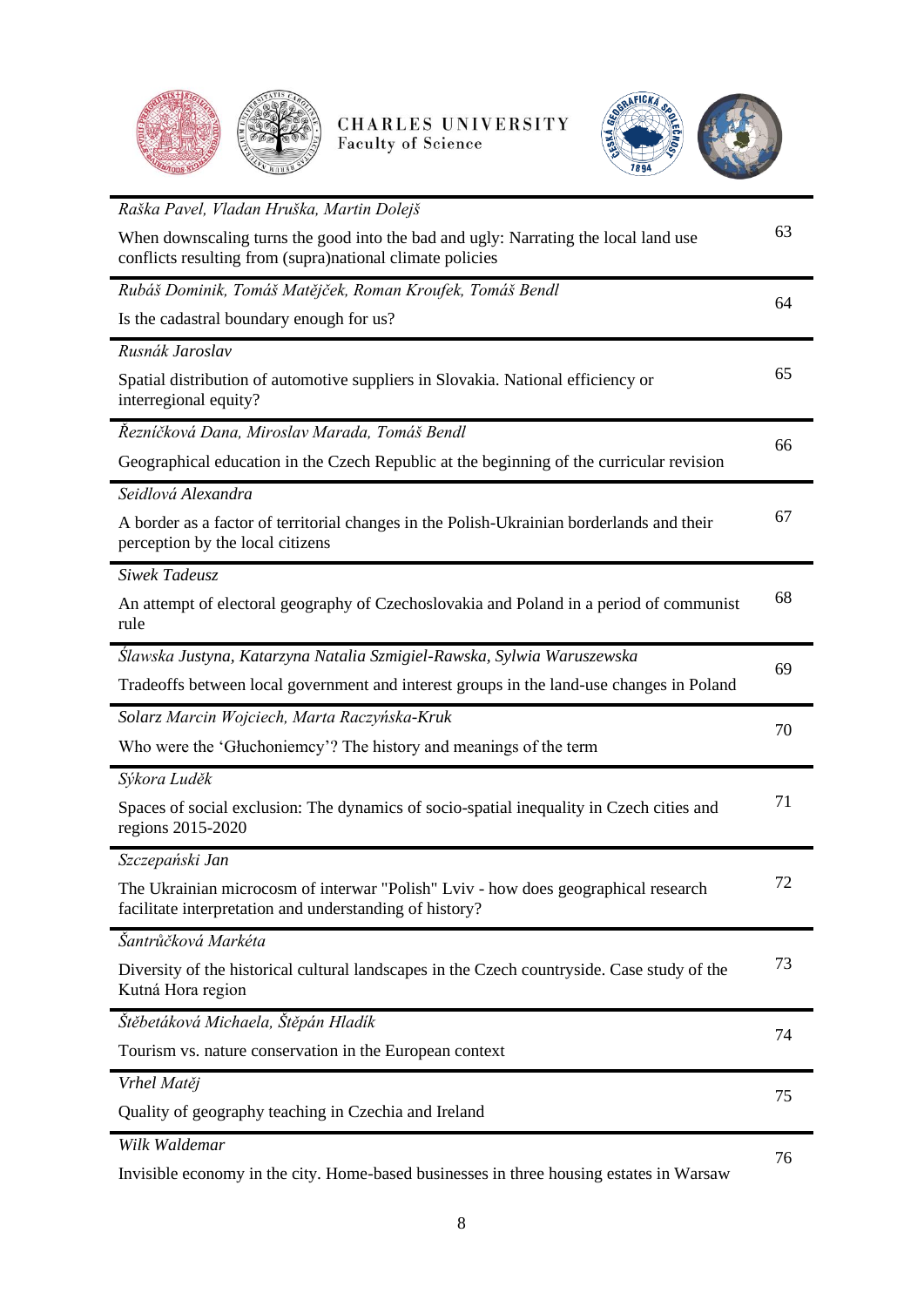| | |
|---|---|
| *Raška Pavel, Vladan Hruška, Martin Dolejš*<br>When downscaling turns the good into the bad and ugly: Narrating the local land use conflicts resulting from (supra)national climate policies | 63 |
| *Rubáš Dominik, Tomáš Matějček, Roman Kroufek, Tomáš Bendl*<br>Is the cadastral boundary enough for us? | 64 |
| *Rusnák Jaroslav*<br>Spatial distribution of automotive suppliers in Slovakia. National efficiency or interregional equity? | 65 |
| *Řezníčková Dana, Miroslav Marada, Tomáš Bendl*<br>Geographical education in the Czech Republic at the beginning of the curricular revision | 66 |
| *Seidlová Alexandra*<br>A border as a factor of territorial changes in the Polish-Ukrainian borderlands and their perception by the local citizens | 67 |
| *Siwek Tadeusz*<br>An attempt of electoral geography of Czechoslovakia and Poland in a period of communist rule | 68 |
| *Ślawska Justyna, Katarzyna Natalia Szmigiel-Rawska, Sylwia Waruszewska*<br>Tradeoffs between local government and interest groups in the land-use changes in Poland | 69 |
| *Solarz Marcin Wojciech, Marta Raczyńska-Kruk*<br>Who were the 'Głuchoniemcy'? The history and meanings of the term | 70 |
| *Sýkora Luděk*<br>Spaces of social exclusion: The dynamics of socio-spatial inequality in Czech cities and regions 2015-2020 | 71 |
| *Szczepański Jan*<br>The Ukrainian microcosm of interwar "Polish" Lviv - how does geographical research facilitate interpretation and understanding of history? | 72 |
| *Šantrůčková Markéta*<br>Diversity of the historical cultural landscapes in the Czech countryside. Case study of the Kutná Hora region | 73 |
| *Štěbetáková Michaela, Štěpán Hladík*<br>Tourism vs. nature conservation in the European context | 74 |
| *Vrhel Matěj*<br>Quality of geography teaching in Czechia and Ireland | 75 |
| *Wilk Waldemar*<br>Invisible economy in the city. Home-based businesses in three housing estates in Warsaw | 76 |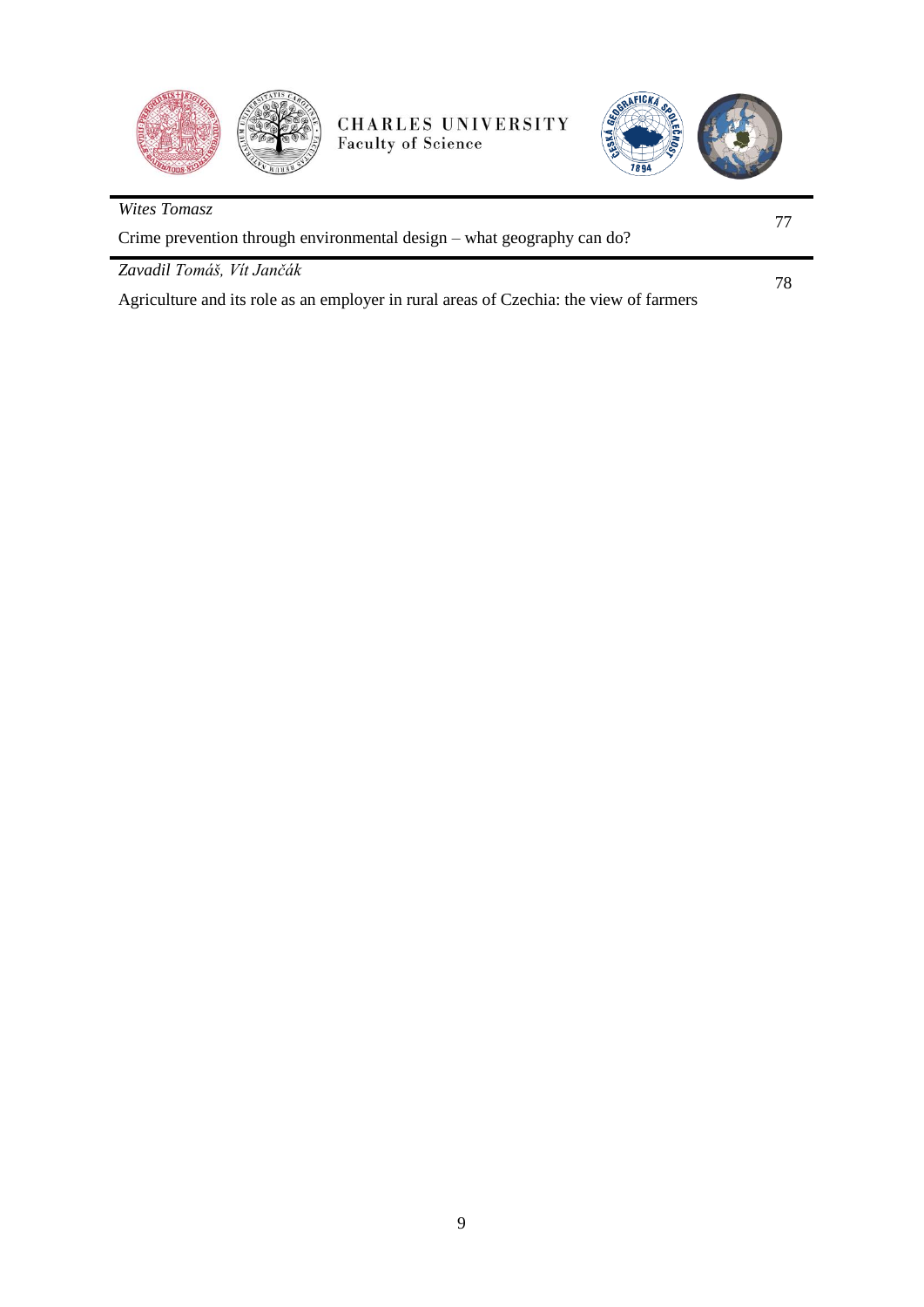| | |
|---|---|
| *Wites Tomasz*<br>Crime prevention through environmental design – what geography can do? | 77 |
| *Zavadil Tomáš, Vít Jančák*<br>Agriculture and its role as an employer in rural areas of Czechia: the view of farmers | 78 |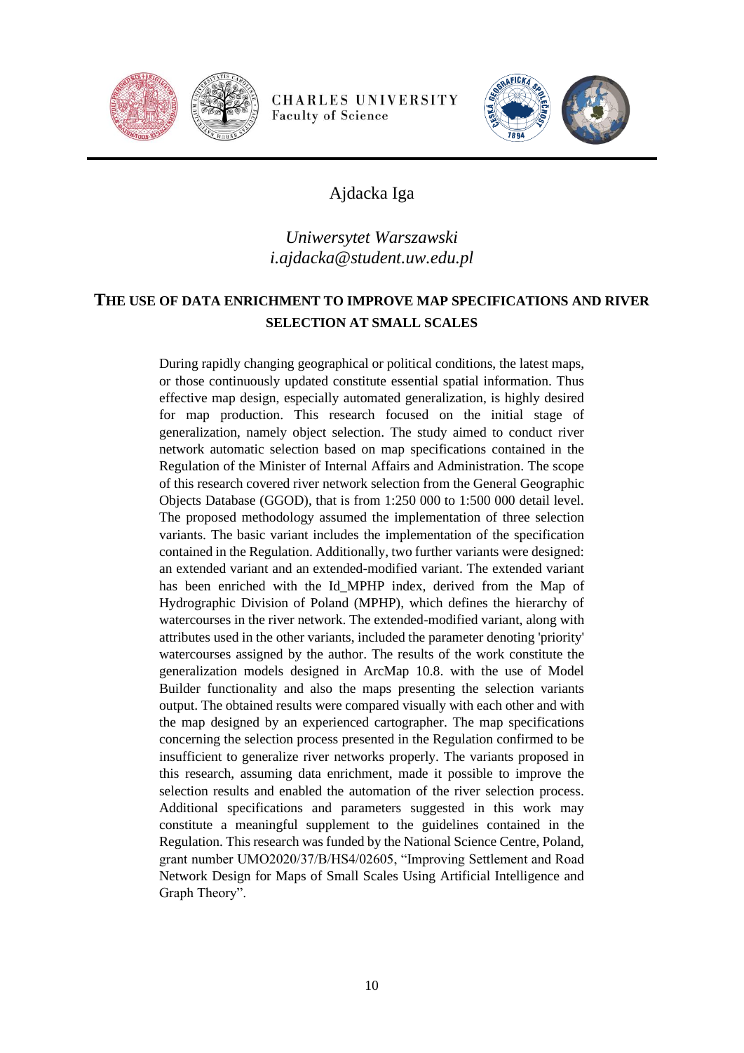Ajdacka Iga

*Uniwersytet Warszawski*
*i.ajdacka@student.uw.edu.pl*

## THE USE OF DATA ENRICHMENT TO IMPROVE MAP SPECIFICATIONS AND RIVER SELECTION AT SMALL SCALES

During rapidly changing geographical or political conditions, the latest maps, or those continuously updated constitute essential spatial information. Thus effective map design, especially automated generalization, is highly desired for map production. This research focused on the initial stage of generalization, namely object selection. The study aimed to conduct river network automatic selection based on map specifications contained in the Regulation of the Minister of Internal Affairs and Administration. The scope of this research covered river network selection from the General Geographic Objects Database (GGOD), that is from 1:250 000 to 1:500 000 detail level. The proposed methodology assumed the implementation of three selection variants. The basic variant includes the implementation of the specification contained in the Regulation. Additionally, two further variants were designed: an extended variant and an extended-modified variant. The extended variant has been enriched with the Id_MPHP index, derived from the Map of Hydrographic Division of Poland (MPHP), which defines the hierarchy of watercourses in the river network. The extended-modified variant, along with attributes used in the other variants, included the parameter denoting 'priority' watercourses assigned by the author. The results of the work constitute the generalization models designed in ArcMap 10.8. with the use of Model Builder functionality and also the maps presenting the selection variants output. The obtained results were compared visually with each other and with the map designed by an experienced cartographer. The map specifications concerning the selection process presented in the Regulation confirmed to be insufficient to generalize river networks properly. The variants proposed in this research, assuming data enrichment, made it possible to improve the selection results and enabled the automation of the river selection process. Additional specifications and parameters suggested in this work may constitute a meaningful supplement to the guidelines contained in the Regulation. This research was funded by the National Science Centre, Poland, grant number UMO2020/37/B/HS4/02605, "Improving Settlement and Road Network Design for Maps of Small Scales Using Artificial Intelligence and Graph Theory".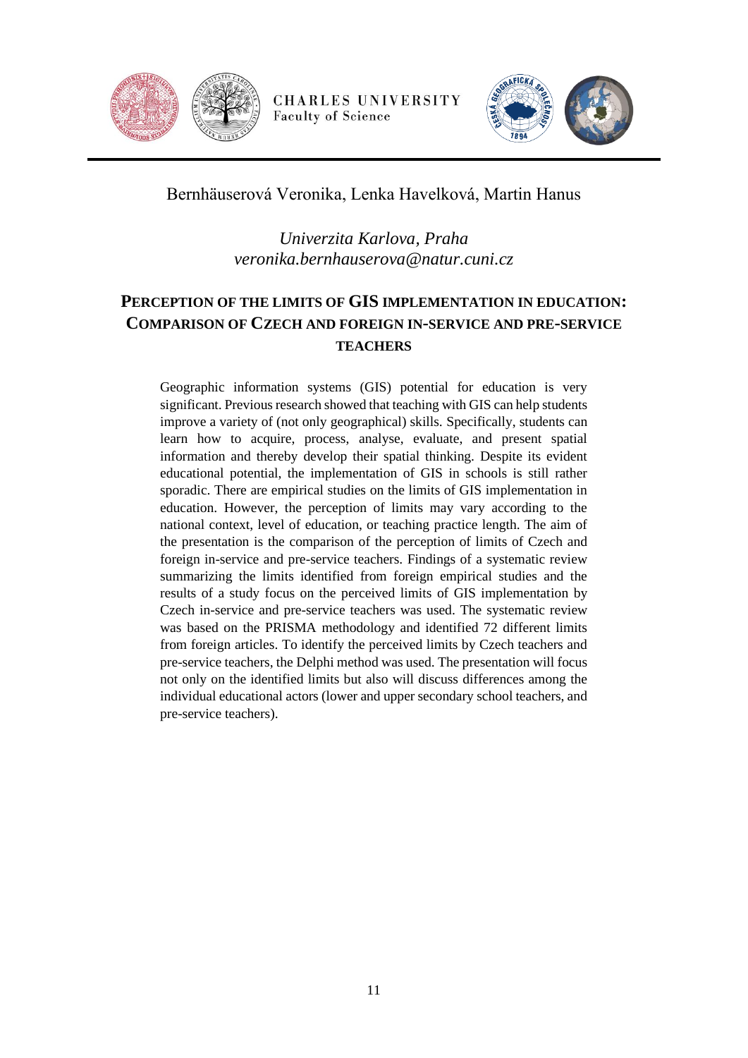Bernhäuserová Veronika, Lenka Havelková, Martin Hanus

*Univerzita Karlova, Praha*
*veronika.bernhauserova@natur.cuni.cz*

## PERCEPTION OF THE LIMITS OF GIS IMPLEMENTATION IN EDUCATION: COMPARISON OF CZECH AND FOREIGN IN-SERVICE AND PRE-SERVICE TEACHERS

Geographic information systems (GIS) potential for education is very significant. Previous research showed that teaching with GIS can help students improve a variety of (not only geographical) skills. Specifically, students can learn how to acquire, process, analyse, evaluate, and present spatial information and thereby develop their spatial thinking. Despite its evident educational potential, the implementation of GIS in schools is still rather sporadic. There are empirical studies on the limits of GIS implementation in education. However, the perception of limits may vary according to the national context, level of education, or teaching practice length. The aim of the presentation is the comparison of the perception of limits of Czech and foreign in-service and pre-service teachers. Findings of a systematic review summarizing the limits identified from foreign empirical studies and the results of a study focus on the perceived limits of GIS implementation by Czech in-service and pre-service teachers was used. The systematic review was based on the PRISMA methodology and identified 72 different limits from foreign articles. To identify the perceived limits by Czech teachers and pre-service teachers, the Delphi method was used. The presentation will focus not only on the identified limits but also will discuss differences among the individual educational actors (lower and upper secondary school teachers, and pre-service teachers).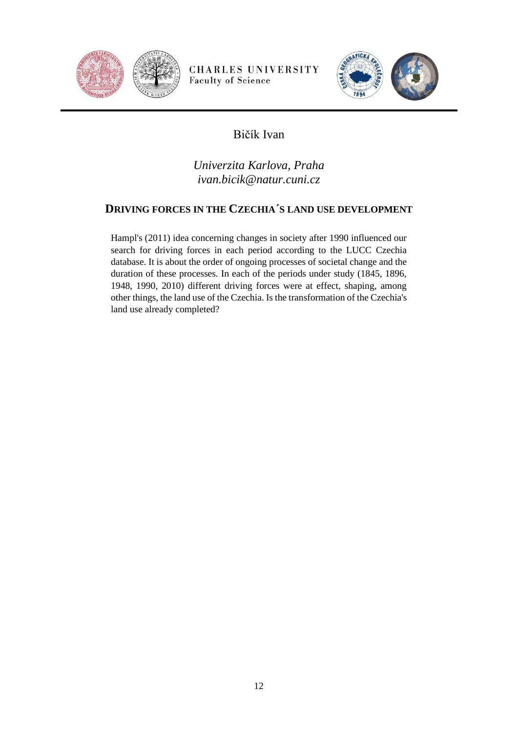Bičík Ivan

*Univerzita Karlova, Praha*
*ivan.bicik@natur.cuni.cz*

## DRIVING FORCES IN THE CZECHIA´S LAND USE DEVELOPMENT

Hampl's (2011) idea concerning changes in society after 1990 influenced our search for driving forces in each period according to the LUCC Czechia database. It is about the order of ongoing processes of societal change and the duration of these processes. In each of the periods under study (1845, 1896, 1948, 1990, 2010) different driving forces were at effect, shaping, among other things, the land use of the Czechia. Is the transformation of the Czechia's land use already completed?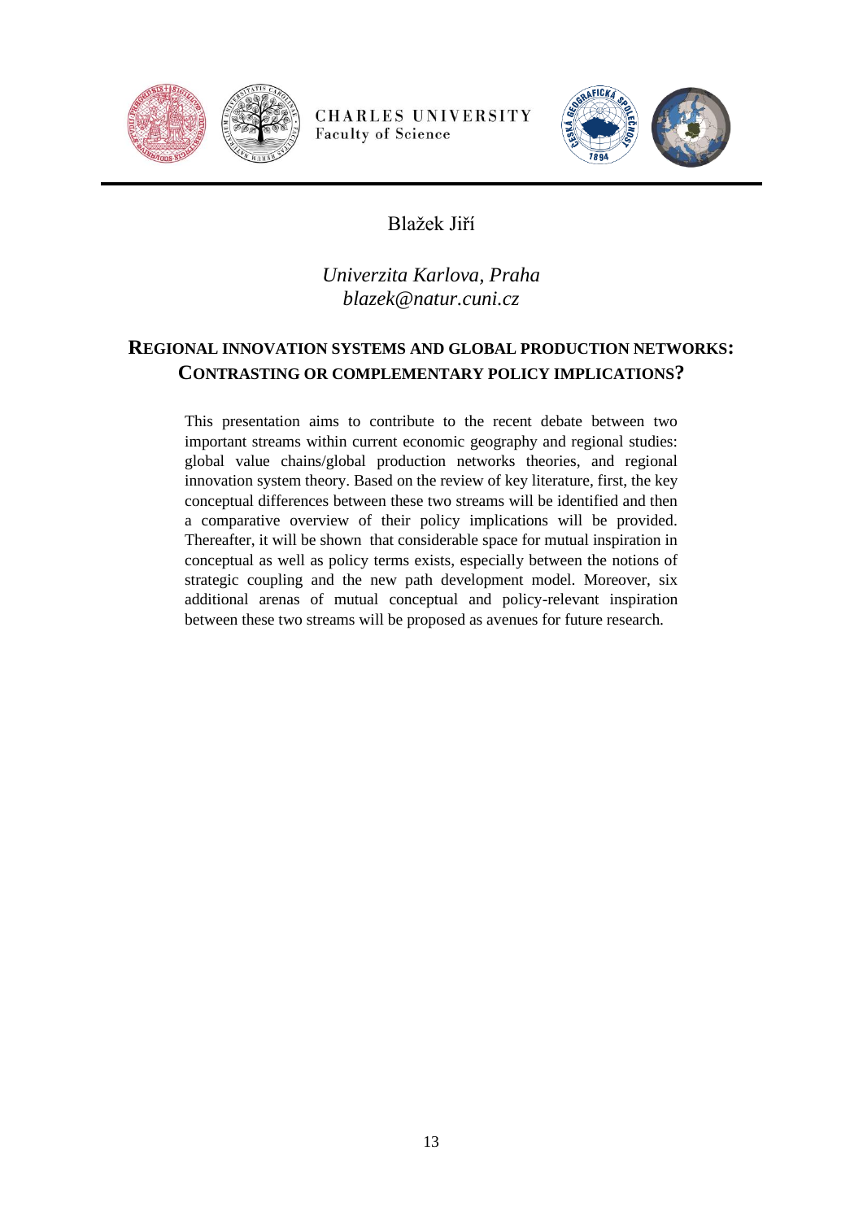Blažek Jiří

*Univerzita Karlova, Praha*
*blazek@natur.cuni.cz*

## REGIONAL INNOVATION SYSTEMS AND GLOBAL PRODUCTION NETWORKS: CONTRASTING OR COMPLEMENTARY POLICY IMPLICATIONS?

This presentation aims to contribute to the recent debate between two important streams within current economic geography and regional studies: global value chains/global production networks theories, and regional innovation system theory. Based on the review of key literature, first, the key conceptual differences between these two streams will be identified and then a comparative overview of their policy implications will be provided. Thereafter, it will be shown that considerable space for mutual inspiration in conceptual as well as policy terms exists, especially between the notions of strategic coupling and the new path development model. Moreover, six additional arenas of mutual conceptual and policy-relevant inspiration between these two streams will be proposed as avenues for future research.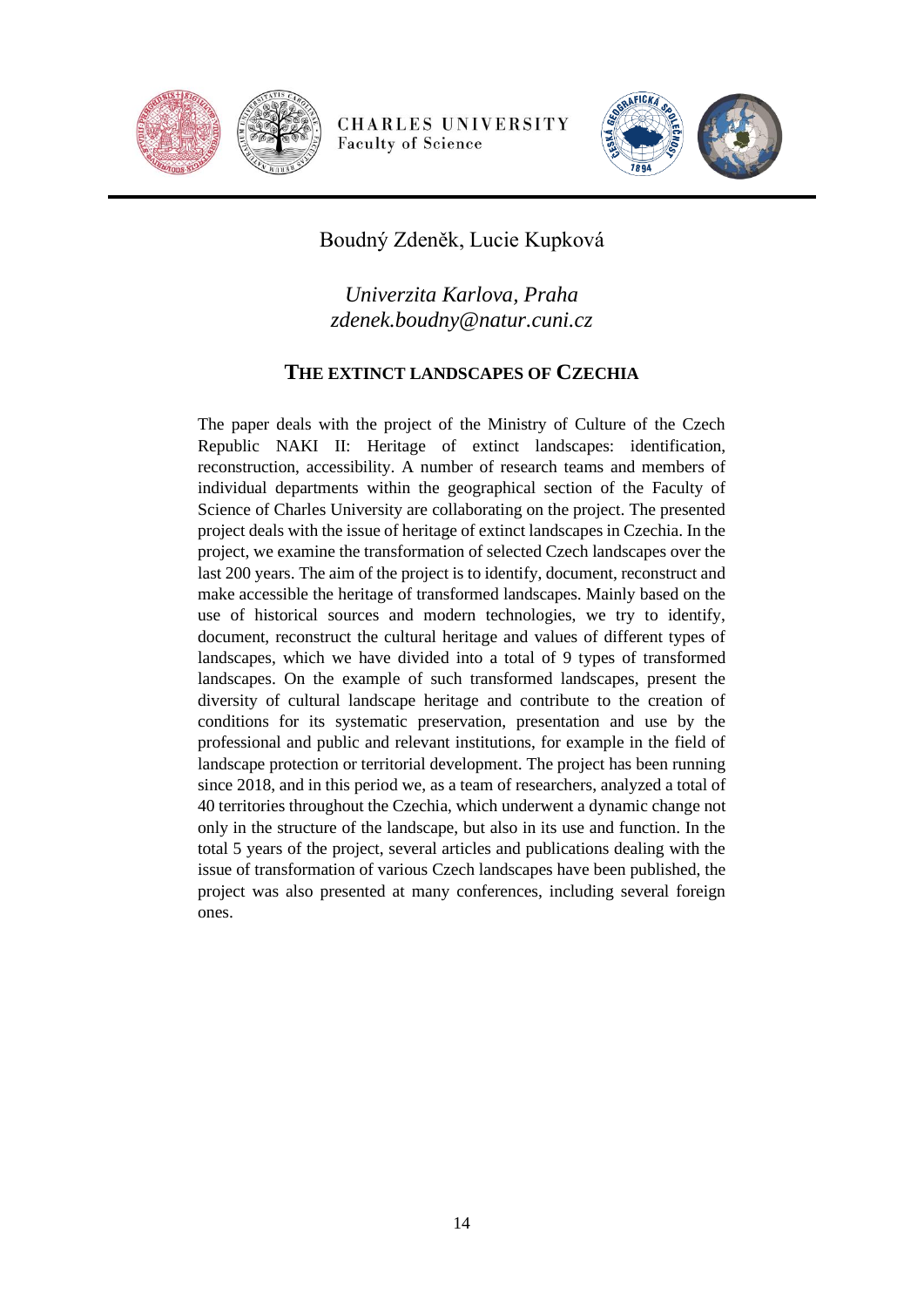Boudný Zdeněk, Lucie Kupková

*Univerzita Karlova, Praha*
*zdenek.boudny@natur.cuni.cz*

## THE EXTINCT LANDSCAPES OF CZECHIA

The paper deals with the project of the Ministry of Culture of the Czech Republic NAKI II: Heritage of extinct landscapes: identification, reconstruction, accessibility. A number of research teams and members of individual departments within the geographical section of the Faculty of Science of Charles University are collaborating on the project. The presented project deals with the issue of heritage of extinct landscapes in Czechia. In the project, we examine the transformation of selected Czech landscapes over the last 200 years. The aim of the project is to identify, document, reconstruct and make accessible the heritage of transformed landscapes. Mainly based on the use of historical sources and modern technologies, we try to identify, document, reconstruct the cultural heritage and values of different types of landscapes, which we have divided into a total of 9 types of transformed landscapes. On the example of such transformed landscapes, present the diversity of cultural landscape heritage and contribute to the creation of conditions for its systematic preservation, presentation and use by the professional and public and relevant institutions, for example in the field of landscape protection or territorial development. The project has been running since 2018, and in this period we, as a team of researchers, analyzed a total of 40 territories throughout the Czechia, which underwent a dynamic change not only in the structure of the landscape, but also in its use and function. In the total 5 years of the project, several articles and publications dealing with the issue of transformation of various Czech landscapes have been published, the project was also presented at many conferences, including several foreign ones.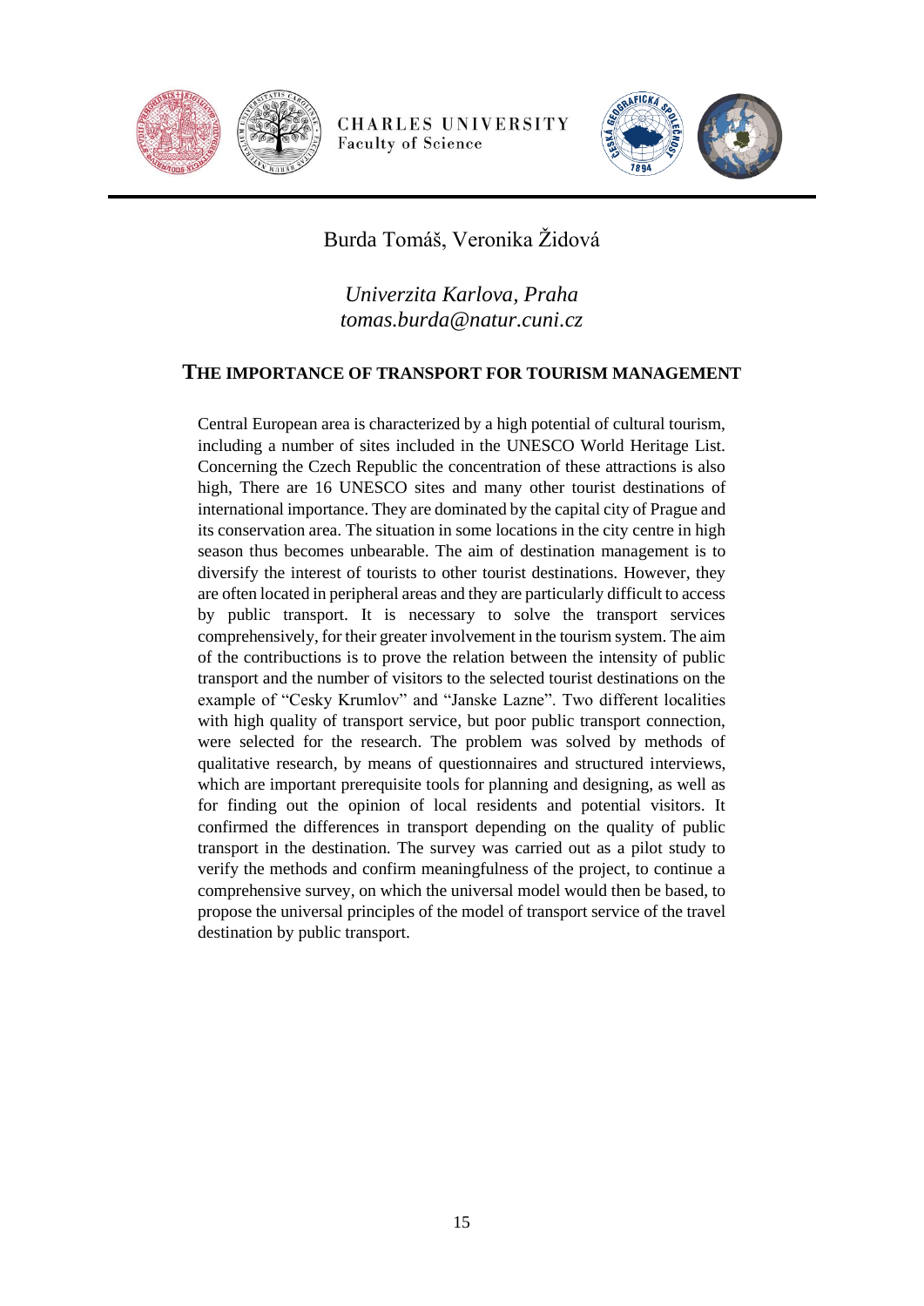Burda Tomáš, Veronika Židová

*Univerzita Karlova, Praha*
*tomas.burda@natur.cuni.cz*

## THE IMPORTANCE OF TRANSPORT FOR TOURISM MANAGEMENT

Central European area is characterized by a high potential of cultural tourism, including a number of sites included in the UNESCO World Heritage List. Concerning the Czech Republic the concentration of these attractions is also high, There are 16 UNESCO sites and many other tourist destinations of international importance. They are dominated by the capital city of Prague and its conservation area. The situation in some locations in the city centre in high season thus becomes unbearable. The aim of destination management is to diversify the interest of tourists to other tourist destinations. However, they are often located in peripheral areas and they are particularly difficult to access by public transport. It is necessary to solve the transport services comprehensively, for their greater involvement in the tourism system. The aim of the contribuctions is to prove the relation between the intensity of public transport and the number of visitors to the selected tourist destinations on the example of "Cesky Krumlov" and "Janske Lazne". Two different localities with high quality of transport service, but poor public transport connection, were selected for the research. The problem was solved by methods of qualitative research, by means of questionnaires and structured interviews, which are important prerequisite tools for planning and designing, as well as for finding out the opinion of local residents and potential visitors. It confirmed the differences in transport depending on the quality of public transport in the destination. The survey was carried out as a pilot study to verify the methods and confirm meaningfulness of the project, to continue a comprehensive survey, on which the universal model would then be based, to propose the universal principles of the model of transport service of the travel destination by public transport.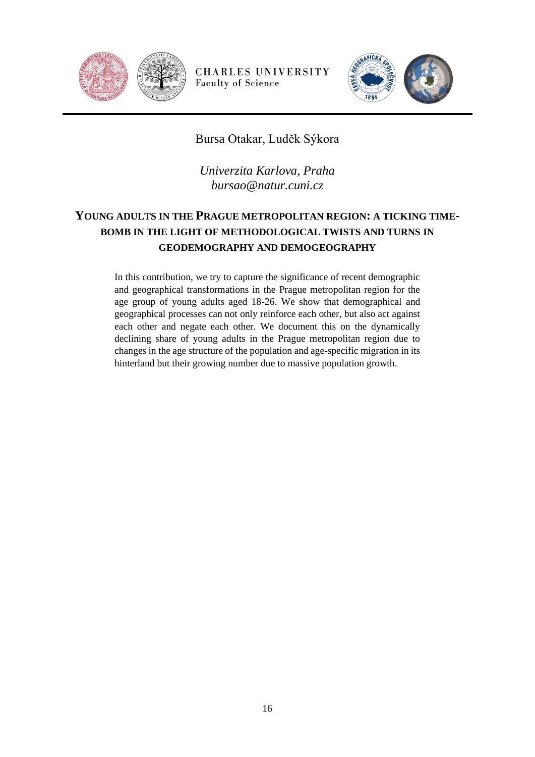Bursa Otakar, Luděk Sýkora

*Univerzita Karlova, Praha*
*bursao@natur.cuni.cz*

## YOUNG ADULTS IN THE PRAGUE METROPOLITAN REGION: A TICKING TIME-BOMB IN THE LIGHT OF METHODOLOGICAL TWISTS AND TURNS IN GEODEMOGRAPHY AND DEMOGEOGRAPHY

In this contribution, we try to capture the significance of recent demographic and geographical transformations in the Prague metropolitan region for the age group of young adults aged 18-26. We show that demographical and geographical processes can not only reinforce each other, but also act against each other and negate each other. We document this on the dynamically declining share of young adults in the Prague metropolitan region due to changes in the age structure of the population and age-specific migration in its hinterland but their growing number due to massive population growth.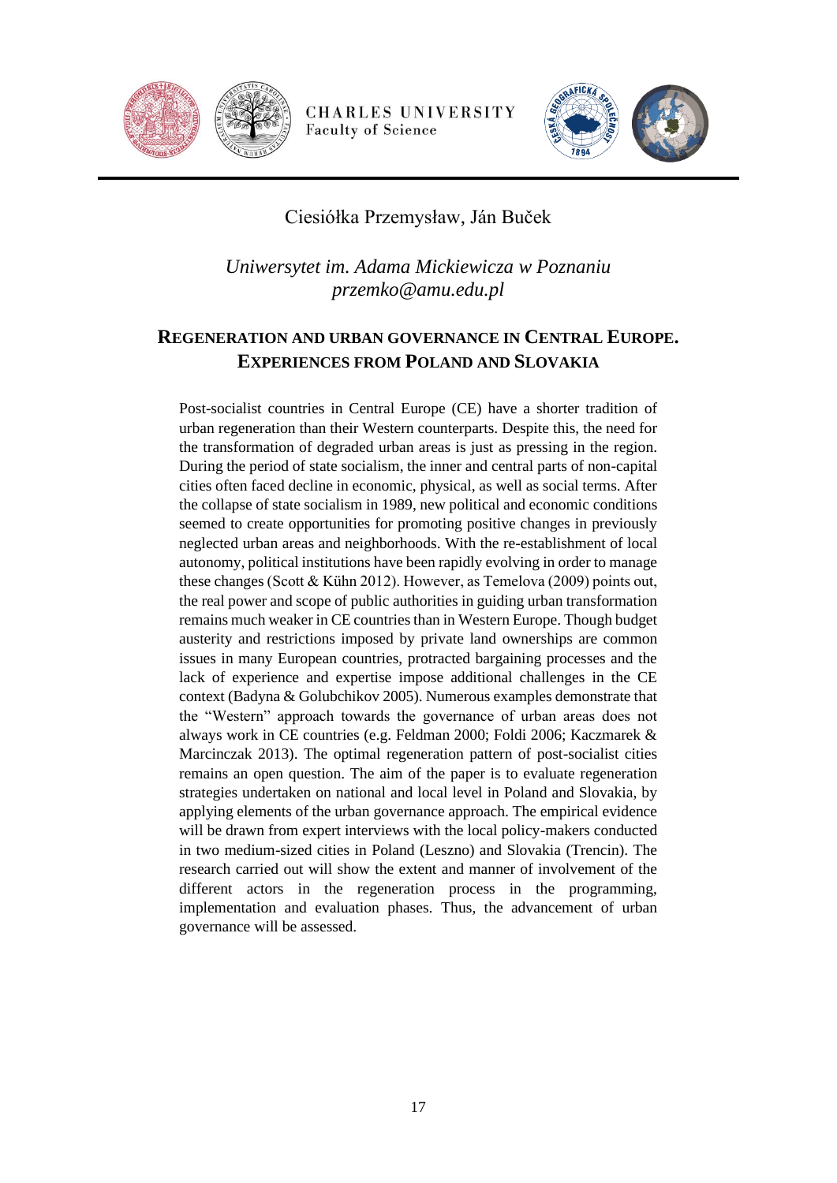Ciesiółka Przemysław, Ján Buček

*Uniwersytet im. Adama Mickiewicza w Poznaniu*
*przemko@amu.edu.pl*

## REGENERATION AND URBAN GOVERNANCE IN CENTRAL EUROPE. EXPERIENCES FROM POLAND AND SLOVAKIA

Post-socialist countries in Central Europe (CE) have a shorter tradition of urban regeneration than their Western counterparts. Despite this, the need for the transformation of degraded urban areas is just as pressing in the region. During the period of state socialism, the inner and central parts of non-capital cities often faced decline in economic, physical, as well as social terms. After the collapse of state socialism in 1989, new political and economic conditions seemed to create opportunities for promoting positive changes in previously neglected urban areas and neighborhoods. With the re-establishment of local autonomy, political institutions have been rapidly evolving in order to manage these changes (Scott & Kühn 2012). However, as Temelova (2009) points out, the real power and scope of public authorities in guiding urban transformation remains much weaker in CE countries than in Western Europe. Though budget austerity and restrictions imposed by private land ownerships are common issues in many European countries, protracted bargaining processes and the lack of experience and expertise impose additional challenges in the CE context (Badyna & Golubchikov 2005). Numerous examples demonstrate that the "Western" approach towards the governance of urban areas does not always work in CE countries (e.g. Feldman 2000; Foldi 2006; Kaczmarek & Marcinczak 2013). The optimal regeneration pattern of post-socialist cities remains an open question. The aim of the paper is to evaluate regeneration strategies undertaken on national and local level in Poland and Slovakia, by applying elements of the urban governance approach. The empirical evidence will be drawn from expert interviews with the local policy-makers conducted in two medium-sized cities in Poland (Leszno) and Slovakia (Trencin). The research carried out will show the extent and manner of involvement of the different actors in the regeneration process in the programming, implementation and evaluation phases. Thus, the advancement of urban governance will be assessed.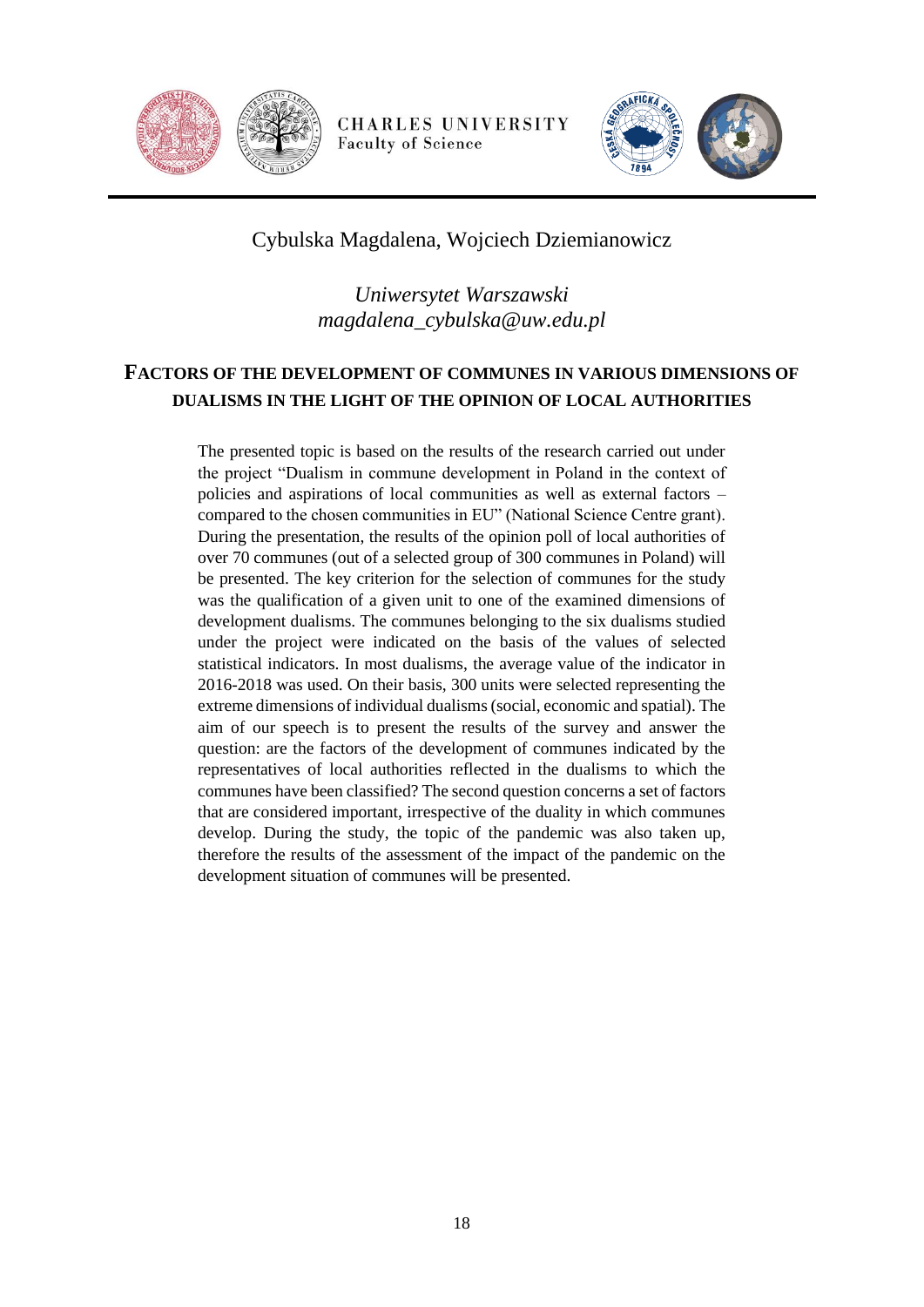Cybulska Magdalena, Wojciech Dziemianowicz

*Uniwersytet Warszawski*
*magdalena_cybulska@uw.edu.pl*

## FACTORS OF THE DEVELOPMENT OF COMMUNES IN VARIOUS DIMENSIONS OF DUALISMS IN THE LIGHT OF THE OPINION OF LOCAL AUTHORITIES

The presented topic is based on the results of the research carried out under the project "Dualism in commune development in Poland in the context of policies and aspirations of local communities as well as external factors – compared to the chosen communities in EU" (National Science Centre grant). During the presentation, the results of the opinion poll of local authorities of over 70 communes (out of a selected group of 300 communes in Poland) will be presented. The key criterion for the selection of communes for the study was the qualification of a given unit to one of the examined dimensions of development dualisms. The communes belonging to the six dualisms studied under the project were indicated on the basis of the values of selected statistical indicators. In most dualisms, the average value of the indicator in 2016-2018 was used. On their basis, 300 units were selected representing the extreme dimensions of individual dualisms (social, economic and spatial). The aim of our speech is to present the results of the survey and answer the question: are the factors of the development of communes indicated by the representatives of local authorities reflected in the dualisms to which the communes have been classified? The second question concerns a set of factors that are considered important, irrespective of the duality in which communes develop. During the study, the topic of the pandemic was also taken up, therefore the results of the assessment of the impact of the pandemic on the development situation of communes will be presented.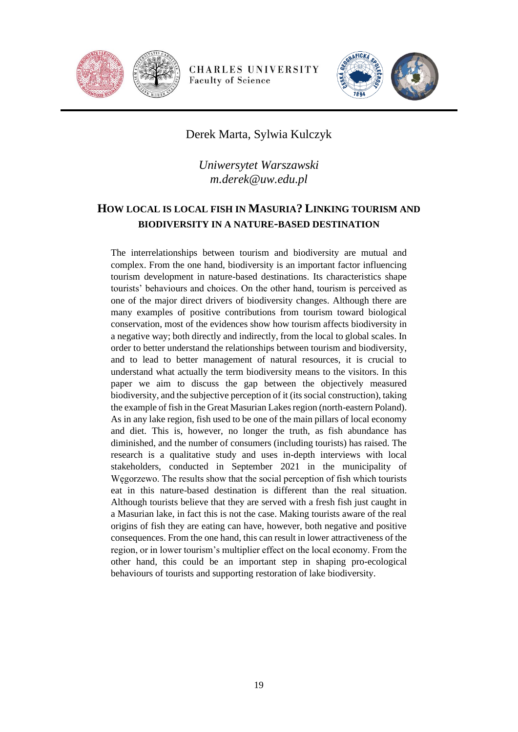Derek Marta, Sylwia Kulczyk

*Uniwersytet Warszawski*
*m.derek@uw.edu.pl*

## HOW LOCAL IS LOCAL FISH IN MASURIA? LINKING TOURISM AND BIODIVERSITY IN A NATURE-BASED DESTINATION

The interrelationships between tourism and biodiversity are mutual and complex. From the one hand, biodiversity is an important factor influencing tourism development in nature-based destinations. Its characteristics shape tourists' behaviours and choices. On the other hand, tourism is perceived as one of the major direct drivers of biodiversity changes. Although there are many examples of positive contributions from tourism toward biological conservation, most of the evidences show how tourism affects biodiversity in a negative way; both directly and indirectly, from the local to global scales. In order to better understand the relationships between tourism and biodiversity, and to lead to better management of natural resources, it is crucial to understand what actually the term biodiversity means to the visitors. In this paper we aim to discuss the gap between the objectively measured biodiversity, and the subjective perception of it (its social construction), taking the example of fish in the Great Masurian Lakes region (north-eastern Poland). As in any lake region, fish used to be one of the main pillars of local economy and diet. This is, however, no longer the truth, as fish abundance has diminished, and the number of consumers (including tourists) has raised. The research is a qualitative study and uses in-depth interviews with local stakeholders, conducted in September 2021 in the municipality of Węgorzewo. The results show that the social perception of fish which tourists eat in this nature-based destination is different than the real situation. Although tourists believe that they are served with a fresh fish just caught in a Masurian lake, in fact this is not the case. Making tourists aware of the real origins of fish they are eating can have, however, both negative and positive consequences. From the one hand, this can result in lower attractiveness of the region, or in lower tourism's multiplier effect on the local economy. From the other hand, this could be an important step in shaping pro-ecological behaviours of tourists and supporting restoration of lake biodiversity.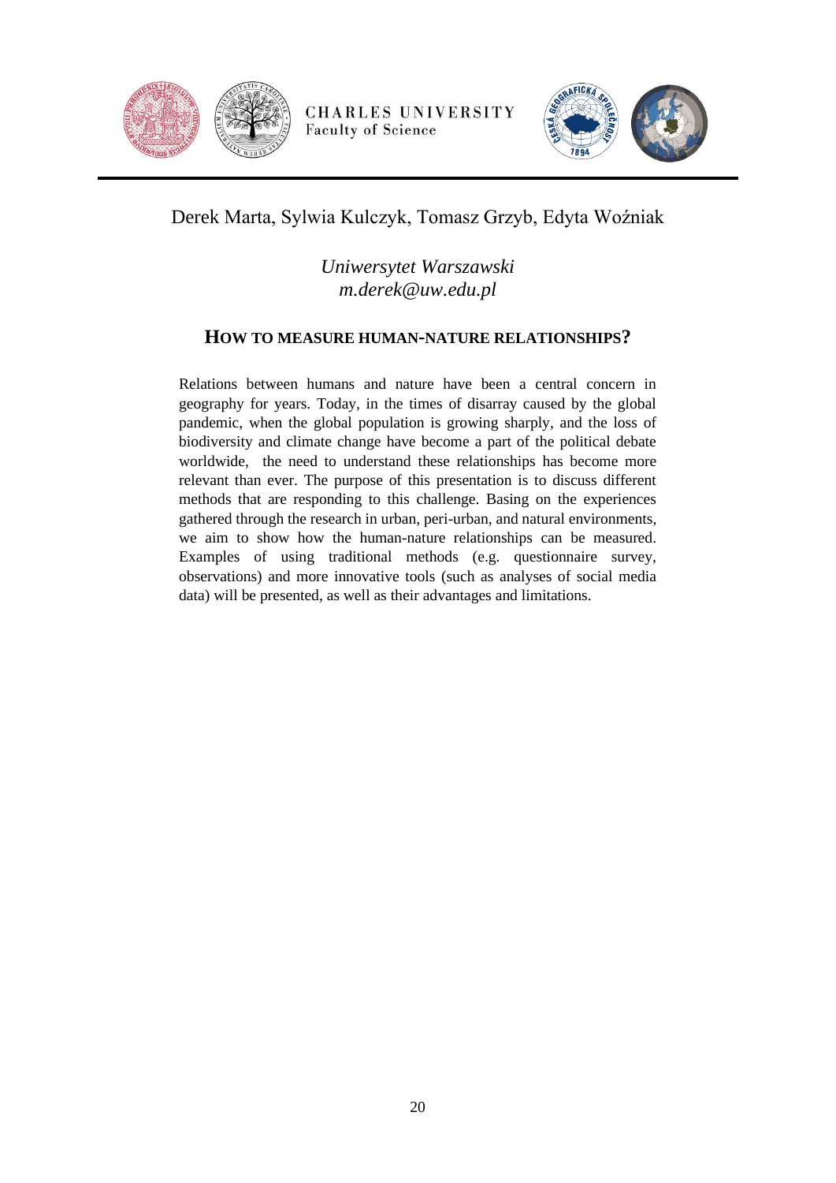Derek Marta, Sylwia Kulczyk, Tomasz Grzyb, Edyta Woźniak

*Uniwersytet Warszawski*
*m.derek@uw.edu.pl*

## HOW TO MEASURE HUMAN-NATURE RELATIONSHIPS?

Relations between humans and nature have been a central concern in geography for years. Today, in the times of disarray caused by the global pandemic, when the global population is growing sharply, and the loss of biodiversity and climate change have become a part of the political debate worldwide, the need to understand these relationships has become more relevant than ever. The purpose of this presentation is to discuss different methods that are responding to this challenge. Basing on the experiences gathered through the research in urban, peri-urban, and natural environments, we aim to show how the human-nature relationships can be measured. Examples of using traditional methods (e.g. questionnaire survey, observations) and more innovative tools (such as analyses of social media data) will be presented, as well as their advantages and limitations.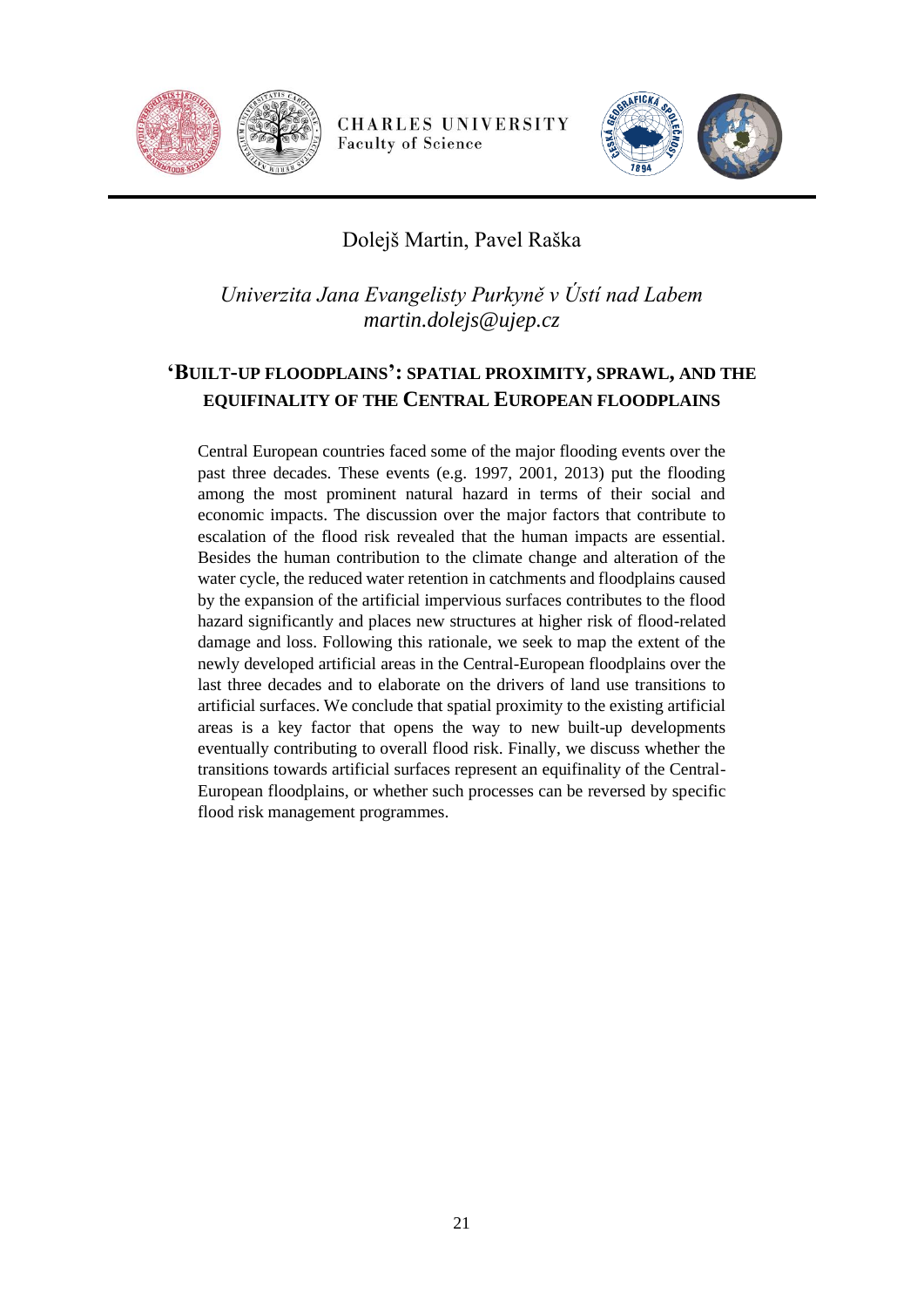Dolejš Martin, Pavel Raška

*Univerzita Jana Evangelisty Purkyně v Ústí nad Labem*
*martin.dolejs@ujep.cz*

## 'BUILT-UP FLOODPLAINS': SPATIAL PROXIMITY, SPRAWL, AND THE EQUIFINALITY OF THE CENTRAL EUROPEAN FLOODPLAINS

Central European countries faced some of the major flooding events over the past three decades. These events (e.g. 1997, 2001, 2013) put the flooding among the most prominent natural hazard in terms of their social and economic impacts. The discussion over the major factors that contribute to escalation of the flood risk revealed that the human impacts are essential. Besides the human contribution to the climate change and alteration of the water cycle, the reduced water retention in catchments and floodplains caused by the expansion of the artificial impervious surfaces contributes to the flood hazard significantly and places new structures at higher risk of flood-related damage and loss. Following this rationale, we seek to map the extent of the newly developed artificial areas in the Central-European floodplains over the last three decades and to elaborate on the drivers of land use transitions to artificial surfaces. We conclude that spatial proximity to the existing artificial areas is a key factor that opens the way to new built-up developments eventually contributing to overall flood risk. Finally, we discuss whether the transitions towards artificial surfaces represent an equifinality of the Central-European floodplains, or whether such processes can be reversed by specific flood risk management programmes.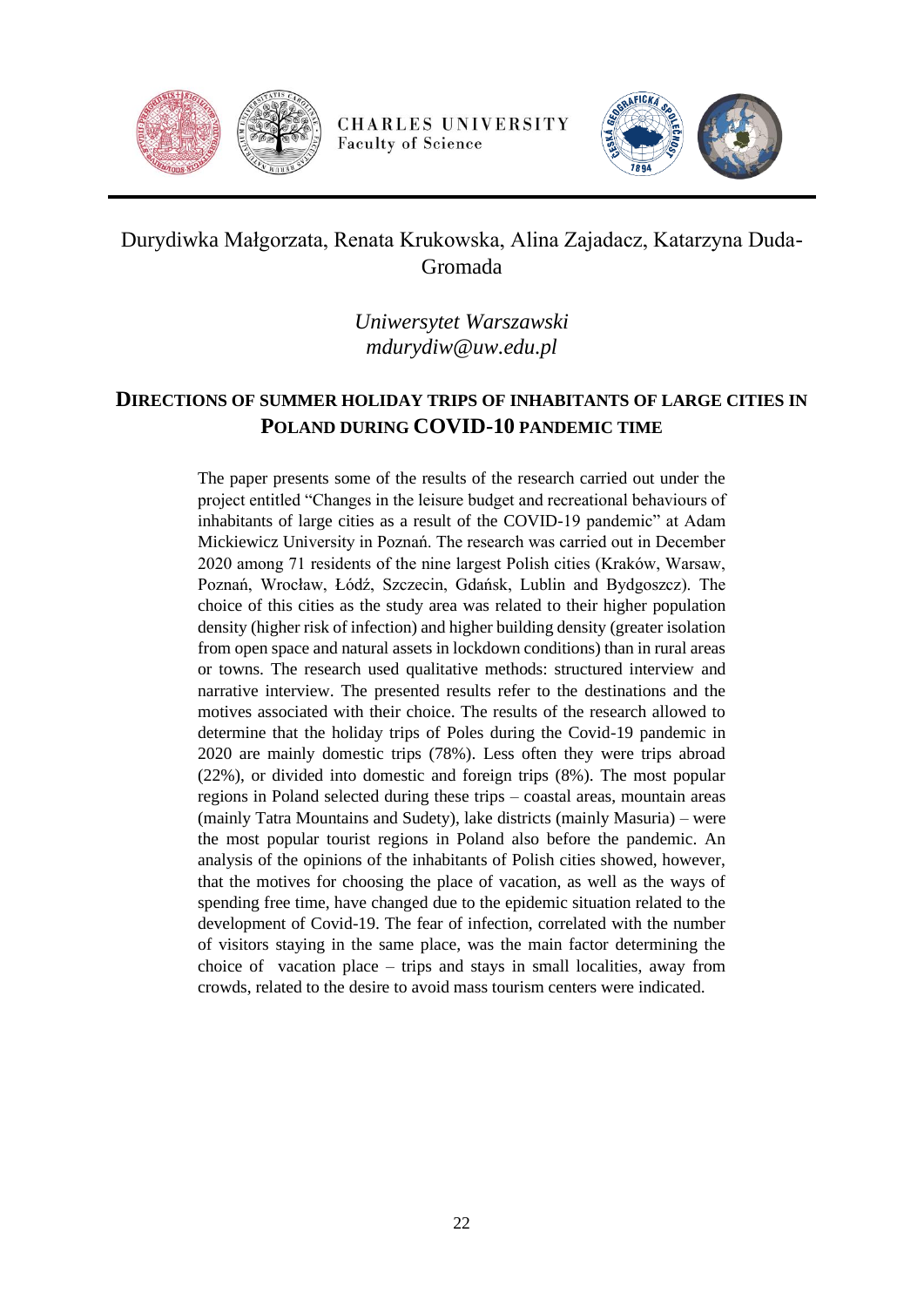Durydiwka Małgorzata, Renata Krukowska, Alina Zajadacz, Katarzyna Duda-Gromada

*Uniwersytet Warszawski*
*mdurydiw@uw.edu.pl*

## DIRECTIONS OF SUMMER HOLIDAY TRIPS OF INHABITANTS OF LARGE CITIES IN POLAND DURING COVID-10 PANDEMIC TIME

The paper presents some of the results of the research carried out under the project entitled "Changes in the leisure budget and recreational behaviours of inhabitants of large cities as a result of the COVID-19 pandemic" at Adam Mickiewicz University in Poznań. The research was carried out in December 2020 among 71 residents of the nine largest Polish cities (Kraków, Warsaw, Poznań, Wrocław, Łódź, Szczecin, Gdańsk, Lublin and Bydgoszcz). The choice of this cities as the study area was related to their higher population density (higher risk of infection) and higher building density (greater isolation from open space and natural assets in lockdown conditions) than in rural areas or towns. The research used qualitative methods: structured interview and narrative interview. The presented results refer to the destinations and the motives associated with their choice. The results of the research allowed to determine that the holiday trips of Poles during the Covid-19 pandemic in 2020 are mainly domestic trips (78%). Less often they were trips abroad (22%), or divided into domestic and foreign trips (8%). The most popular regions in Poland selected during these trips – coastal areas, mountain areas (mainly Tatra Mountains and Sudety), lake districts (mainly Masuria) – were the most popular tourist regions in Poland also before the pandemic. An analysis of the opinions of the inhabitants of Polish cities showed, however, that the motives for choosing the place of vacation, as well as the ways of spending free time, have changed due to the epidemic situation related to the development of Covid-19. The fear of infection, correlated with the number of visitors staying in the same place, was the main factor determining the choice of vacation place – trips and stays in small localities, away from crowds, related to the desire to avoid mass tourism centers were indicated.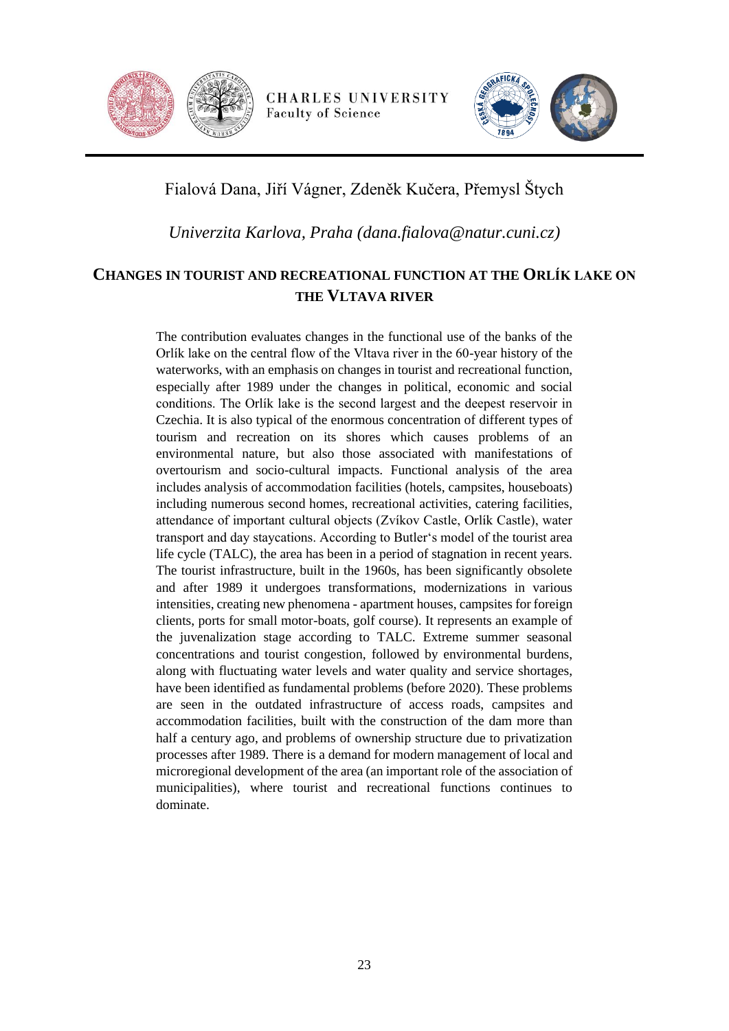Fialová Dana, Jiří Vágner, Zdeněk Kučera, Přemysl Štych

*Univerzita Karlova, Praha (dana.fialova@natur.cuni.cz)*

## CHANGES IN TOURIST AND RECREATIONAL FUNCTION AT THE ORLÍK LAKE ON THE VLTAVA RIVER

The contribution evaluates changes in the functional use of the banks of the Orlík lake on the central flow of the Vltava river in the 60-year history of the waterworks, with an emphasis on changes in tourist and recreational function, especially after 1989 under the changes in political, economic and social conditions. The Orlík lake is the second largest and the deepest reservoir in Czechia. It is also typical of the enormous concentration of different types of tourism and recreation on its shores which causes problems of an environmental nature, but also those associated with manifestations of overtourism and socio-cultural impacts. Functional analysis of the area includes analysis of accommodation facilities (hotels, campsites, houseboats) including numerous second homes, recreational activities, catering facilities, attendance of important cultural objects (Zvíkov Castle, Orlík Castle), water transport and day staycations. According to Butler's model of the tourist area life cycle (TALC), the area has been in a period of stagnation in recent years. The tourist infrastructure, built in the 1960s, has been significantly obsolete and after 1989 it undergoes transformations, modernizations in various intensities, creating new phenomena - apartment houses, campsites for foreign clients, ports for small motor-boats, golf course). It represents an example of the juvenalization stage according to TALC. Extreme summer seasonal concentrations and tourist congestion, followed by environmental burdens, along with fluctuating water levels and water quality and service shortages, have been identified as fundamental problems (before 2020). These problems are seen in the outdated infrastructure of access roads, campsites and accommodation facilities, built with the construction of the dam more than half a century ago, and problems of ownership structure due to privatization processes after 1989. There is a demand for modern management of local and microregional development of the area (an important role of the association of municipalities), where tourist and recreational functions continues to dominate.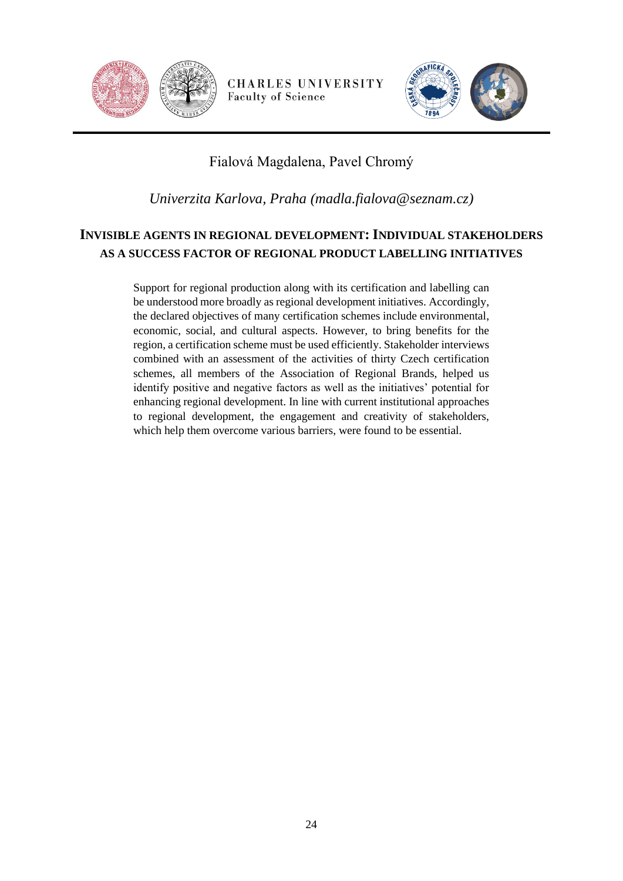Fialová Magdalena, Pavel Chromý

*Univerzita Karlova, Praha (madla.fialova@seznam.cz)*

## INVISIBLE AGENTS IN REGIONAL DEVELOPMENT: INDIVIDUAL STAKEHOLDERS AS A SUCCESS FACTOR OF REGIONAL PRODUCT LABELLING INITIATIVES

Support for regional production along with its certification and labelling can be understood more broadly as regional development initiatives. Accordingly, the declared objectives of many certification schemes include environmental, economic, social, and cultural aspects. However, to bring benefits for the region, a certification scheme must be used efficiently. Stakeholder interviews combined with an assessment of the activities of thirty Czech certification schemes, all members of the Association of Regional Brands, helped us identify positive and negative factors as well as the initiatives' potential for enhancing regional development. In line with current institutional approaches to regional development, the engagement and creativity of stakeholders, which help them overcome various barriers, were found to be essential.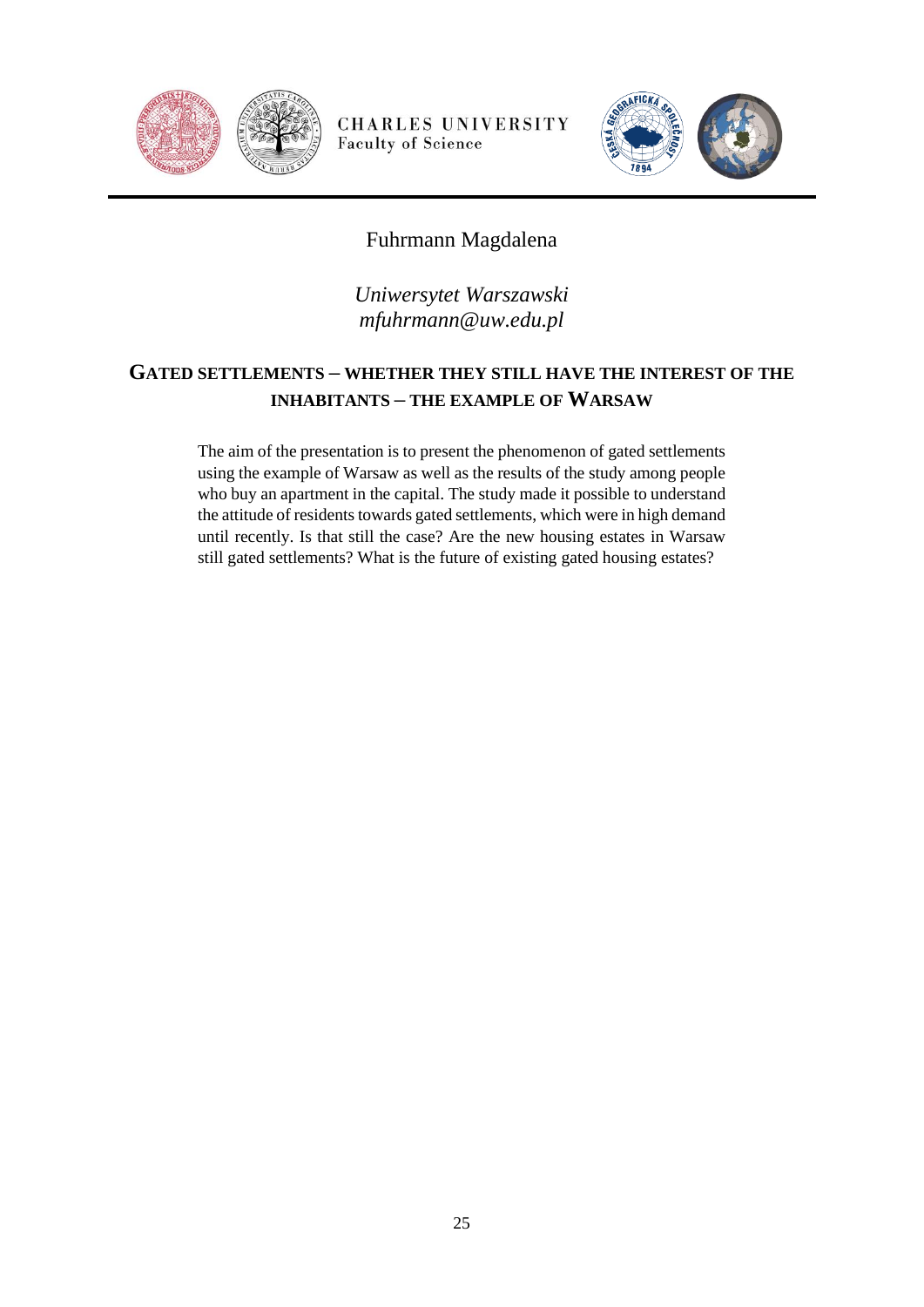Fuhrmann Magdalena

*Uniwersytet Warszawski*
*mfuhrmann@uw.edu.pl*

## GATED SETTLEMENTS – WHETHER THEY STILL HAVE THE INTEREST OF THE INHABITANTS – THE EXAMPLE OF WARSAW

The aim of the presentation is to present the phenomenon of gated settlements using the example of Warsaw as well as the results of the study among people who buy an apartment in the capital. The study made it possible to understand the attitude of residents towards gated settlements, which were in high demand until recently. Is that still the case? Are the new housing estates in Warsaw still gated settlements? What is the future of existing gated housing estates?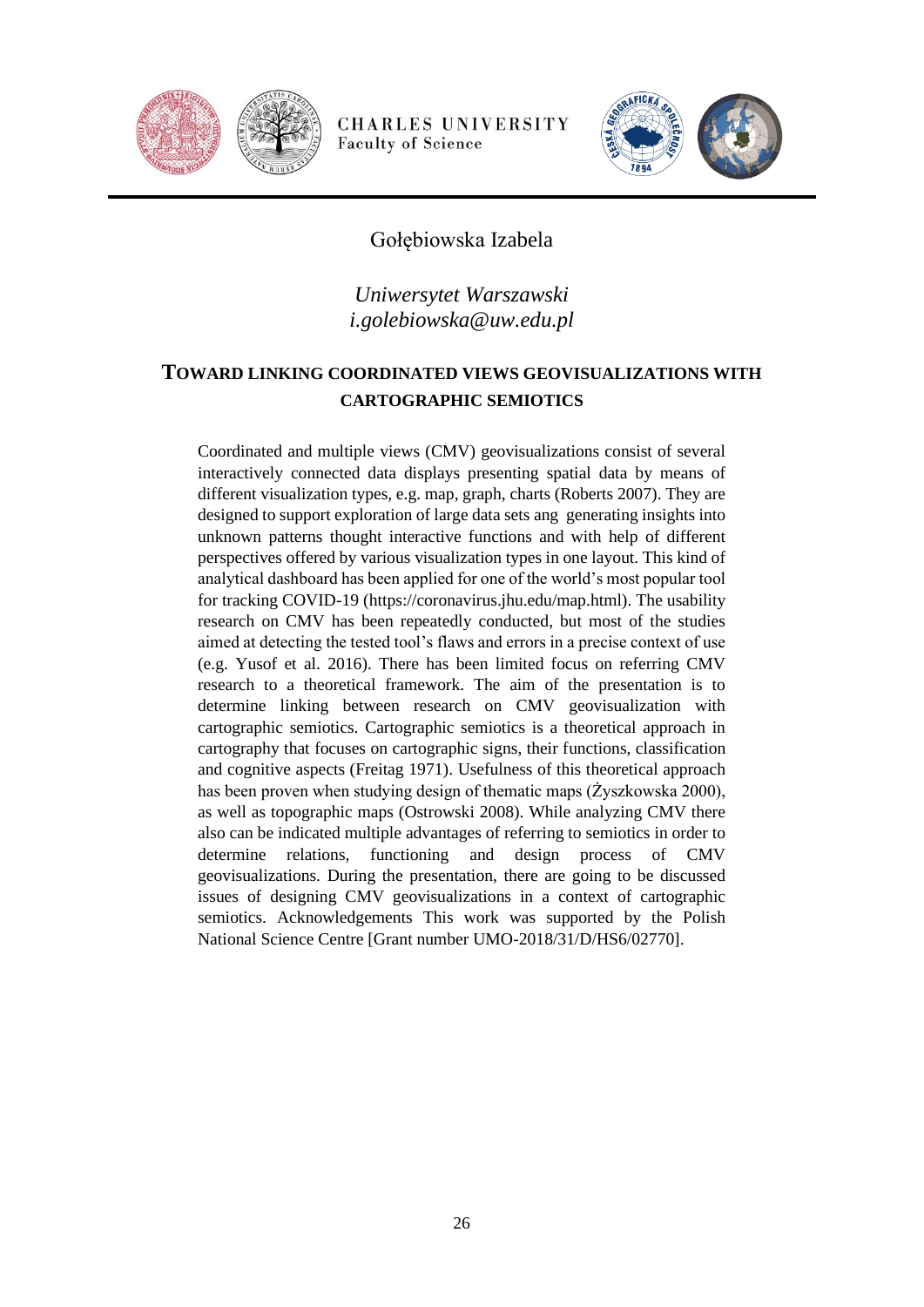Gołębiowska Izabela

*Uniwersytet Warszawski*
*i.golebiowska@uw.edu.pl*

## TOWARD LINKING COORDINATED VIEWS GEOVISUALIZATIONS WITH CARTOGRAPHIC SEMIOTICS

Coordinated and multiple views (CMV) geovisualizations consist of several interactively connected data displays presenting spatial data by means of different visualization types, e.g. map, graph, charts (Roberts 2007). They are designed to support exploration of large data sets ang generating insights into unknown patterns thought interactive functions and with help of different perspectives offered by various visualization types in one layout. This kind of analytical dashboard has been applied for one of the world's most popular tool for tracking COVID-19 (https://coronavirus.jhu.edu/map.html). The usability research on CMV has been repeatedly conducted, but most of the studies aimed at detecting the tested tool's flaws and errors in a precise context of use (e.g. Yusof et al. 2016). There has been limited focus on referring CMV research to a theoretical framework. The aim of the presentation is to determine linking between research on CMV geovisualization with cartographic semiotics. Cartographic semiotics is a theoretical approach in cartography that focuses on cartographic signs, their functions, classification and cognitive aspects (Freitag 1971). Usefulness of this theoretical approach has been proven when studying design of thematic maps (Żyszkowska 2000), as well as topographic maps (Ostrowski 2008). While analyzing CMV there also can be indicated multiple advantages of referring to semiotics in order to determine relations, functioning and design process of CMV geovisualizations. During the presentation, there are going to be discussed issues of designing CMV geovisualizations in a context of cartographic semiotics. Acknowledgements This work was supported by the Polish National Science Centre [Grant number UMO-2018/31/D/HS6/02770].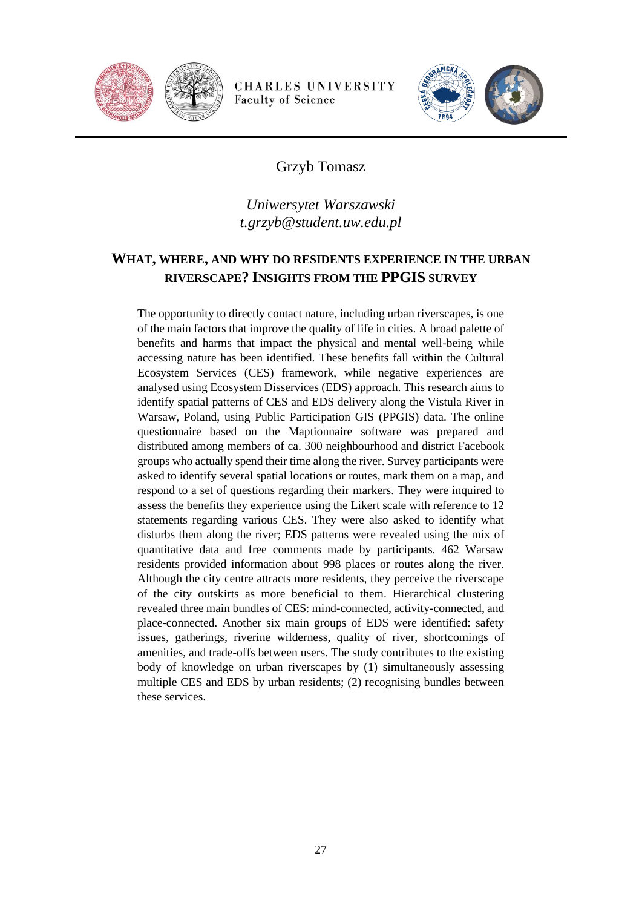Grzyb Tomasz

*Uniwersytet Warszawski*
*t.grzyb@student.uw.edu.pl*

## WHAT, WHERE, AND WHY DO RESIDENTS EXPERIENCE IN THE URBAN RIVERSCAPE? INSIGHTS FROM THE PPGIS SURVEY

The opportunity to directly contact nature, including urban riverscapes, is one of the main factors that improve the quality of life in cities. A broad palette of benefits and harms that impact the physical and mental well-being while accessing nature has been identified. These benefits fall within the Cultural Ecosystem Services (CES) framework, while negative experiences are analysed using Ecosystem Disservices (EDS) approach. This research aims to identify spatial patterns of CES and EDS delivery along the Vistula River in Warsaw, Poland, using Public Participation GIS (PPGIS) data. The online questionnaire based on the Maptionnaire software was prepared and distributed among members of ca. 300 neighbourhood and district Facebook groups who actually spend their time along the river. Survey participants were asked to identify several spatial locations or routes, mark them on a map, and respond to a set of questions regarding their markers. They were inquired to assess the benefits they experience using the Likert scale with reference to 12 statements regarding various CES. They were also asked to identify what disturbs them along the river; EDS patterns were revealed using the mix of quantitative data and free comments made by participants. 462 Warsaw residents provided information about 998 places or routes along the river. Although the city centre attracts more residents, they perceive the riverscape of the city outskirts as more beneficial to them. Hierarchical clustering revealed three main bundles of CES: mind-connected, activity-connected, and place-connected. Another six main groups of EDS were identified: safety issues, gatherings, riverine wilderness, quality of river, shortcomings of amenities, and trade-offs between users. The study contributes to the existing body of knowledge on urban riverscapes by (1) simultaneously assessing multiple CES and EDS by urban residents; (2) recognising bundles between these services.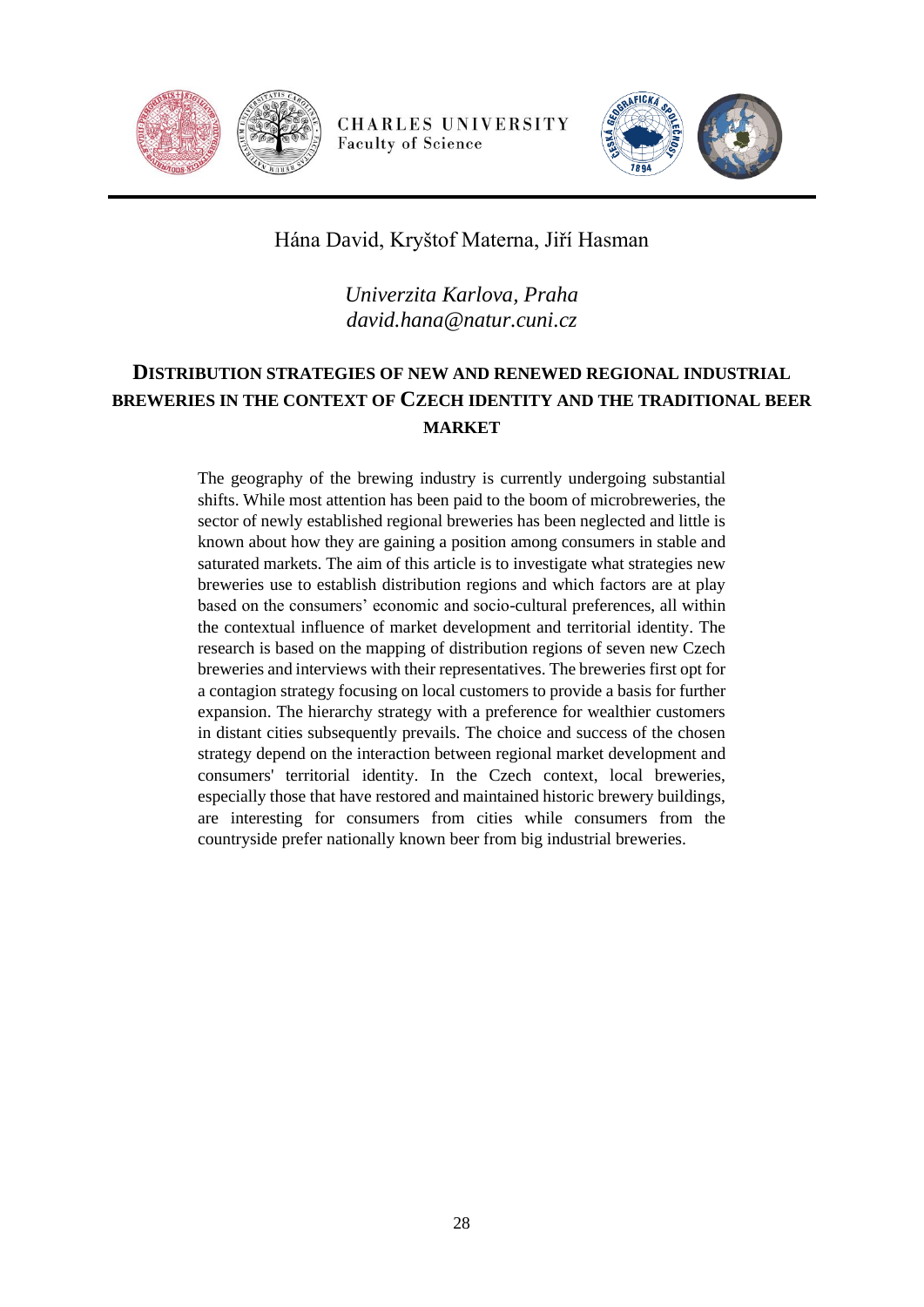Hána David, Kryštof Materna, Jiří Hasman

*Univerzita Karlova, Praha*
*david.hana@natur.cuni.cz*

## DISTRIBUTION STRATEGIES OF NEW AND RENEWED REGIONAL INDUSTRIAL BREWERIES IN THE CONTEXT OF CZECH IDENTITY AND THE TRADITIONAL BEER MARKET

The geography of the brewing industry is currently undergoing substantial shifts. While most attention has been paid to the boom of microbreweries, the sector of newly established regional breweries has been neglected and little is known about how they are gaining a position among consumers in stable and saturated markets. The aim of this article is to investigate what strategies new breweries use to establish distribution regions and which factors are at play based on the consumers' economic and socio-cultural preferences, all within the contextual influence of market development and territorial identity. The research is based on the mapping of distribution regions of seven new Czech breweries and interviews with their representatives. The breweries first opt for a contagion strategy focusing on local customers to provide a basis for further expansion. The hierarchy strategy with a preference for wealthier customers in distant cities subsequently prevails. The choice and success of the chosen strategy depend on the interaction between regional market development and consumers' territorial identity. In the Czech context, local breweries, especially those that have restored and maintained historic brewery buildings, are interesting for consumers from cities while consumers from the countryside prefer nationally known beer from big industrial breweries.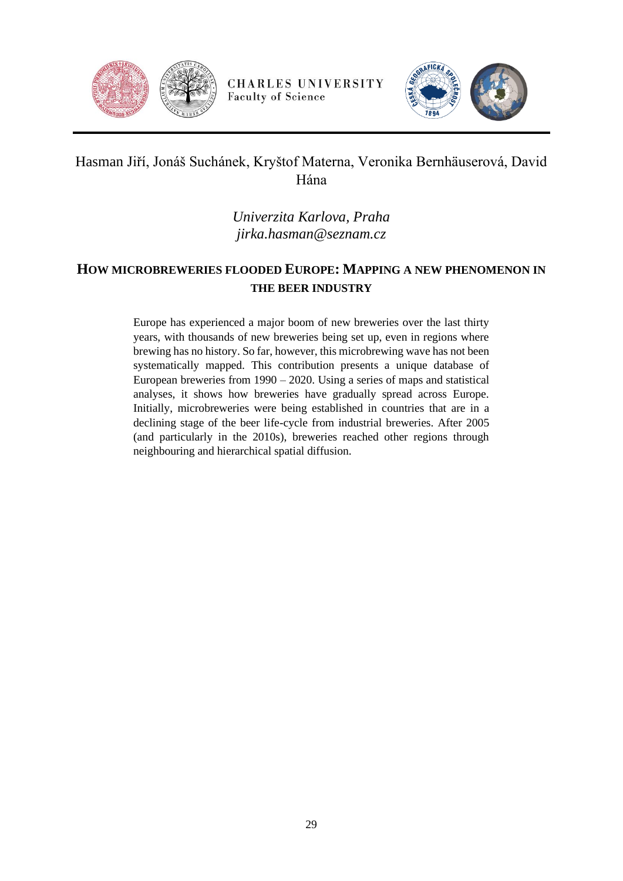Hasman Jiří, Jonáš Suchánek, Kryštof Materna, Veronika Bernhäuserová, David Hána

*Univerzita Karlova, Praha*
*jirka.hasman@seznam.cz*

## HOW MICROBREWERIES FLOODED EUROPE: MAPPING A NEW PHENOMENON IN THE BEER INDUSTRY

Europe has experienced a major boom of new breweries over the last thirty years, with thousands of new breweries being set up, even in regions where brewing has no history. So far, however, this microbrewing wave has not been systematically mapped. This contribution presents a unique database of European breweries from 1990 – 2020. Using a series of maps and statistical analyses, it shows how breweries have gradually spread across Europe. Initially, microbreweries were being established in countries that are in a declining stage of the beer life-cycle from industrial breweries. After 2005 (and particularly in the 2010s), breweries reached other regions through neighbouring and hierarchical spatial diffusion.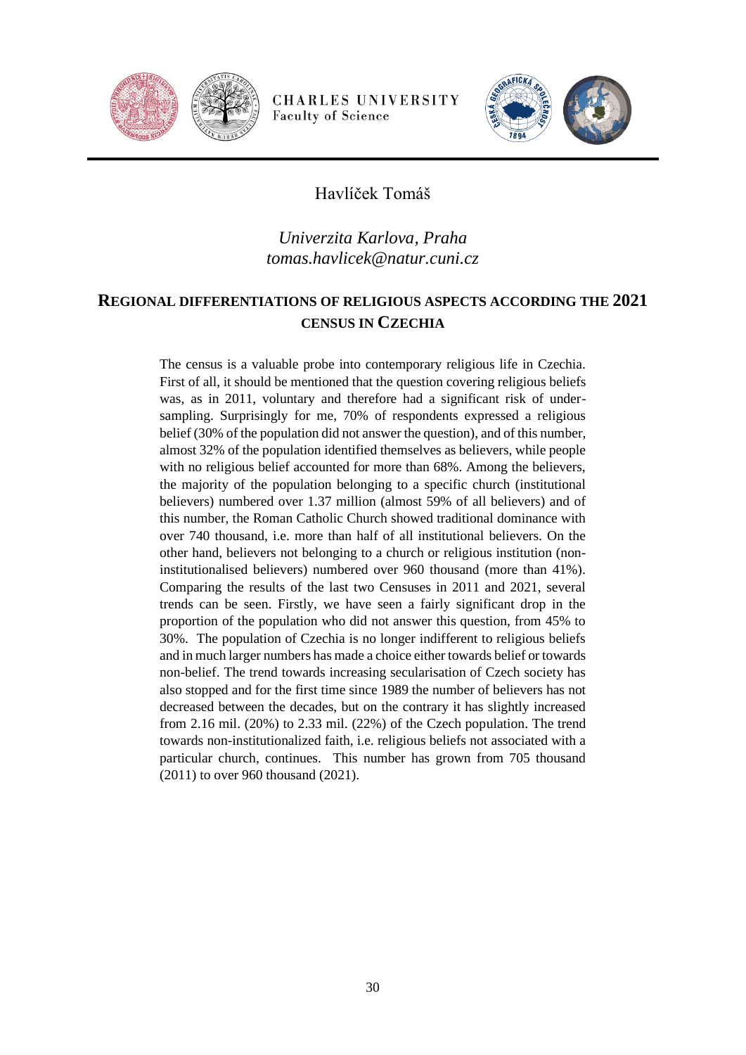Havlíček Tomáš

*Univerzita Karlova, Praha*
*tomas.havlicek@natur.cuni.cz*

## REGIONAL DIFFERENTIATIONS OF RELIGIOUS ASPECTS ACCORDING THE 2021 CENSUS IN CZECHIA

The census is a valuable probe into contemporary religious life in Czechia. First of all, it should be mentioned that the question covering religious beliefs was, as in 2011, voluntary and therefore had a significant risk of under-sampling. Surprisingly for me, 70% of respondents expressed a religious belief (30% of the population did not answer the question), and of this number, almost 32% of the population identified themselves as believers, while people with no religious belief accounted for more than 68%. Among the believers, the majority of the population belonging to a specific church (institutional believers) numbered over 1.37 million (almost 59% of all believers) and of this number, the Roman Catholic Church showed traditional dominance with over 740 thousand, i.e. more than half of all institutional believers. On the other hand, believers not belonging to a church or religious institution (non-institutionalised believers) numbered over 960 thousand (more than 41%). Comparing the results of the last two Censuses in 2011 and 2021, several trends can be seen. Firstly, we have seen a fairly significant drop in the proportion of the population who did not answer this question, from 45% to 30%. The population of Czechia is no longer indifferent to religious beliefs and in much larger numbers has made a choice either towards belief or towards non-belief. The trend towards increasing secularisation of Czech society has also stopped and for the first time since 1989 the number of believers has not decreased between the decades, but on the contrary it has slightly increased from 2.16 mil. (20%) to 2.33 mil. (22%) of the Czech population. The trend towards non-institutionalized faith, i.e. religious beliefs not associated with a particular church, continues. This number has grown from 705 thousand (2011) to over 960 thousand (2021).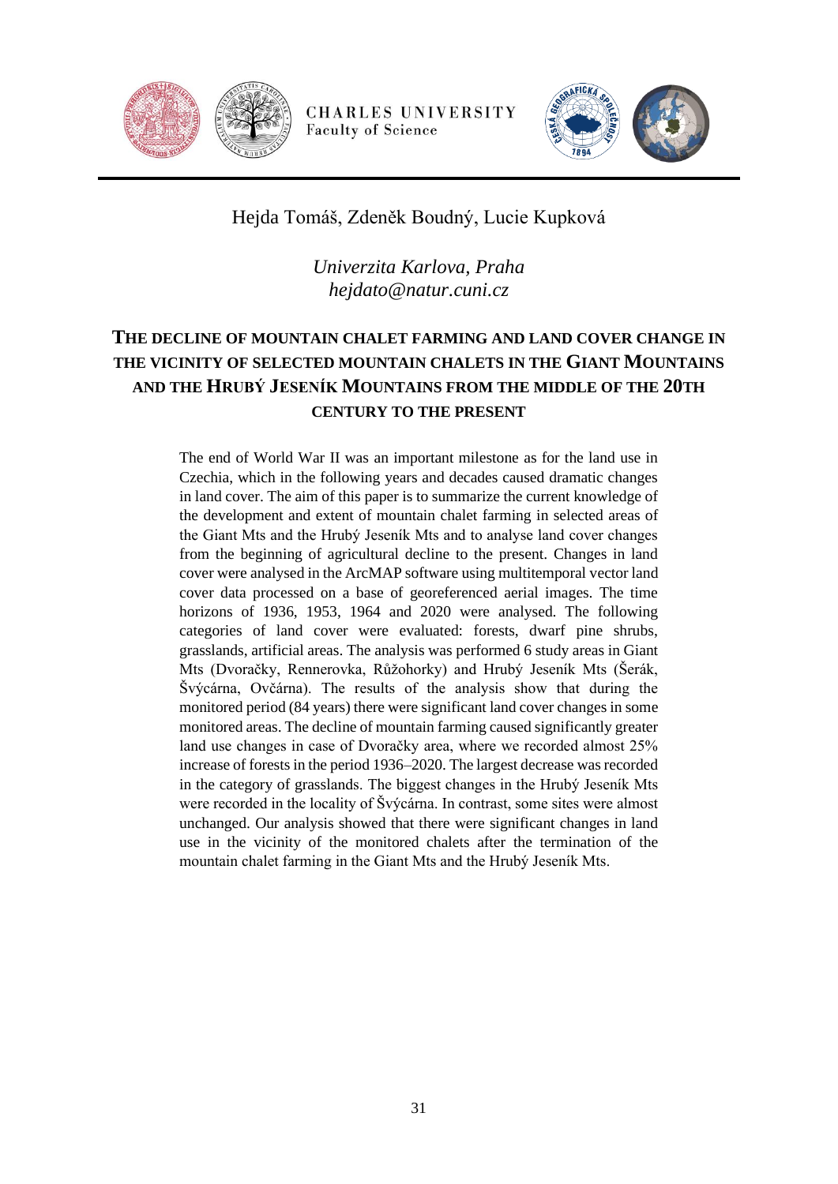Hejda Tomáš, Zdeněk Boudný, Lucie Kupková

*Univerzita Karlova, Praha*
*hejdato@natur.cuni.cz*

## THE DECLINE OF MOUNTAIN CHALET FARMING AND LAND COVER CHANGE IN THE VICINITY OF SELECTED MOUNTAIN CHALETS IN THE GIANT MOUNTAINS AND THE HRUBÝ JESENÍK MOUNTAINS FROM THE MIDDLE OF THE 20TH CENTURY TO THE PRESENT

The end of World War II was an important milestone as for the land use in Czechia, which in the following years and decades caused dramatic changes in land cover. The aim of this paper is to summarize the current knowledge of the development and extent of mountain chalet farming in selected areas of the Giant Mts and the Hrubý Jeseník Mts and to analyse land cover changes from the beginning of agricultural decline to the present. Changes in land cover were analysed in the ArcMAP software using multitemporal vector land cover data processed on a base of georeferenced aerial images. The time horizons of 1936, 1953, 1964 and 2020 were analysed. The following categories of land cover were evaluated: forests, dwarf pine shrubs, grasslands, artificial areas. The analysis was performed 6 study areas in Giant Mts (Dvoračky, Rennerovka, Růžohorky) and Hrubý Jeseník Mts (Šerák, Švýcárna, Ovčárna). The results of the analysis show that during the monitored period (84 years) there were significant land cover changes in some monitored areas. The decline of mountain farming caused significantly greater land use changes in case of Dvoračky area, where we recorded almost 25% increase of forests in the period 1936–2020. The largest decrease was recorded in the category of grasslands. The biggest changes in the Hrubý Jeseník Mts were recorded in the locality of Švýcárna. In contrast, some sites were almost unchanged. Our analysis showed that there were significant changes in land use in the vicinity of the monitored chalets after the termination of the mountain chalet farming in the Giant Mts and the Hrubý Jeseník Mts.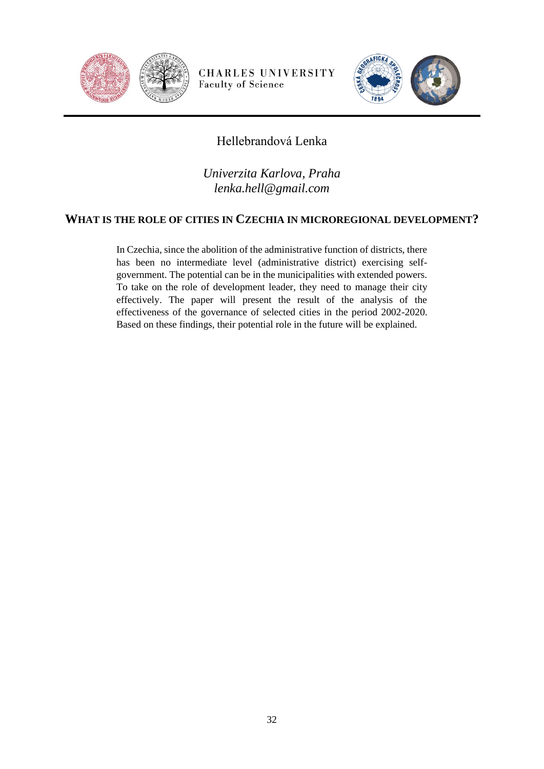Hellebrandová Lenka

*Univerzita Karlova, Praha*
*lenka.hell@gmail.com*

## WHAT IS THE ROLE OF CITIES IN CZECHIA IN MICROREGIONAL DEVELOPMENT?

In Czechia, since the abolition of the administrative function of districts, there has been no intermediate level (administrative district) exercising self-government. The potential can be in the municipalities with extended powers. To take on the role of development leader, they need to manage their city effectively. The paper will present the result of the analysis of the effectiveness of the governance of selected cities in the period 2002-2020. Based on these findings, their potential role in the future will be explained.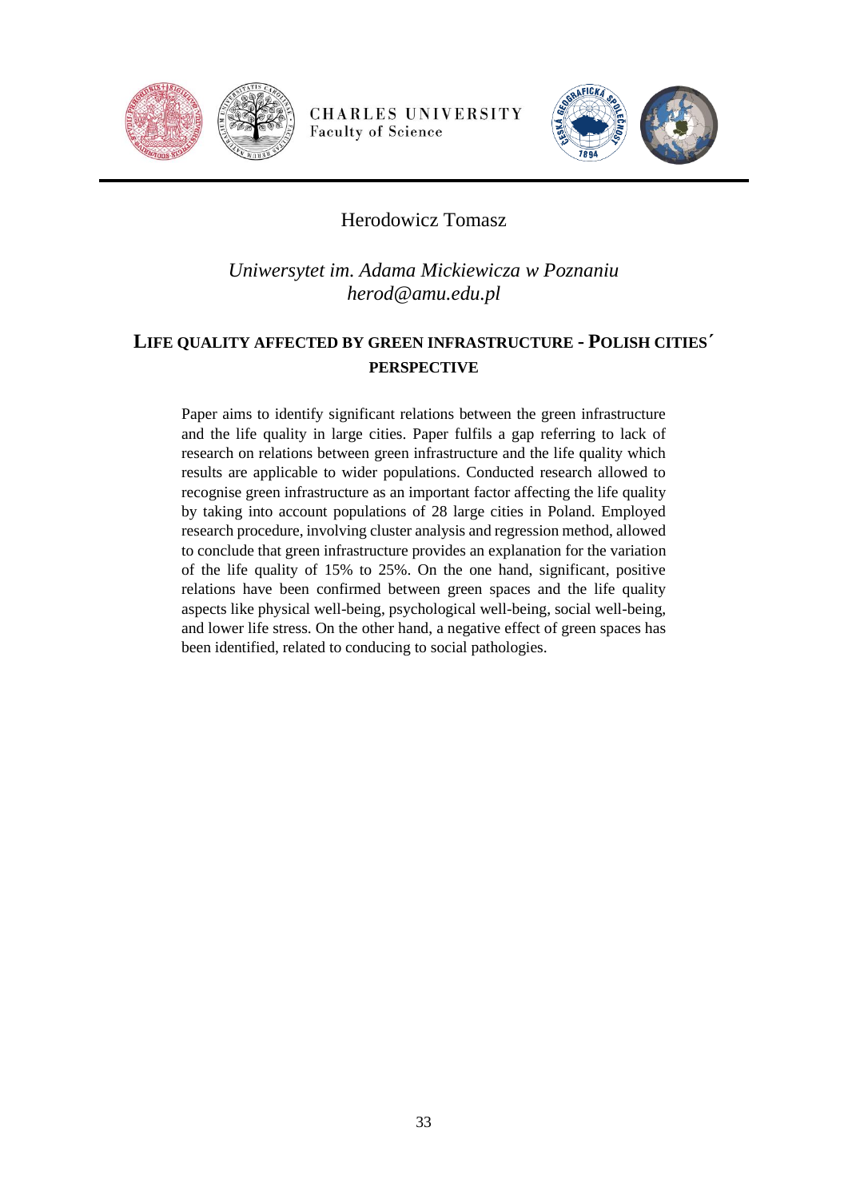Herodowicz Tomasz

*Uniwersytet im. Adama Mickiewicza w Poznaniu*
*herod@amu.edu.pl*

## LIFE QUALITY AFFECTED BY GREEN INFRASTRUCTURE - POLISH CITIES´ PERSPECTIVE

Paper aims to identify significant relations between the green infrastructure and the life quality in large cities. Paper fulfils a gap referring to lack of research on relations between green infrastructure and the life quality which results are applicable to wider populations. Conducted research allowed to recognise green infrastructure as an important factor affecting the life quality by taking into account populations of 28 large cities in Poland. Employed research procedure, involving cluster analysis and regression method, allowed to conclude that green infrastructure provides an explanation for the variation of the life quality of 15% to 25%. On the one hand, significant, positive relations have been confirmed between green spaces and the life quality aspects like physical well-being, psychological well-being, social well-being, and lower life stress. On the other hand, a negative effect of green spaces has been identified, related to conducing to social pathologies.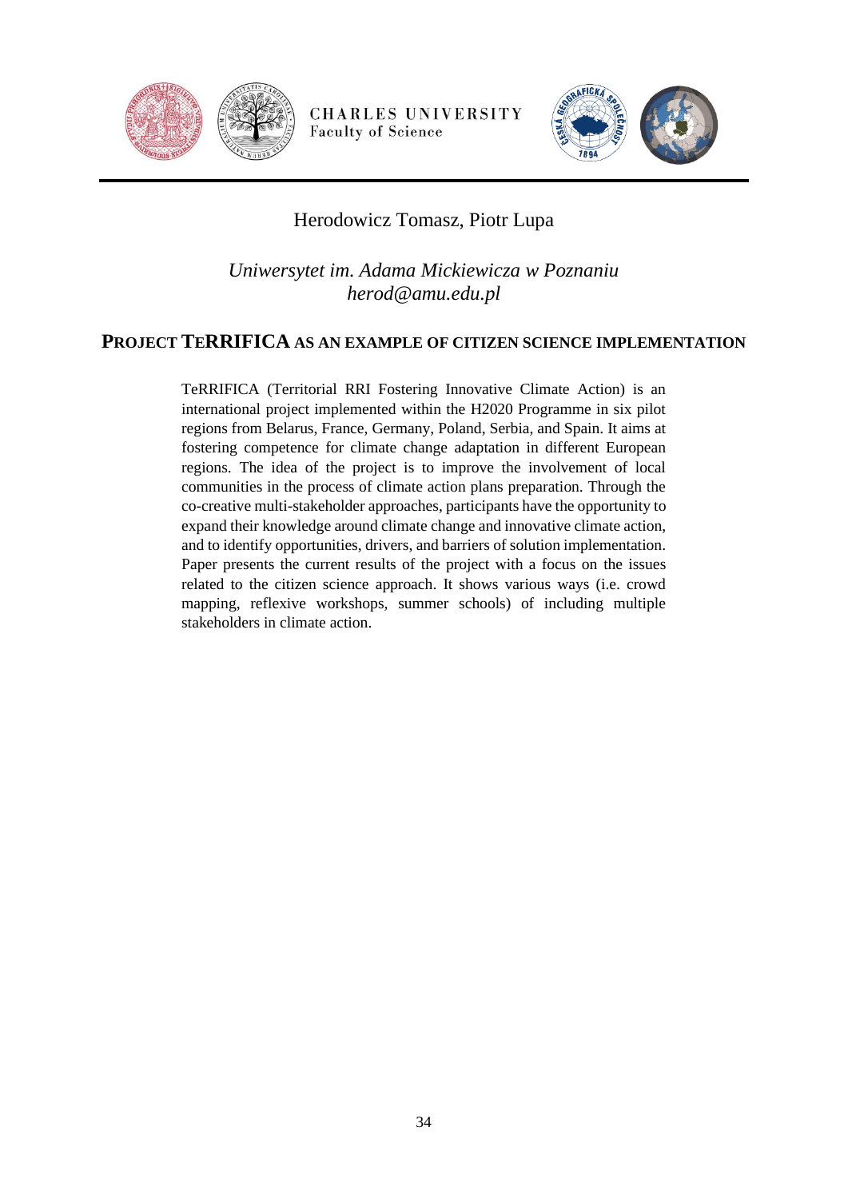Herodowicz Tomasz, Piotr Lupa

*Uniwersytet im. Adama Mickiewicza w Poznaniu*
*herod@amu.edu.pl*

## PROJECT TERRIFICA AS AN EXAMPLE OF CITIZEN SCIENCE IMPLEMENTATION

TeRRIFICA (Territorial RRI Fostering Innovative Climate Action) is an international project implemented within the H2020 Programme in six pilot regions from Belarus, France, Germany, Poland, Serbia, and Spain. It aims at fostering competence for climate change adaptation in different European regions. The idea of the project is to improve the involvement of local communities in the process of climate action plans preparation. Through the co-creative multi-stakeholder approaches, participants have the opportunity to expand their knowledge around climate change and innovative climate action, and to identify opportunities, drivers, and barriers of solution implementation. Paper presents the current results of the project with a focus on the issues related to the citizen science approach. It shows various ways (i.e. crowd mapping, reflexive workshops, summer schools) of including multiple stakeholders in climate action.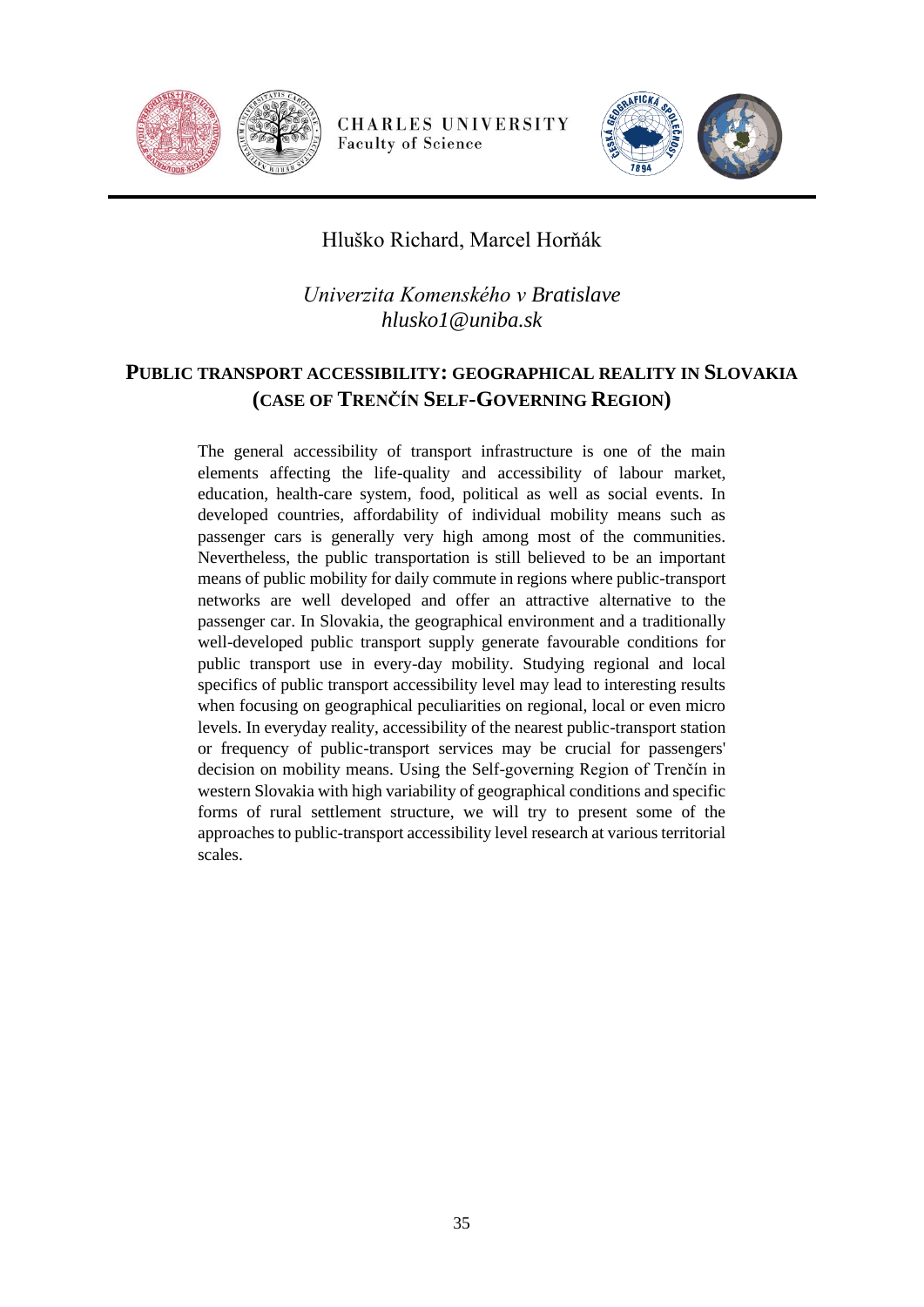Hluško Richard, Marcel Horňák

*Univerzita Komenského v Bratislave*
*hlusko1@uniba.sk*

## PUBLIC TRANSPORT ACCESSIBILITY: GEOGRAPHICAL REALITY IN SLOVAKIA (CASE OF TRENČÍN SELF-GOVERNING REGION)

The general accessibility of transport infrastructure is one of the main elements affecting the life-quality and accessibility of labour market, education, health-care system, food, political as well as social events. In developed countries, affordability of individual mobility means such as passenger cars is generally very high among most of the communities. Nevertheless, the public transportation is still believed to be an important means of public mobility for daily commute in regions where public-transport networks are well developed and offer an attractive alternative to the passenger car. In Slovakia, the geographical environment and a traditionally well-developed public transport supply generate favourable conditions for public transport use in every-day mobility. Studying regional and local specifics of public transport accessibility level may lead to interesting results when focusing on geographical peculiarities on regional, local or even micro levels. In everyday reality, accessibility of the nearest public-transport station or frequency of public-transport services may be crucial for passengers' decision on mobility means. Using the Self-governing Region of Trenčín in western Slovakia with high variability of geographical conditions and specific forms of rural settlement structure, we will try to present some of the approaches to public-transport accessibility level research at various territorial scales.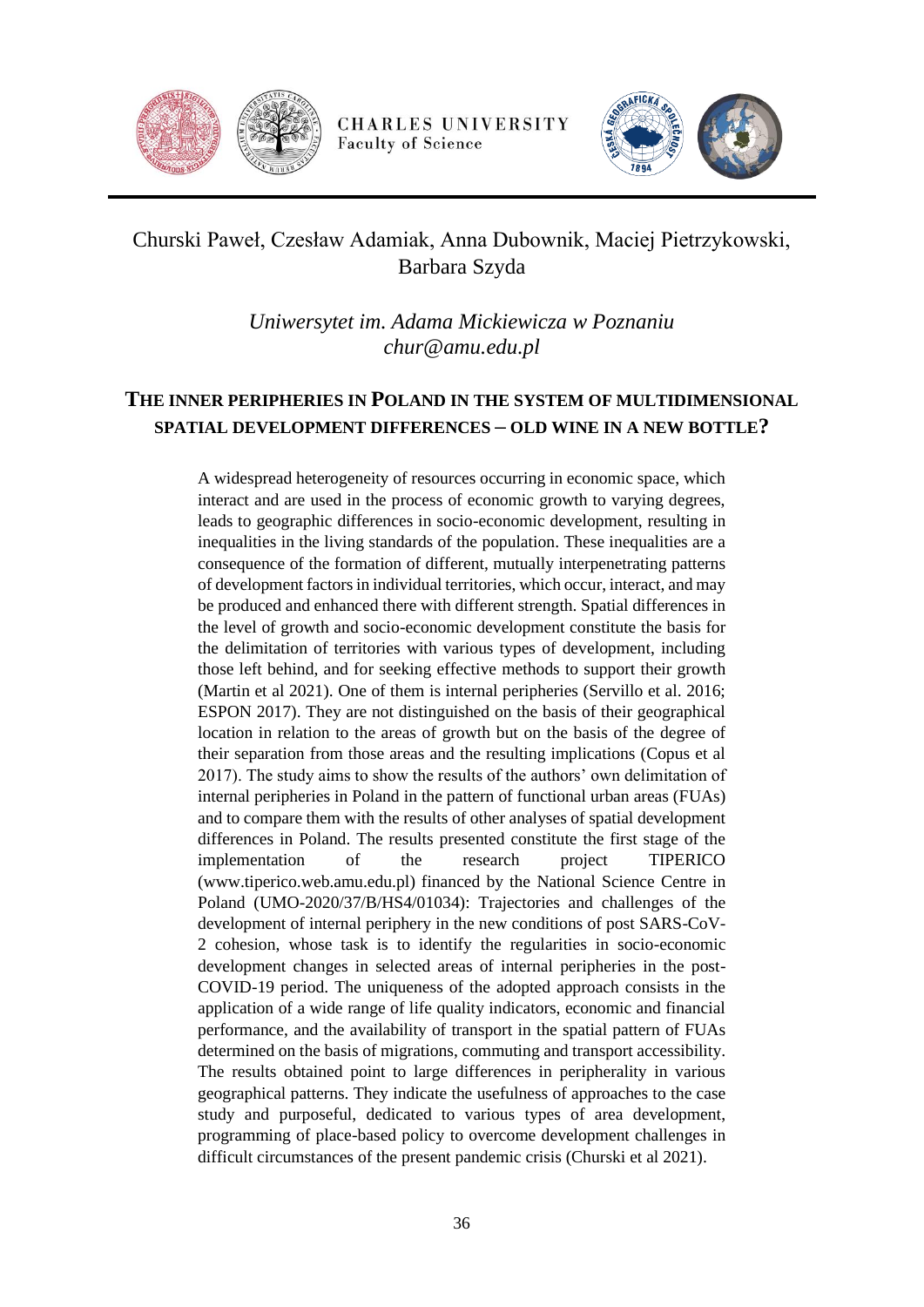Churski Paweł, Czesław Adamiak, Anna Dubownik, Maciej Pietrzykowski, Barbara Szyda

*Uniwersytet im. Adama Mickiewicza w Poznaniu*
*chur@amu.edu.pl*

## THE INNER PERIPHERIES IN POLAND IN THE SYSTEM OF MULTIDIMENSIONAL SPATIAL DEVELOPMENT DIFFERENCES – OLD WINE IN A NEW BOTTLE?

A widespread heterogeneity of resources occurring in economic space, which interact and are used in the process of economic growth to varying degrees, leads to geographic differences in socio-economic development, resulting in inequalities in the living standards of the population. These inequalities are a consequence of the formation of different, mutually interpenetrating patterns of development factors in individual territories, which occur, interact, and may be produced and enhanced there with different strength. Spatial differences in the level of growth and socio-economic development constitute the basis for the delimitation of territories with various types of development, including those left behind, and for seeking effective methods to support their growth (Martin et al 2021). One of them is internal peripheries (Servillo et al. 2016; ESPON 2017). They are not distinguished on the basis of their geographical location in relation to the areas of growth but on the basis of the degree of their separation from those areas and the resulting implications (Copus et al 2017). The study aims to show the results of the authors' own delimitation of internal peripheries in Poland in the pattern of functional urban areas (FUAs) and to compare them with the results of other analyses of spatial development differences in Poland. The results presented constitute the first stage of the implementation of the research project TIPERICO (www.tiperico.web.amu.edu.pl) financed by the National Science Centre in Poland (UMO-2020/37/B/HS4/01034): Trajectories and challenges of the development of internal periphery in the new conditions of post SARS-CoV-2 cohesion, whose task is to identify the regularities in socio-economic development changes in selected areas of internal peripheries in the post-COVID-19 period. The uniqueness of the adopted approach consists in the application of a wide range of life quality indicators, economic and financial performance, and the availability of transport in the spatial pattern of FUAs determined on the basis of migrations, commuting and transport accessibility. The results obtained point to large differences in peripherality in various geographical patterns. They indicate the usefulness of approaches to the case study and purposeful, dedicated to various types of area development, programming of place-based policy to overcome development challenges in difficult circumstances of the present pandemic crisis (Churski et al 2021).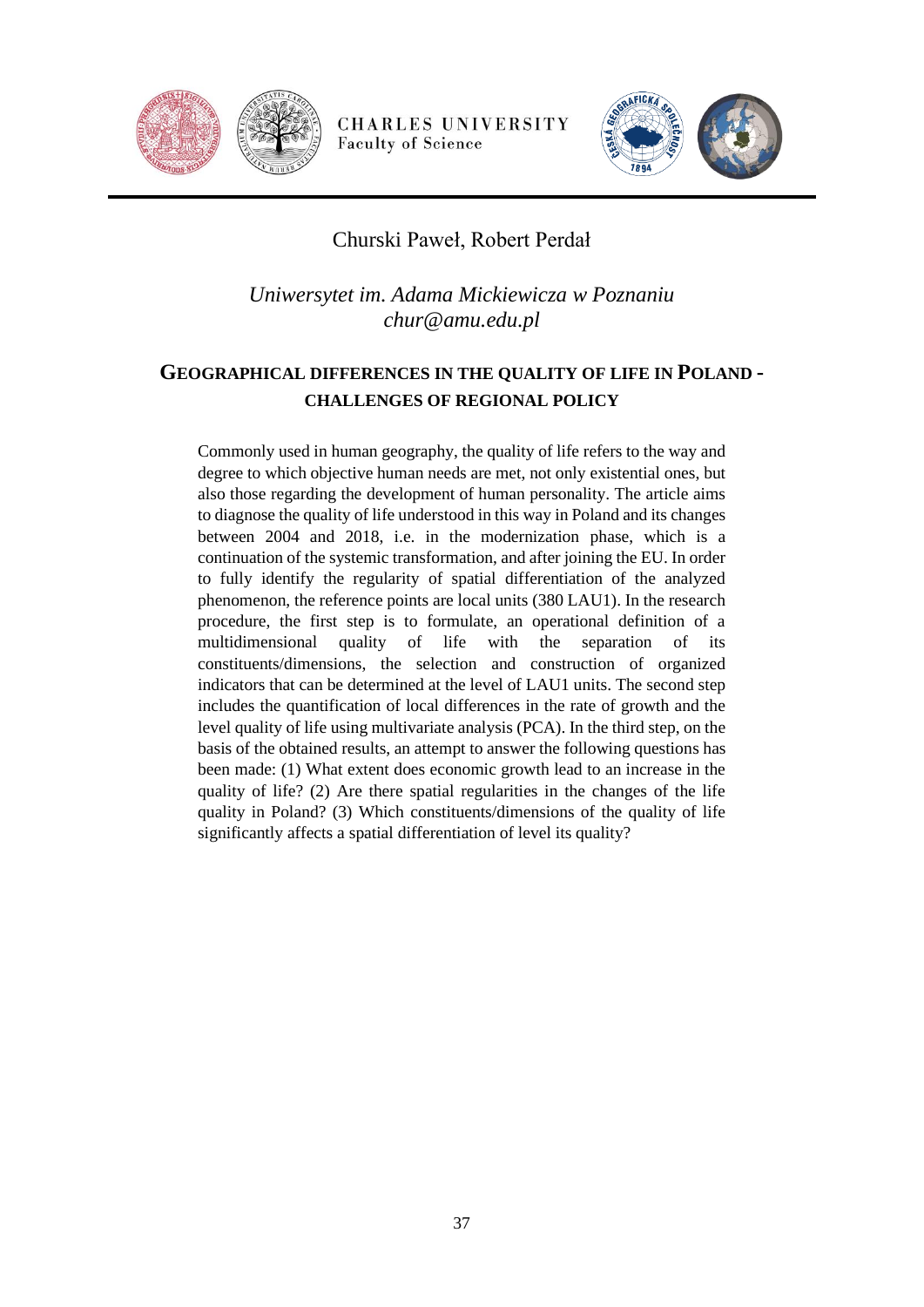Churski Paweł, Robert Perdał

*Uniwersytet im. Adama Mickiewicza w Poznaniu*
*chur@amu.edu.pl*

## GEOGRAPHICAL DIFFERENCES IN THE QUALITY OF LIFE IN POLAND - CHALLENGES OF REGIONAL POLICY

Commonly used in human geography, the quality of life refers to the way and degree to which objective human needs are met, not only existential ones, but also those regarding the development of human personality. The article aims to diagnose the quality of life understood in this way in Poland and its changes between 2004 and 2018, i.e. in the modernization phase, which is a continuation of the systemic transformation, and after joining the EU. In order to fully identify the regularity of spatial differentiation of the analyzed phenomenon, the reference points are local units (380 LAU1). In the research procedure, the first step is to formulate, an operational definition of a multidimensional quality of life with the separation of its constituents/dimensions, the selection and construction of organized indicators that can be determined at the level of LAU1 units. The second step includes the quantification of local differences in the rate of growth and the level quality of life using multivariate analysis (PCA). In the third step, on the basis of the obtained results, an attempt to answer the following questions has been made: (1) What extent does economic growth lead to an increase in the quality of life? (2) Are there spatial regularities in the changes of the life quality in Poland? (3) Which constituents/dimensions of the quality of life significantly affects a spatial differentiation of level its quality?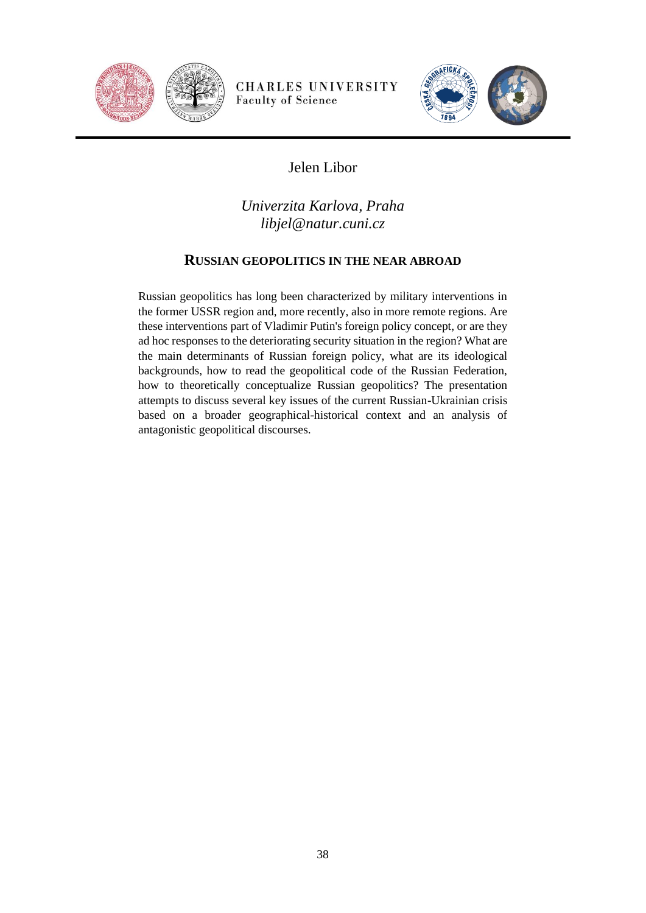Jelen Libor

*Univerzita Karlova, Praha*
*libjel@natur.cuni.cz*

## RUSSIAN GEOPOLITICS IN THE NEAR ABROAD

Russian geopolitics has long been characterized by military interventions in the former USSR region and, more recently, also in more remote regions. Are these interventions part of Vladimir Putin's foreign policy concept, or are they ad hoc responses to the deteriorating security situation in the region? What are the main determinants of Russian foreign policy, what are its ideological backgrounds, how to read the geopolitical code of the Russian Federation, how to theoretically conceptualize Russian geopolitics? The presentation attempts to discuss several key issues of the current Russian-Ukrainian crisis based on a broader geographical-historical context and an analysis of antagonistic geopolitical discourses.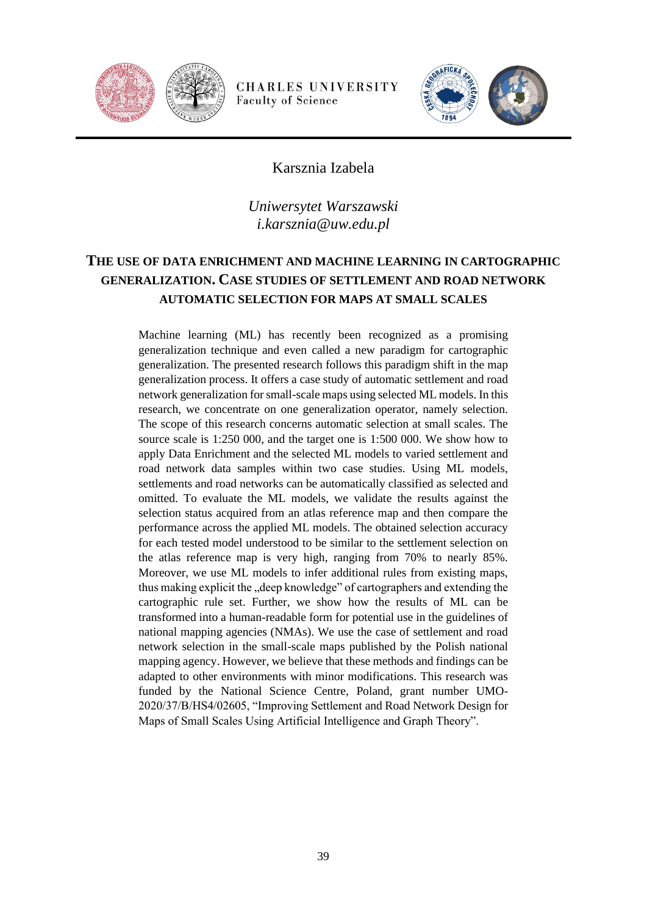Karsznia Izabela

*Uniwersytet Warszawski*
*i.karsznia@uw.edu.pl*

## THE USE OF DATA ENRICHMENT AND MACHINE LEARNING IN CARTOGRAPHIC GENERALIZATION. CASE STUDIES OF SETTLEMENT AND ROAD NETWORK AUTOMATIC SELECTION FOR MAPS AT SMALL SCALES

Machine learning (ML) has recently been recognized as a promising generalization technique and even called a new paradigm for cartographic generalization. The presented research follows this paradigm shift in the map generalization process. It offers a case study of automatic settlement and road network generalization for small-scale maps using selected ML models. In this research, we concentrate on one generalization operator, namely selection. The scope of this research concerns automatic selection at small scales. The source scale is 1:250 000, and the target one is 1:500 000. We show how to apply Data Enrichment and the selected ML models to varied settlement and road network data samples within two case studies. Using ML models, settlements and road networks can be automatically classified as selected and omitted. To evaluate the ML models, we validate the results against the selection status acquired from an atlas reference map and then compare the performance across the applied ML models. The obtained selection accuracy for each tested model understood to be similar to the settlement selection on the atlas reference map is very high, ranging from 70% to nearly 85%. Moreover, we use ML models to infer additional rules from existing maps, thus making explicit the „deep knowledge" of cartographers and extending the cartographic rule set. Further, we show how the results of ML can be transformed into a human-readable form for potential use in the guidelines of national mapping agencies (NMAs). We use the case of settlement and road network selection in the small-scale maps published by the Polish national mapping agency. However, we believe that these methods and findings can be adapted to other environments with minor modifications. This research was funded by the National Science Centre, Poland, grant number UMO-2020/37/B/HS4/02605, "Improving Settlement and Road Network Design for Maps of Small Scales Using Artificial Intelligence and Graph Theory".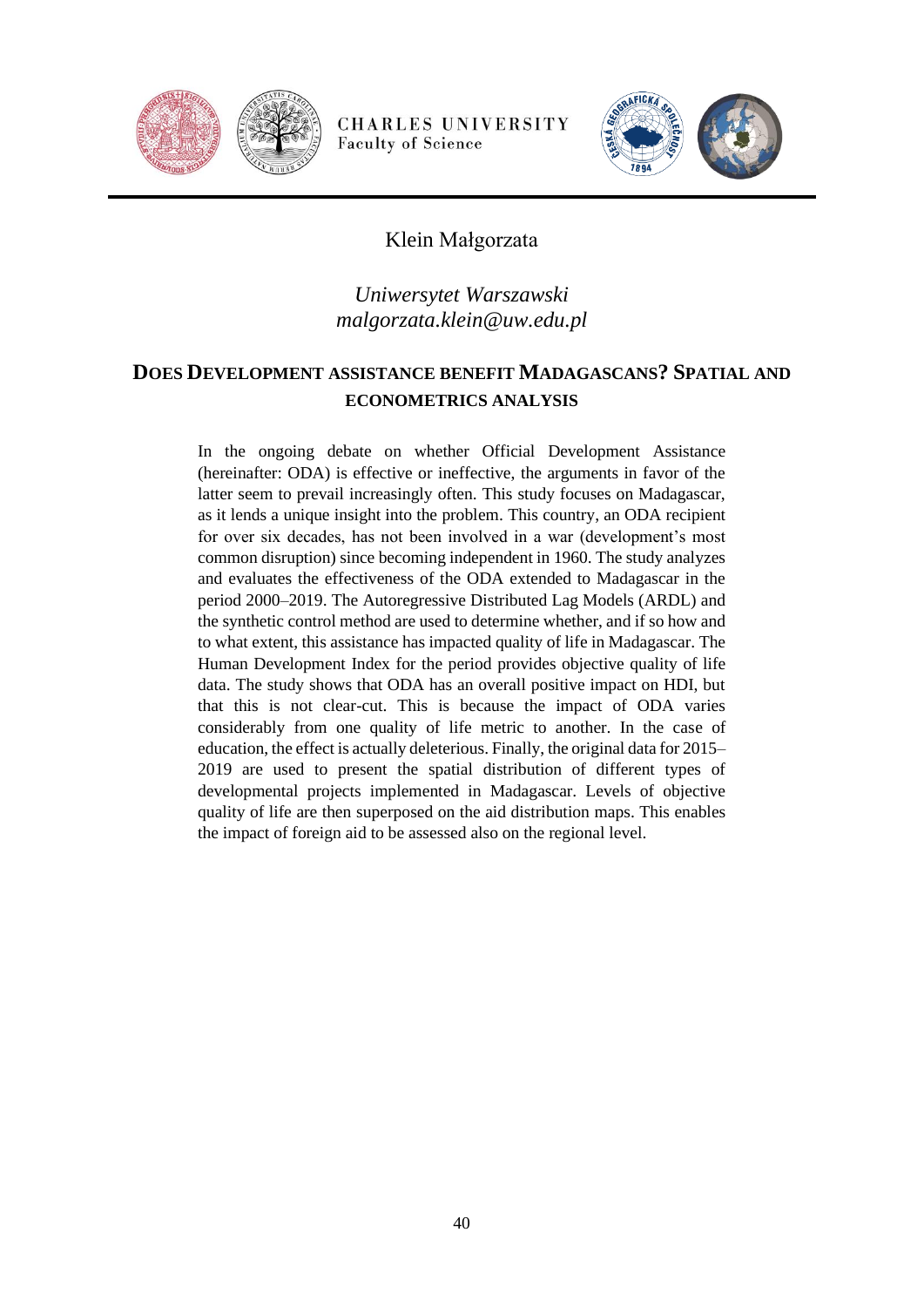Klein Małgorzata

*Uniwersytet Warszawski*
*malgorzata.klein@uw.edu.pl*

## DOES DEVELOPMENT ASSISTANCE BENEFIT MADAGASCANS? SPATIAL AND ECONOMETRICS ANALYSIS

In the ongoing debate on whether Official Development Assistance (hereinafter: ODA) is effective or ineffective, the arguments in favor of the latter seem to prevail increasingly often. This study focuses on Madagascar, as it lends a unique insight into the problem. This country, an ODA recipient for over six decades, has not been involved in a war (development's most common disruption) since becoming independent in 1960. The study analyzes and evaluates the effectiveness of the ODA extended to Madagascar in the period 2000–2019. The Autoregressive Distributed Lag Models (ARDL) and the synthetic control method are used to determine whether, and if so how and to what extent, this assistance has impacted quality of life in Madagascar. The Human Development Index for the period provides objective quality of life data. The study shows that ODA has an overall positive impact on HDI, but that this is not clear-cut. This is because the impact of ODA varies considerably from one quality of life metric to another. In the case of education, the effect is actually deleterious. Finally, the original data for 2015–2019 are used to present the spatial distribution of different types of developmental projects implemented in Madagascar. Levels of objective quality of life are then superposed on the aid distribution maps. This enables the impact of foreign aid to be assessed also on the regional level.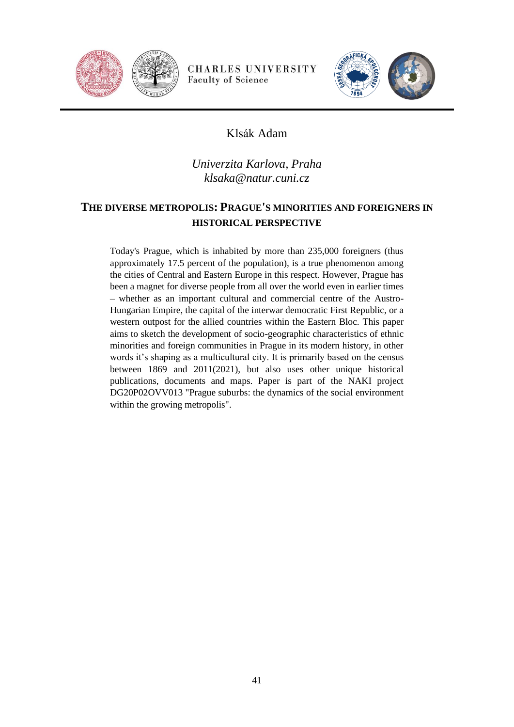Klsák Adam

*Univerzita Karlova, Praha*
*klsaka@natur.cuni.cz*

## THE DIVERSE METROPOLIS: PRAGUE'S MINORITIES AND FOREIGNERS IN HISTORICAL PERSPECTIVE

Today's Prague, which is inhabited by more than 235,000 foreigners (thus approximately 17.5 percent of the population), is a true phenomenon among the cities of Central and Eastern Europe in this respect. However, Prague has been a magnet for diverse people from all over the world even in earlier times – whether as an important cultural and commercial centre of the Austro-Hungarian Empire, the capital of the interwar democratic First Republic, or a western outpost for the allied countries within the Eastern Bloc. This paper aims to sketch the development of socio-geographic characteristics of ethnic minorities and foreign communities in Prague in its modern history, in other words it's shaping as a multicultural city. It is primarily based on the census between 1869 and 2011(2021), but also uses other unique historical publications, documents and maps. Paper is part of the NAKI project DG20P02OVV013 "Prague suburbs: the dynamics of the social environment within the growing metropolis".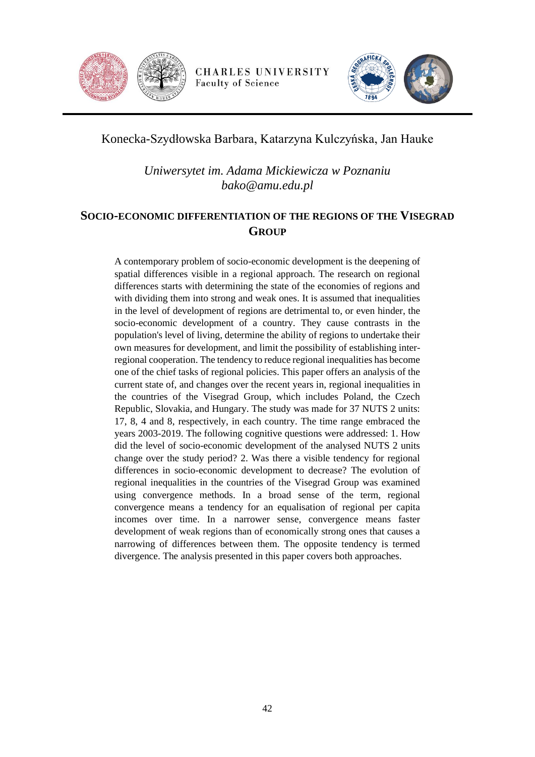Konecka-Szydłowska Barbara, Katarzyna Kulczyńska, Jan Hauke

*Uniwersytet im. Adama Mickiewicza w Poznaniu*
*bako@amu.edu.pl*

## SOCIO-ECONOMIC DIFFERENTIATION OF THE REGIONS OF THE VISEGRAD GROUP

A contemporary problem of socio-economic development is the deepening of spatial differences visible in a regional approach. The research on regional differences starts with determining the state of the economies of regions and with dividing them into strong and weak ones. It is assumed that inequalities in the level of development of regions are detrimental to, or even hinder, the socio-economic development of a country. They cause contrasts in the population's level of living, determine the ability of regions to undertake their own measures for development, and limit the possibility of establishing inter-regional cooperation. The tendency to reduce regional inequalities has become one of the chief tasks of regional policies. This paper offers an analysis of the current state of, and changes over the recent years in, regional inequalities in the countries of the Visegrad Group, which includes Poland, the Czech Republic, Slovakia, and Hungary. The study was made for 37 NUTS 2 units: 17, 8, 4 and 8, respectively, in each country. The time range embraced the years 2003-2019. The following cognitive questions were addressed: 1. How did the level of socio-economic development of the analysed NUTS 2 units change over the study period? 2. Was there a visible tendency for regional differences in socio-economic development to decrease? The evolution of regional inequalities in the countries of the Visegrad Group was examined using convergence methods. In a broad sense of the term, regional convergence means a tendency for an equalisation of regional per capita incomes over time. In a narrower sense, convergence means faster development of weak regions than of economically strong ones that causes a narrowing of differences between them. The opposite tendency is termed divergence. The analysis presented in this paper covers both approaches.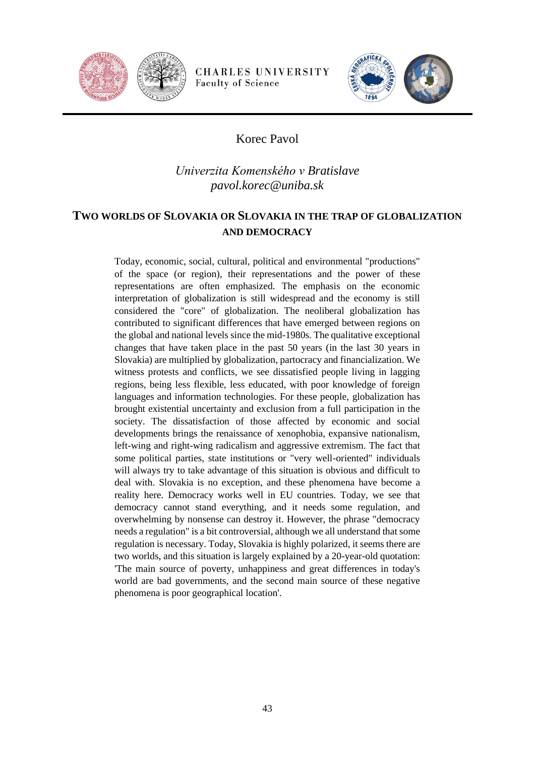Korec Pavol

*Univerzita Komenského v Bratislave*
*pavol.korec@uniba.sk*

## TWO WORLDS OF SLOVAKIA OR SLOVAKIA IN THE TRAP OF GLOBALIZATION AND DEMOCRACY

Today, economic, social, cultural, political and environmental "productions" of the space (or region), their representations and the power of these representations are often emphasized. The emphasis on the economic interpretation of globalization is still widespread and the economy is still considered the "core" of globalization. The neoliberal globalization has contributed to significant differences that have emerged between regions on the global and national levels since the mid-1980s. The qualitative exceptional changes that have taken place in the past 50 years (in the last 30 years in Slovakia) are multiplied by globalization, partocracy and financialization. We witness protests and conflicts, we see dissatisfied people living in lagging regions, being less flexible, less educated, with poor knowledge of foreign languages and information technologies. For these people, globalization has brought existential uncertainty and exclusion from a full participation in the society. The dissatisfaction of those affected by economic and social developments brings the renaissance of xenophobia, expansive nationalism, left-wing and right-wing radicalism and aggressive extremism. The fact that some political parties, state institutions or "very well-oriented" individuals will always try to take advantage of this situation is obvious and difficult to deal with. Slovakia is no exception, and these phenomena have become a reality here. Democracy works well in EU countries. Today, we see that democracy cannot stand everything, and it needs some regulation, and overwhelming by nonsense can destroy it. However, the phrase "democracy needs a regulation" is a bit controversial, although we all understand that some regulation is necessary. Today, Slovakia is highly polarized, it seems there are two worlds, and this situation is largely explained by a 20-year-old quotation: 'The main source of poverty, unhappiness and great differences in today's world are bad governments, and the second main source of these negative phenomena is poor geographical location'.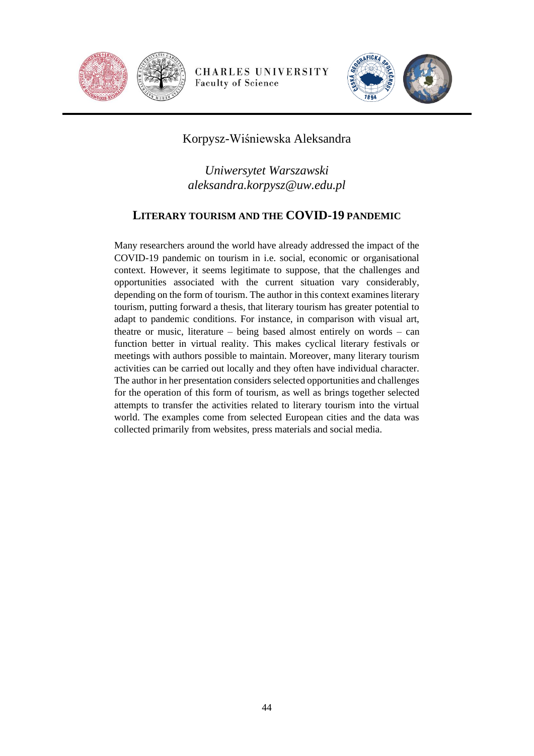Korpysz-Wiśniewska Aleksandra

*Uniwersytet Warszawski*
*aleksandra.korpysz@uw.edu.pl*

## LITERARY TOURISM AND THE COVID-19 PANDEMIC

Many researchers around the world have already addressed the impact of the COVID-19 pandemic on tourism in i.e. social, economic or organisational context. However, it seems legitimate to suppose, that the challenges and opportunities associated with the current situation vary considerably, depending on the form of tourism. The author in this context examines literary tourism, putting forward a thesis, that literary tourism has greater potential to adapt to pandemic conditions. For instance, in comparison with visual art, theatre or music, literature – being based almost entirely on words – can function better in virtual reality. This makes cyclical literary festivals or meetings with authors possible to maintain. Moreover, many literary tourism activities can be carried out locally and they often have individual character. The author in her presentation considers selected opportunities and challenges for the operation of this form of tourism, as well as brings together selected attempts to transfer the activities related to literary tourism into the virtual world. The examples come from selected European cities and the data was collected primarily from websites, press materials and social media.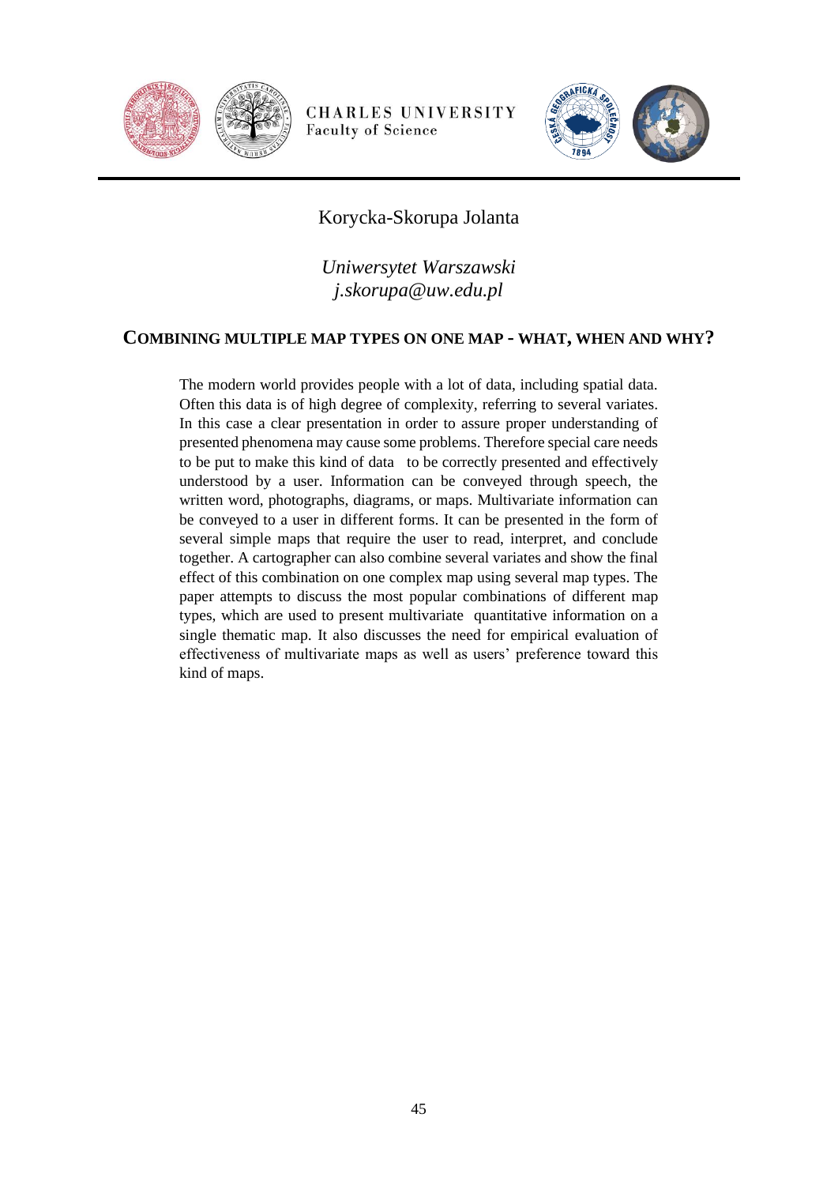Korycka-Skorupa Jolanta

*Uniwersytet Warszawski*
*j.skorupa@uw.edu.pl*

## COMBINING MULTIPLE MAP TYPES ON ONE MAP - WHAT, WHEN AND WHY?

The modern world provides people with a lot of data, including spatial data. Often this data is of high degree of complexity, referring to several variates. In this case a clear presentation in order to assure proper understanding of presented phenomena may cause some problems. Therefore special care needs to be put to make this kind of data to be correctly presented and effectively understood by a user. Information can be conveyed through speech, the written word, photographs, diagrams, or maps. Multivariate information can be conveyed to a user in different forms. It can be presented in the form of several simple maps that require the user to read, interpret, and conclude together. A cartographer can also combine several variates and show the final effect of this combination on one complex map using several map types. The paper attempts to discuss the most popular combinations of different map types, which are used to present multivariate quantitative information on a single thematic map. It also discusses the need for empirical evaluation of effectiveness of multivariate maps as well as users' preference toward this kind of maps.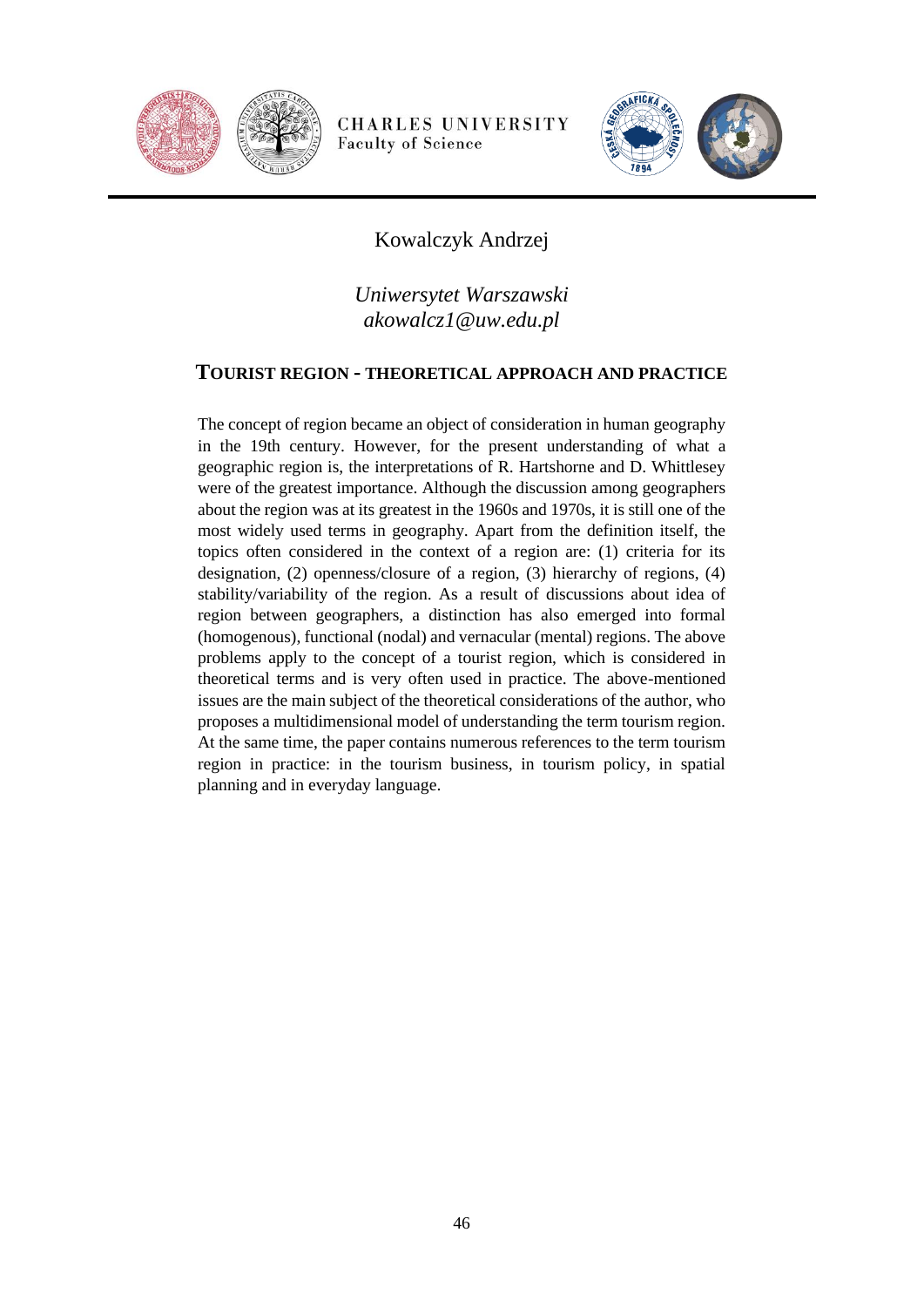Kowalczyk Andrzej

*Uniwersytet Warszawski*
*akowalcz1@uw.edu.pl*

## TOURIST REGION - THEORETICAL APPROACH AND PRACTICE

The concept of region became an object of consideration in human geography in the 19th century. However, for the present understanding of what a geographic region is, the interpretations of R. Hartshorne and D. Whittlesey were of the greatest importance. Although the discussion among geographers about the region was at its greatest in the 1960s and 1970s, it is still one of the most widely used terms in geography. Apart from the definition itself, the topics often considered in the context of a region are: (1) criteria for its designation, (2) openness/closure of a region, (3) hierarchy of regions, (4) stability/variability of the region. As a result of discussions about idea of region between geographers, a distinction has also emerged into formal (homogenous), functional (nodal) and vernacular (mental) regions. The above problems apply to the concept of a tourist region, which is considered in theoretical terms and is very often used in practice. The above-mentioned issues are the main subject of the theoretical considerations of the author, who proposes a multidimensional model of understanding the term tourism region. At the same time, the paper contains numerous references to the term tourism region in practice: in the tourism business, in tourism policy, in spatial planning and in everyday language.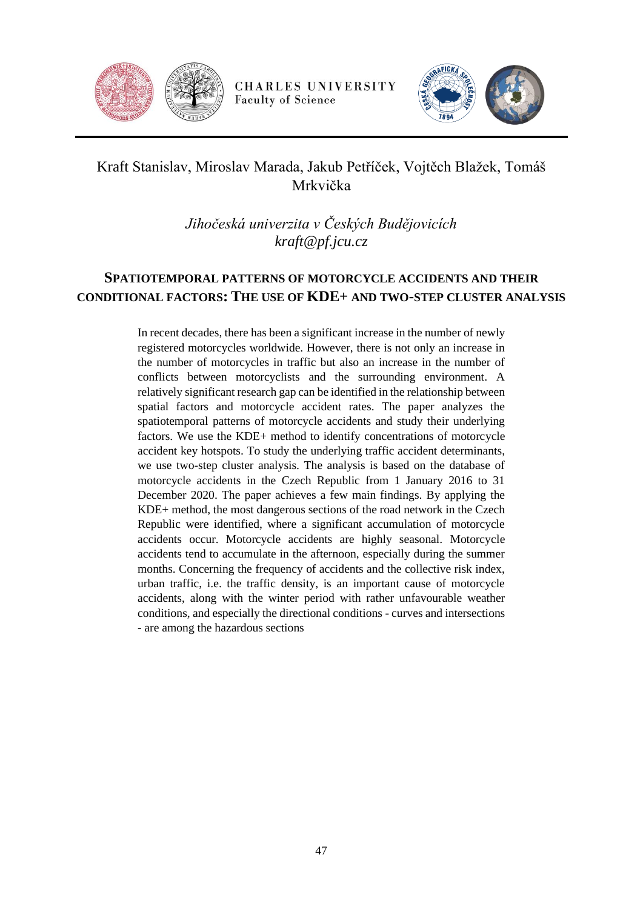Kraft Stanislav, Miroslav Marada, Jakub Petříček, Vojtěch Blažek, Tomáš Mrkvička

*Jihočeská univerzita v Českých Budějovicích*
*kraft@pf.jcu.cz*

## SPATIOTEMPORAL PATTERNS OF MOTORCYCLE ACCIDENTS AND THEIR CONDITIONAL FACTORS: THE USE OF KDE+ AND TWO-STEP CLUSTER ANALYSIS

In recent decades, there has been a significant increase in the number of newly registered motorcycles worldwide. However, there is not only an increase in the number of motorcycles in traffic but also an increase in the number of conflicts between motorcyclists and the surrounding environment. A relatively significant research gap can be identified in the relationship between spatial factors and motorcycle accident rates. The paper analyzes the spatiotemporal patterns of motorcycle accidents and study their underlying factors. We use the KDE+ method to identify concentrations of motorcycle accident key hotspots. To study the underlying traffic accident determinants, we use two-step cluster analysis. The analysis is based on the database of motorcycle accidents in the Czech Republic from 1 January 2016 to 31 December 2020. The paper achieves a few main findings. By applying the KDE+ method, the most dangerous sections of the road network in the Czech Republic were identified, where a significant accumulation of motorcycle accidents occur. Motorcycle accidents are highly seasonal. Motorcycle accidents tend to accumulate in the afternoon, especially during the summer months. Concerning the frequency of accidents and the collective risk index, urban traffic, i.e. the traffic density, is an important cause of motorcycle accidents, along with the winter period with rather unfavourable weather conditions, and especially the directional conditions - curves and intersections - are among the hazardous sections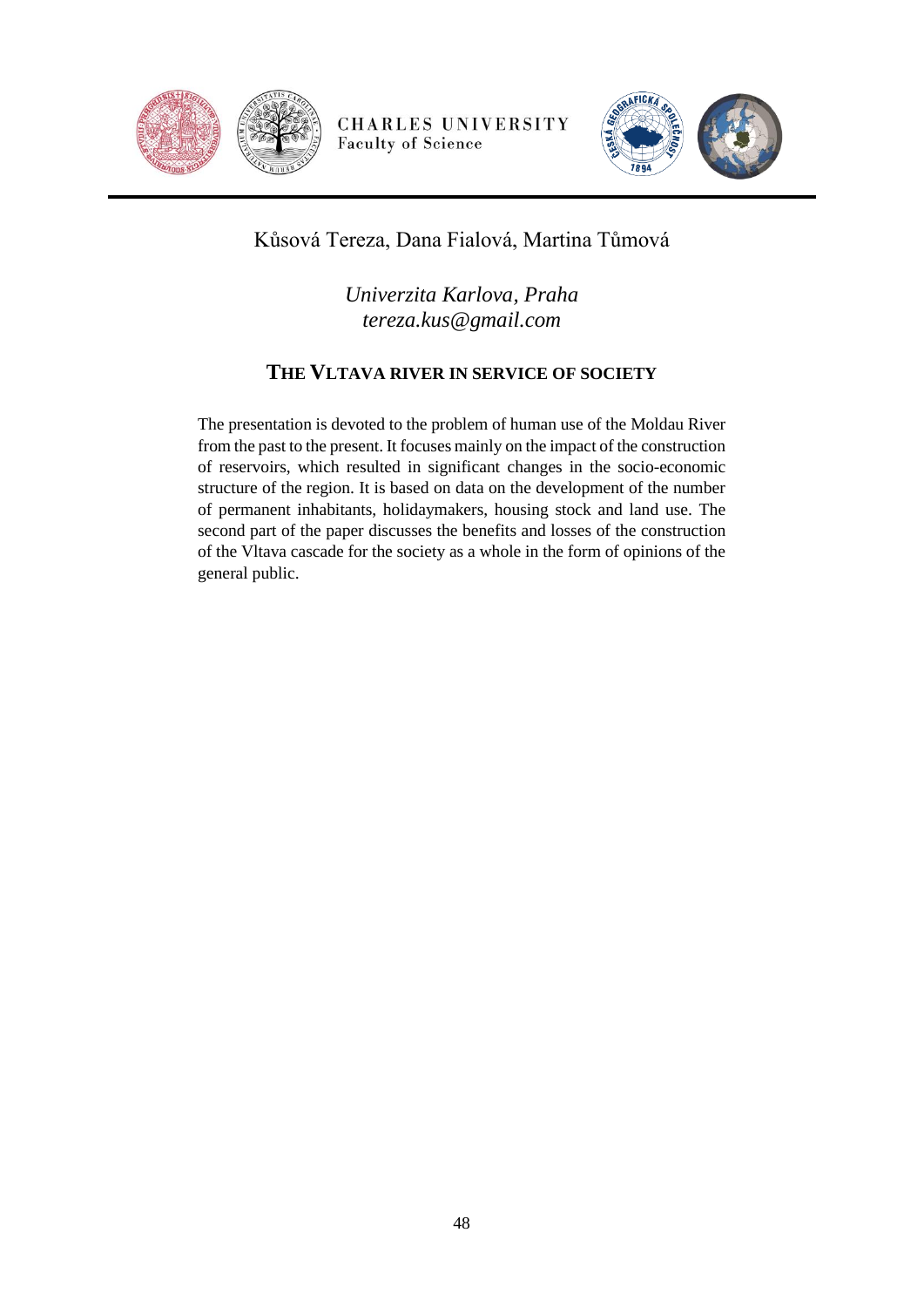Kůsová Tereza, Dana Fialová, Martina Tůmová

*Univerzita Karlova, Praha*
*tereza.kus@gmail.com*

## THE VLTAVA RIVER IN SERVICE OF SOCIETY

The presentation is devoted to the problem of human use of the Moldau River from the past to the present. It focuses mainly on the impact of the construction of reservoirs, which resulted in significant changes in the socio-economic structure of the region. It is based on data on the development of the number of permanent inhabitants, holidaymakers, housing stock and land use. The second part of the paper discusses the benefits and losses of the construction of the Vltava cascade for the society as a whole in the form of opinions of the general public.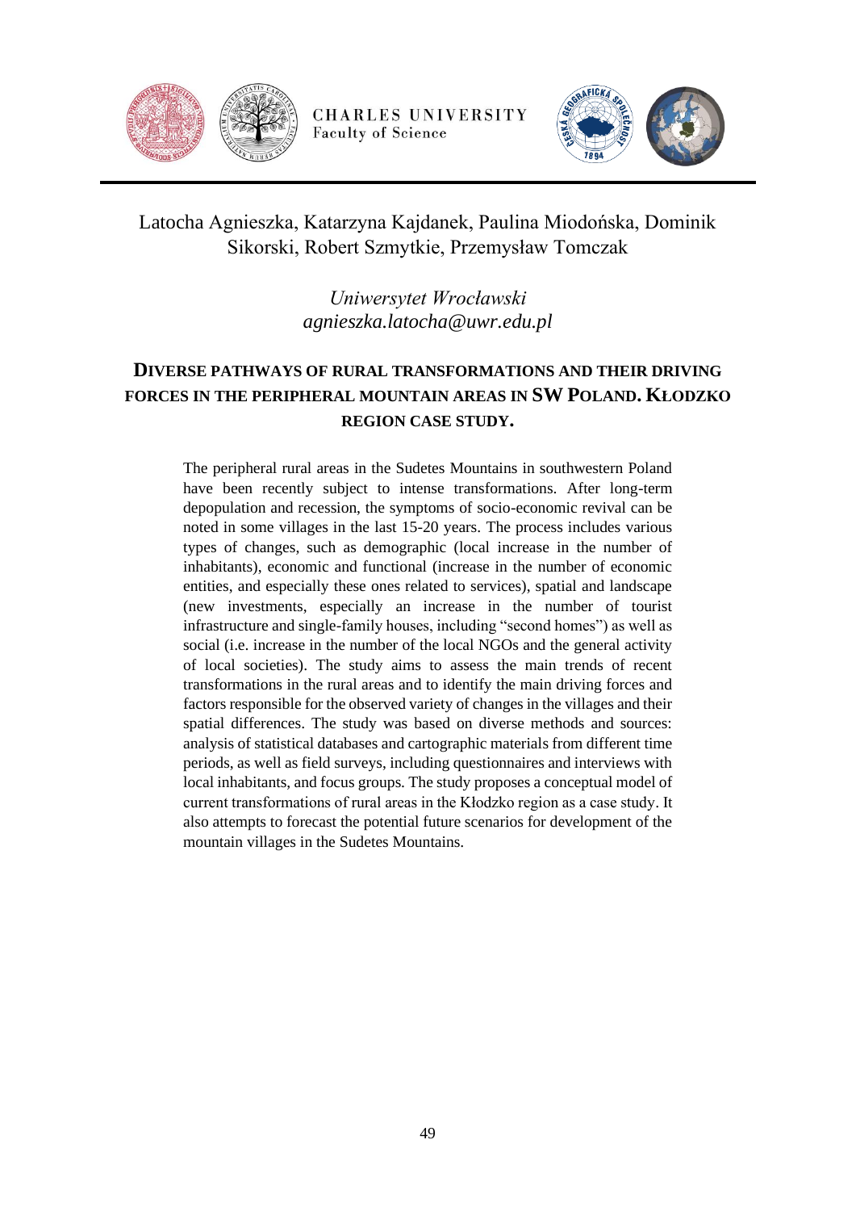Latocha Agnieszka, Katarzyna Kajdanek, Paulina Miodońska, Dominik Sikorski, Robert Szmytkie, Przemysław Tomczak

*Uniwersytet Wrocławski*
*agnieszka.latocha@uwr.edu.pl*

## DIVERSE PATHWAYS OF RURAL TRANSFORMATIONS AND THEIR DRIVING FORCES IN THE PERIPHERAL MOUNTAIN AREAS IN SW POLAND. KŁODZKO REGION CASE STUDY.

The peripheral rural areas in the Sudetes Mountains in southwestern Poland have been recently subject to intense transformations. After long-term depopulation and recession, the symptoms of socio-economic revival can be noted in some villages in the last 15-20 years. The process includes various types of changes, such as demographic (local increase in the number of inhabitants), economic and functional (increase in the number of economic entities, and especially these ones related to services), spatial and landscape (new investments, especially an increase in the number of tourist infrastructure and single-family houses, including "second homes") as well as social (i.e. increase in the number of the local NGOs and the general activity of local societies). The study aims to assess the main trends of recent transformations in the rural areas and to identify the main driving forces and factors responsible for the observed variety of changes in the villages and their spatial differences. The study was based on diverse methods and sources: analysis of statistical databases and cartographic materials from different time periods, as well as field surveys, including questionnaires and interviews with local inhabitants, and focus groups. The study proposes a conceptual model of current transformations of rural areas in the Kłodzko region as a case study. It also attempts to forecast the potential future scenarios for development of the mountain villages in the Sudetes Mountains.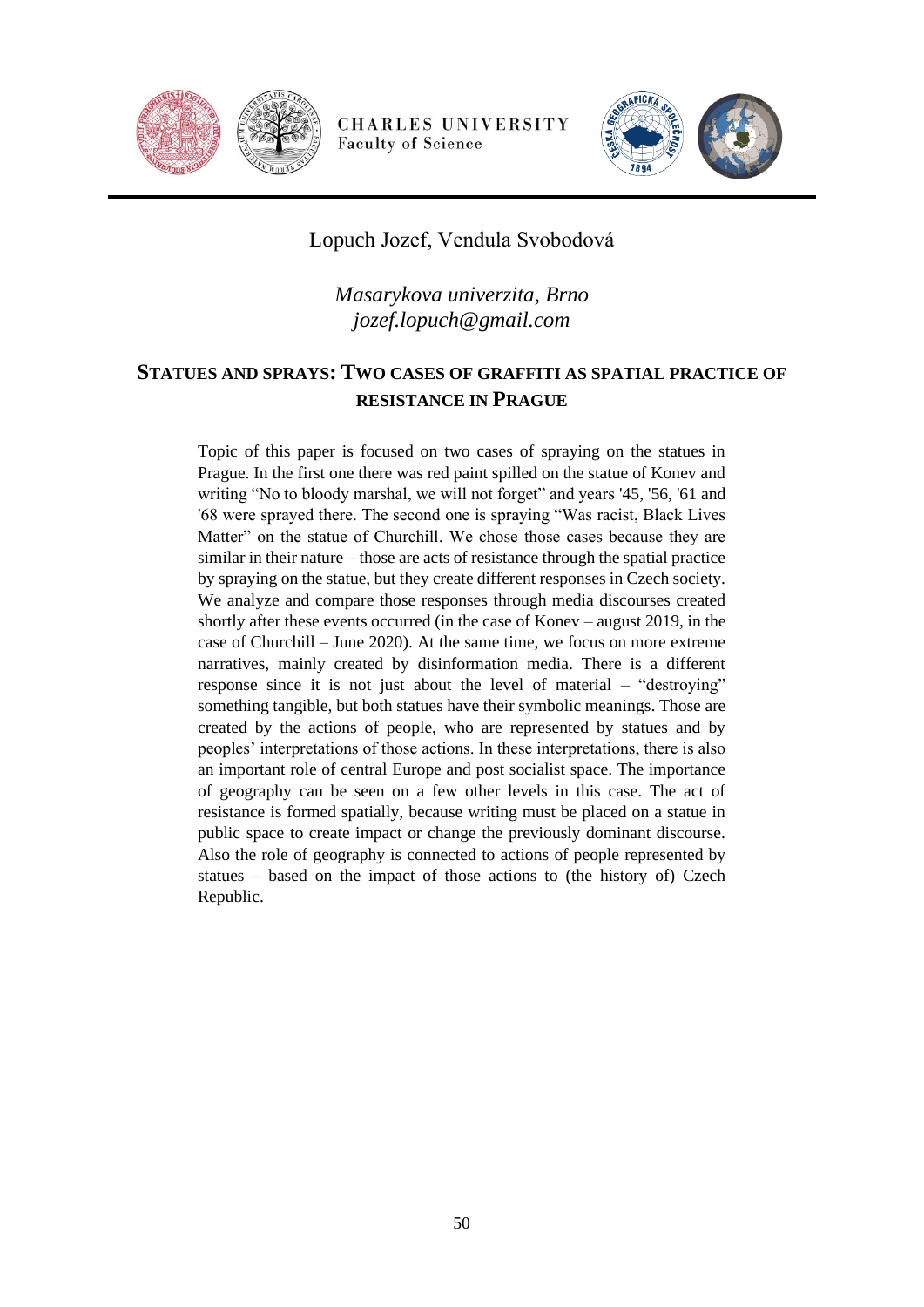Lopuch Jozef, Vendula Svobodová

*Masarykova univerzita, Brno*
*jozef.lopuch@gmail.com*

## STATUES AND SPRAYS: TWO CASES OF GRAFFITI AS SPATIAL PRACTICE OF RESISTANCE IN PRAGUE

Topic of this paper is focused on two cases of spraying on the statues in Prague. In the first one there was red paint spilled on the statue of Konev and writing "No to bloody marshal, we will not forget" and years '45, '56, '61 and '68 were sprayed there. The second one is spraying "Was racist, Black Lives Matter" on the statue of Churchill. We chose those cases because they are similar in their nature – those are acts of resistance through the spatial practice by spraying on the statue, but they create different responses in Czech society. We analyze and compare those responses through media discourses created shortly after these events occurred (in the case of Konev – august 2019, in the case of Churchill – June 2020). At the same time, we focus on more extreme narratives, mainly created by disinformation media. There is a different response since it is not just about the level of material – "destroying" something tangible, but both statues have their symbolic meanings. Those are created by the actions of people, who are represented by statues and by peoples' interpretations of those actions. In these interpretations, there is also an important role of central Europe and post socialist space. The importance of geography can be seen on a few other levels in this case. The act of resistance is formed spatially, because writing must be placed on a statue in public space to create impact or change the previously dominant discourse. Also the role of geography is connected to actions of people represented by statues – based on the impact of those actions to (the history of) Czech Republic.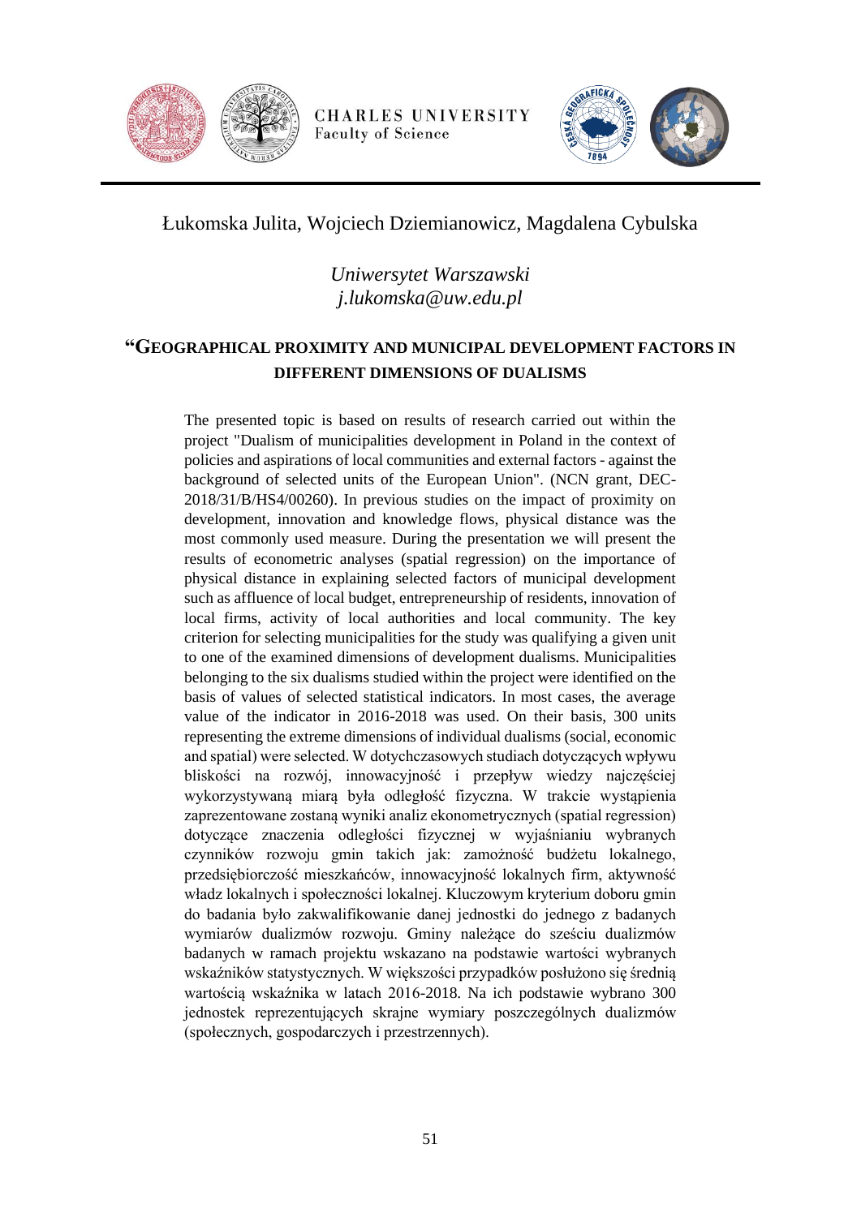Łukomska Julita, Wojciech Dziemianowicz, Magdalena Cybulska

*Uniwersytet Warszawski*
*j.lukomska@uw.edu.pl*

## "Geographical proximity and municipal development factors in different dimensions of dualisms

The presented topic is based on results of research carried out within the project "Dualism of municipalities development in Poland in the context of policies and aspirations of local communities and external factors - against the background of selected units of the European Union". (NCN grant, DEC-2018/31/B/HS4/00260). In previous studies on the impact of proximity on development, innovation and knowledge flows, physical distance was the most commonly used measure. During the presentation we will present the results of econometric analyses (spatial regression) on the importance of physical distance in explaining selected factors of municipal development such as affluence of local budget, entrepreneurship of residents, innovation of local firms, activity of local authorities and local community. The key criterion for selecting municipalities for the study was qualifying a given unit to one of the examined dimensions of development dualisms. Municipalities belonging to the six dualisms studied within the project were identified on the basis of values of selected statistical indicators. In most cases, the average value of the indicator in 2016-2018 was used. On their basis, 300 units representing the extreme dimensions of individual dualisms (social, economic and spatial) were selected. W dotychczasowych studiach dotyczących wpływu bliskości na rozwój, innowacyjność i przepływ wiedzy najczęściej wykorzystywaną miarą była odległość fizyczna. W trakcie wystąpienia zaprezentowane zostaną wyniki analiz ekonometrycznych (spatial regression) dotyczące znaczenia odległości fizycznej w wyjaśnianiu wybranych czynników rozwoju gmin takich jak: zamożność budżetu lokalnego, przedsiębiorczość mieszkańców, innowacyjność lokalnych firm, aktywność władz lokalnych i społeczności lokalnej. Kluczowym kryterium doboru gmin do badania było zakwalifikowanie danej jednostki do jednego z badanych wymiarów dualizmów rozwoju. Gminy należące do sześciu dualizmów badanych w ramach projektu wskazano na podstawie wartości wybranych wskaźników statystycznych. W większości przypadków posłużono się średnią wartością wskaźnika w latach 2016-2018. Na ich podstawie wybrano 300 jednostek reprezentujących skrajne wymiary poszczególnych dualizmów (społecznych, gospodarczych i przestrzennych).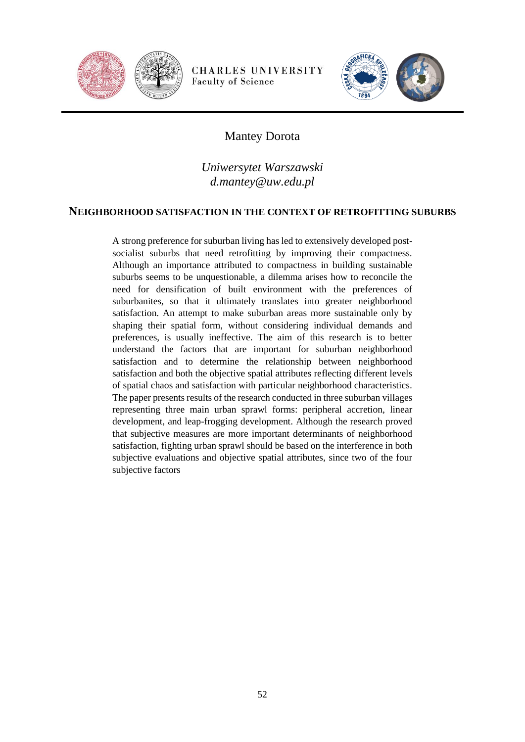Mantey Dorota

*Uniwersytet Warszawski*
*d.mantey@uw.edu.pl*

## NEIGHBORHOOD SATISFACTION IN THE CONTEXT OF RETROFITTING SUBURBS

A strong preference for suburban living has led to extensively developed post-socialist suburbs that need retrofitting by improving their compactness. Although an importance attributed to compactness in building sustainable suburbs seems to be unquestionable, a dilemma arises how to reconcile the need for densification of built environment with the preferences of suburbanites, so that it ultimately translates into greater neighborhood satisfaction. An attempt to make suburban areas more sustainable only by shaping their spatial form, without considering individual demands and preferences, is usually ineffective. The aim of this research is to better understand the factors that are important for suburban neighborhood satisfaction and to determine the relationship between neighborhood satisfaction and both the objective spatial attributes reflecting different levels of spatial chaos and satisfaction with particular neighborhood characteristics. The paper presents results of the research conducted in three suburban villages representing three main urban sprawl forms: peripheral accretion, linear development, and leap-frogging development. Although the research proved that subjective measures are more important determinants of neighborhood satisfaction, fighting urban sprawl should be based on the interference in both subjective evaluations and objective spatial attributes, since two of the four subjective factors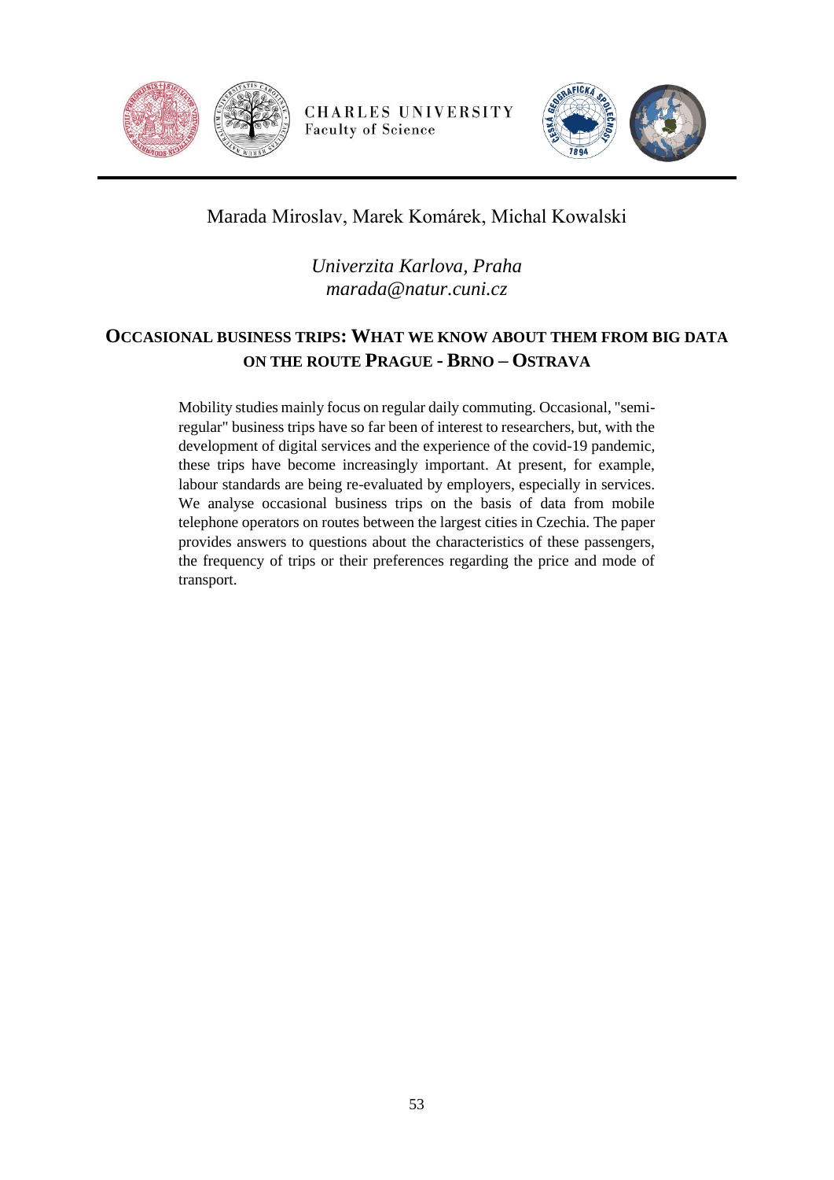Marada Miroslav, Marek Komárek, Michal Kowalski

*Univerzita Karlova, Praha*
*marada@natur.cuni.cz*

## OCCASIONAL BUSINESS TRIPS: WHAT WE KNOW ABOUT THEM FROM BIG DATA ON THE ROUTE PRAGUE - BRNO – OSTRAVA

Mobility studies mainly focus on regular daily commuting. Occasional, "semi-regular" business trips have so far been of interest to researchers, but, with the development of digital services and the experience of the covid-19 pandemic, these trips have become increasingly important. At present, for example, labour standards are being re-evaluated by employers, especially in services. We analyse occasional business trips on the basis of data from mobile telephone operators on routes between the largest cities in Czechia. The paper provides answers to questions about the characteristics of these passengers, the frequency of trips or their preferences regarding the price and mode of transport.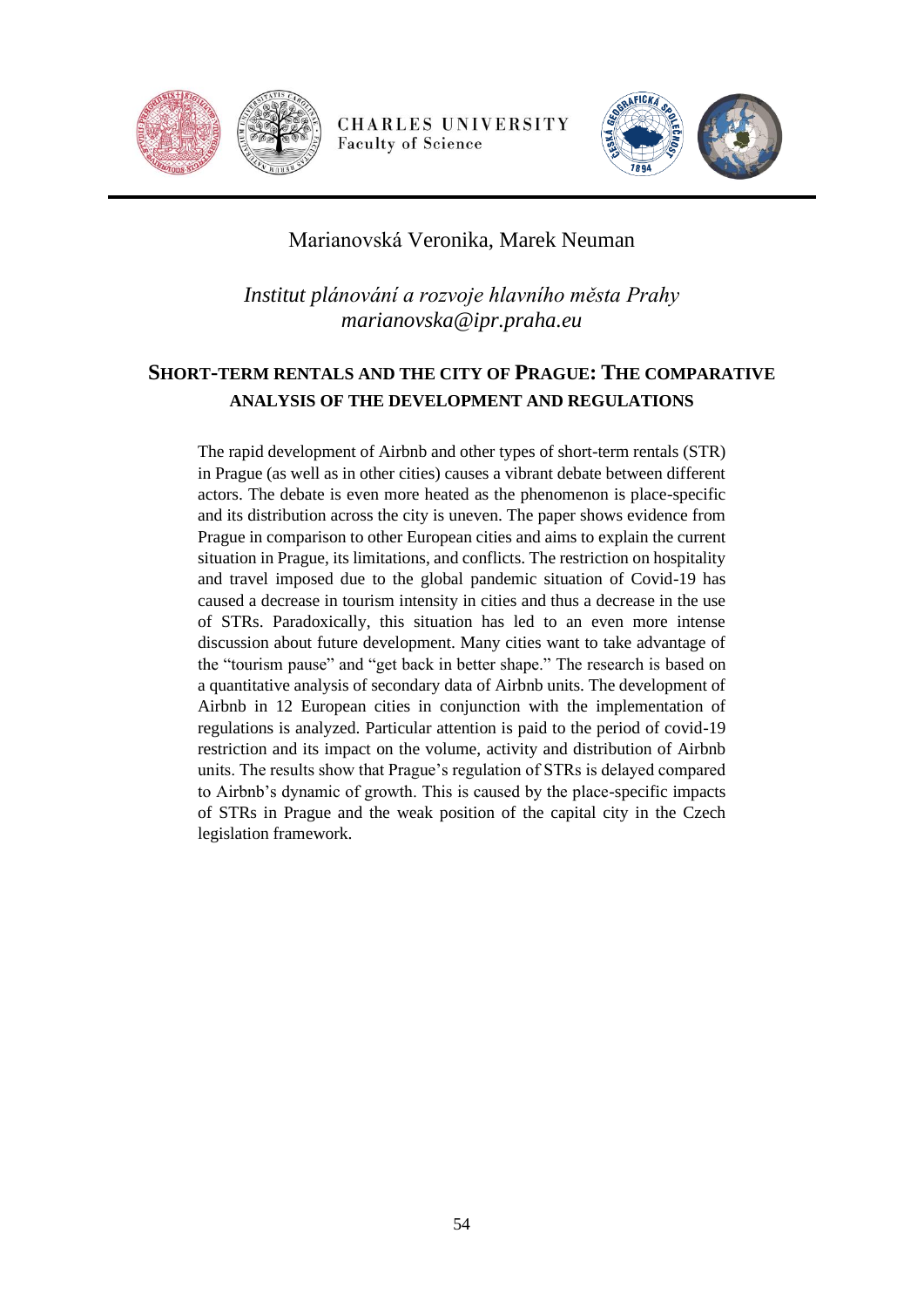Marianovská Veronika, Marek Neuman

*Institut plánování a rozvoje hlavního města Prahy*
*marianovska@ipr.praha.eu*

## SHORT-TERM RENTALS AND THE CITY OF PRAGUE: THE COMPARATIVE ANALYSIS OF THE DEVELOPMENT AND REGULATIONS

The rapid development of Airbnb and other types of short-term rentals (STR) in Prague (as well as in other cities) causes a vibrant debate between different actors. The debate is even more heated as the phenomenon is place-specific and its distribution across the city is uneven. The paper shows evidence from Prague in comparison to other European cities and aims to explain the current situation in Prague, its limitations, and conflicts. The restriction on hospitality and travel imposed due to the global pandemic situation of Covid-19 has caused a decrease in tourism intensity in cities and thus a decrease in the use of STRs. Paradoxically, this situation has led to an even more intense discussion about future development. Many cities want to take advantage of the "tourism pause" and "get back in better shape." The research is based on a quantitative analysis of secondary data of Airbnb units. The development of Airbnb in 12 European cities in conjunction with the implementation of regulations is analyzed. Particular attention is paid to the period of covid-19 restriction and its impact on the volume, activity and distribution of Airbnb units. The results show that Prague's regulation of STRs is delayed compared to Airbnb's dynamic of growth. This is caused by the place-specific impacts of STRs in Prague and the weak position of the capital city in the Czech legislation framework.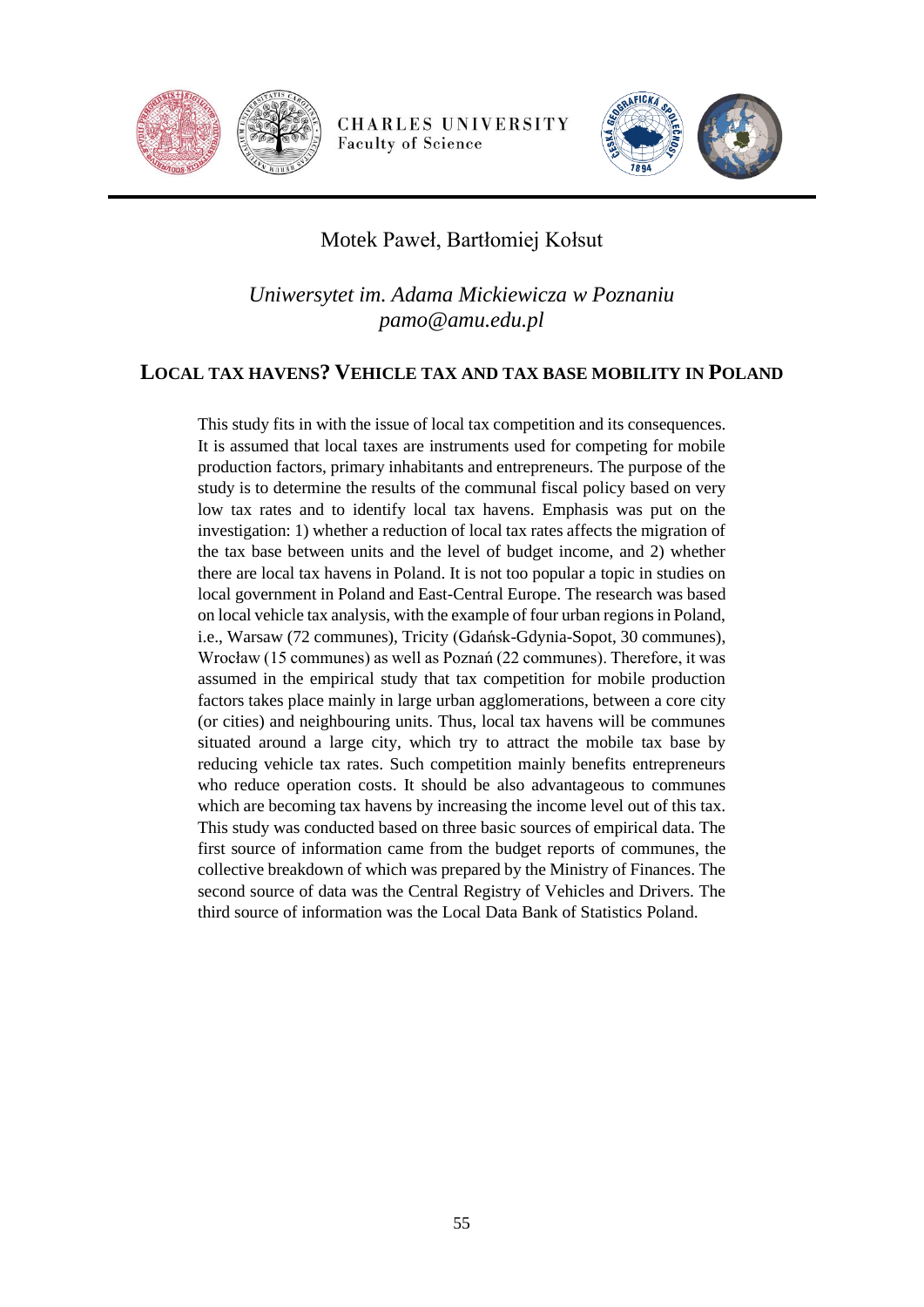Motek Paweł, Bartłomiej Kołsut

*Uniwersytet im. Adama Mickiewicza w Poznaniu*
*pamo@amu.edu.pl*

## LOCAL TAX HAVENS? VEHICLE TAX AND TAX BASE MOBILITY IN POLAND

This study fits in with the issue of local tax competition and its consequences. It is assumed that local taxes are instruments used for competing for mobile production factors, primary inhabitants and entrepreneurs. The purpose of the study is to determine the results of the communal fiscal policy based on very low tax rates and to identify local tax havens. Emphasis was put on the investigation: 1) whether a reduction of local tax rates affects the migration of the tax base between units and the level of budget income, and 2) whether there are local tax havens in Poland. It is not too popular a topic in studies on local government in Poland and East-Central Europe. The research was based on local vehicle tax analysis, with the example of four urban regions in Poland, i.e., Warsaw (72 communes), Tricity (Gdańsk-Gdynia-Sopot, 30 communes), Wrocław (15 communes) as well as Poznań (22 communes). Therefore, it was assumed in the empirical study that tax competition for mobile production factors takes place mainly in large urban agglomerations, between a core city (or cities) and neighbouring units. Thus, local tax havens will be communes situated around a large city, which try to attract the mobile tax base by reducing vehicle tax rates. Such competition mainly benefits entrepreneurs who reduce operation costs. It should be also advantageous to communes which are becoming tax havens by increasing the income level out of this tax. This study was conducted based on three basic sources of empirical data. The first source of information came from the budget reports of communes, the collective breakdown of which was prepared by the Ministry of Finances. The second source of data was the Central Registry of Vehicles and Drivers. The third source of information was the Local Data Bank of Statistics Poland.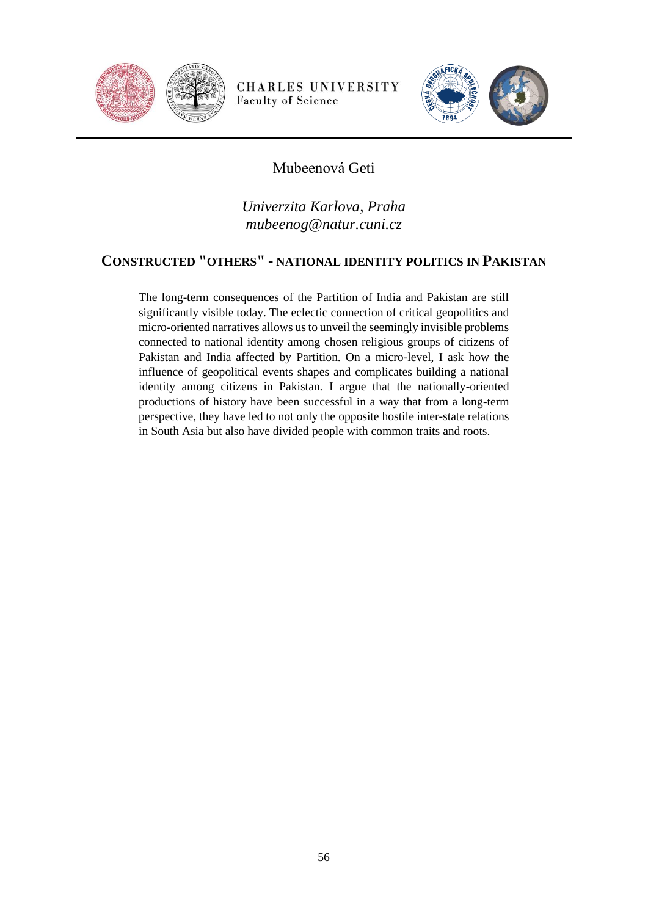Mubeenová Geti

*Univerzita Karlova, Praha*
*mubeenog@natur.cuni.cz*

## CONSTRUCTED "OTHERS" - NATIONAL IDENTITY POLITICS IN PAKISTAN

The long-term consequences of the Partition of India and Pakistan are still significantly visible today. The eclectic connection of critical geopolitics and micro-oriented narratives allows us to unveil the seemingly invisible problems connected to national identity among chosen religious groups of citizens of Pakistan and India affected by Partition. On a micro-level, I ask how the influence of geopolitical events shapes and complicates building a national identity among citizens in Pakistan. I argue that the nationally-oriented productions of history have been successful in a way that from a long-term perspective, they have led to not only the opposite hostile inter-state relations in South Asia but also have divided people with common traits and roots.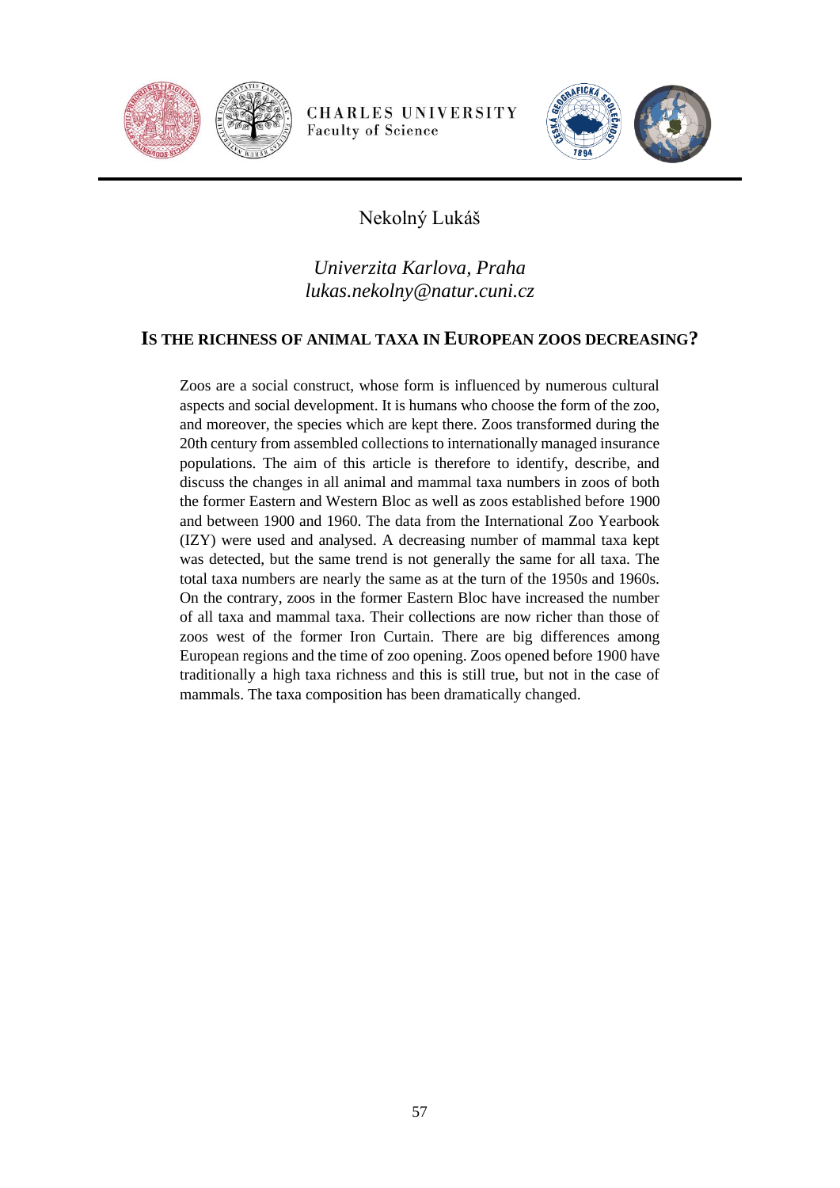Nekolný Lukáš

*Univerzita Karlova, Praha*
*lukas.nekolny@natur.cuni.cz*

## IS THE RICHNESS OF ANIMAL TAXA IN EUROPEAN ZOOS DECREASING?

Zoos are a social construct, whose form is influenced by numerous cultural aspects and social development. It is humans who choose the form of the zoo, and moreover, the species which are kept there. Zoos transformed during the 20th century from assembled collections to internationally managed insurance populations. The aim of this article is therefore to identify, describe, and discuss the changes in all animal and mammal taxa numbers in zoos of both the former Eastern and Western Bloc as well as zoos established before 1900 and between 1900 and 1960. The data from the International Zoo Yearbook (IZY) were used and analysed. A decreasing number of mammal taxa kept was detected, but the same trend is not generally the same for all taxa. The total taxa numbers are nearly the same as at the turn of the 1950s and 1960s. On the contrary, zoos in the former Eastern Bloc have increased the number of all taxa and mammal taxa. Their collections are now richer than those of zoos west of the former Iron Curtain. There are big differences among European regions and the time of zoo opening. Zoos opened before 1900 have traditionally a high taxa richness and this is still true, but not in the case of mammals. The taxa composition has been dramatically changed.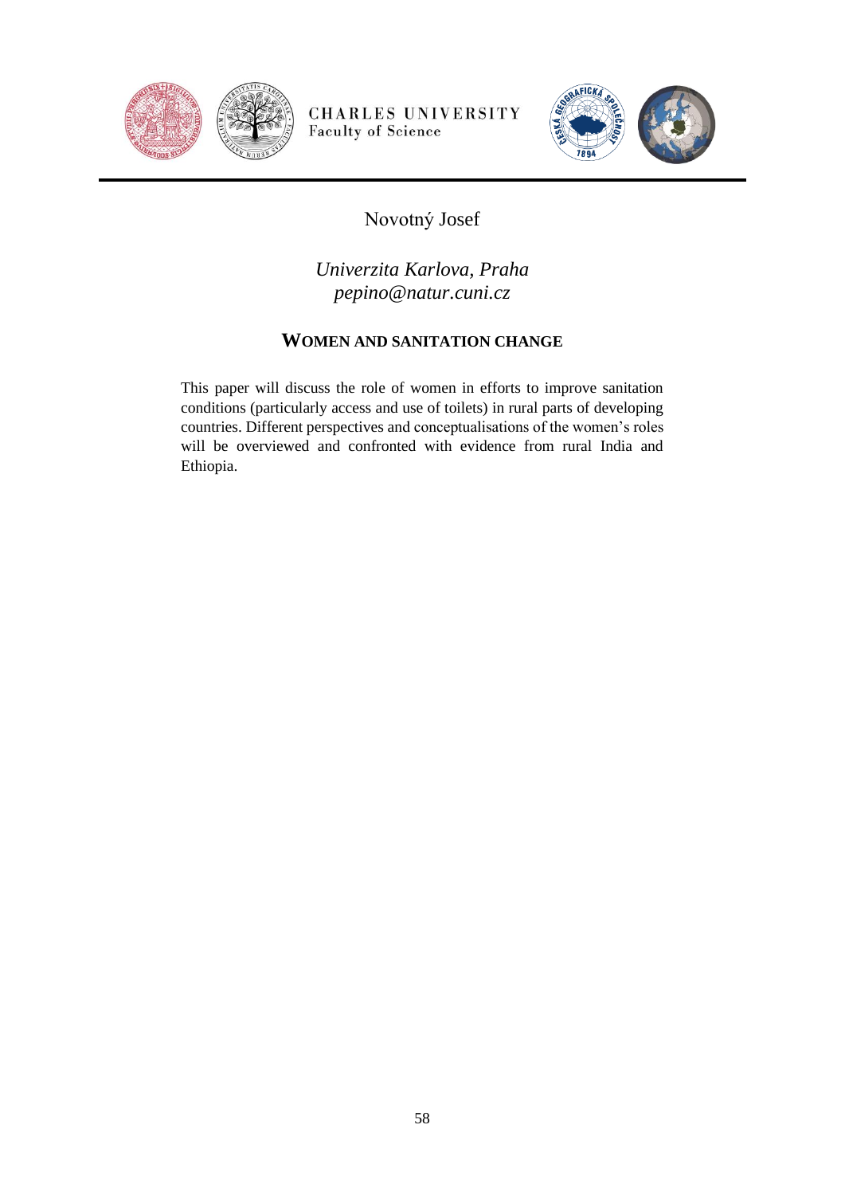Novotný Josef

*Univerzita Karlova, Praha*
*pepino@natur.cuni.cz*

## WOMEN AND SANITATION CHANGE

This paper will discuss the role of women in efforts to improve sanitation conditions (particularly access and use of toilets) in rural parts of developing countries. Different perspectives and conceptualisations of the women's roles will be overviewed and confronted with evidence from rural India and Ethiopia.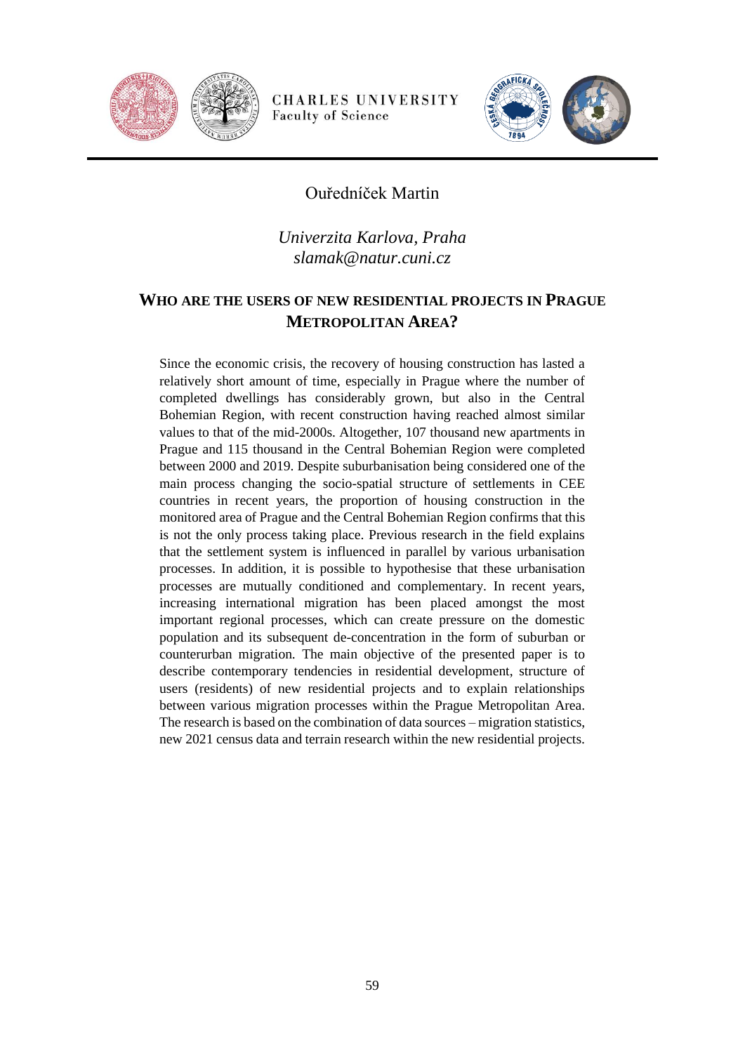Ouředníček Martin

*Univerzita Karlova, Praha*
*slamak@natur.cuni.cz*

## WHO ARE THE USERS OF NEW RESIDENTIAL PROJECTS IN PRAGUE METROPOLITAN AREA?

Since the economic crisis, the recovery of housing construction has lasted a relatively short amount of time, especially in Prague where the number of completed dwellings has considerably grown, but also in the Central Bohemian Region, with recent construction having reached almost similar values to that of the mid-2000s. Altogether, 107 thousand new apartments in Prague and 115 thousand in the Central Bohemian Region were completed between 2000 and 2019. Despite suburbanisation being considered one of the main process changing the socio-spatial structure of settlements in CEE countries in recent years, the proportion of housing construction in the monitored area of Prague and the Central Bohemian Region confirms that this is not the only process taking place. Previous research in the field explains that the settlement system is influenced in parallel by various urbanisation processes. In addition, it is possible to hypothesise that these urbanisation processes are mutually conditioned and complementary. In recent years, increasing international migration has been placed amongst the most important regional processes, which can create pressure on the domestic population and its subsequent de-concentration in the form of suburban or counterurban migration. The main objective of the presented paper is to describe contemporary tendencies in residential development, structure of users (residents) of new residential projects and to explain relationships between various migration processes within the Prague Metropolitan Area. The research is based on the combination of data sources – migration statistics, new 2021 census data and terrain research within the new residential projects.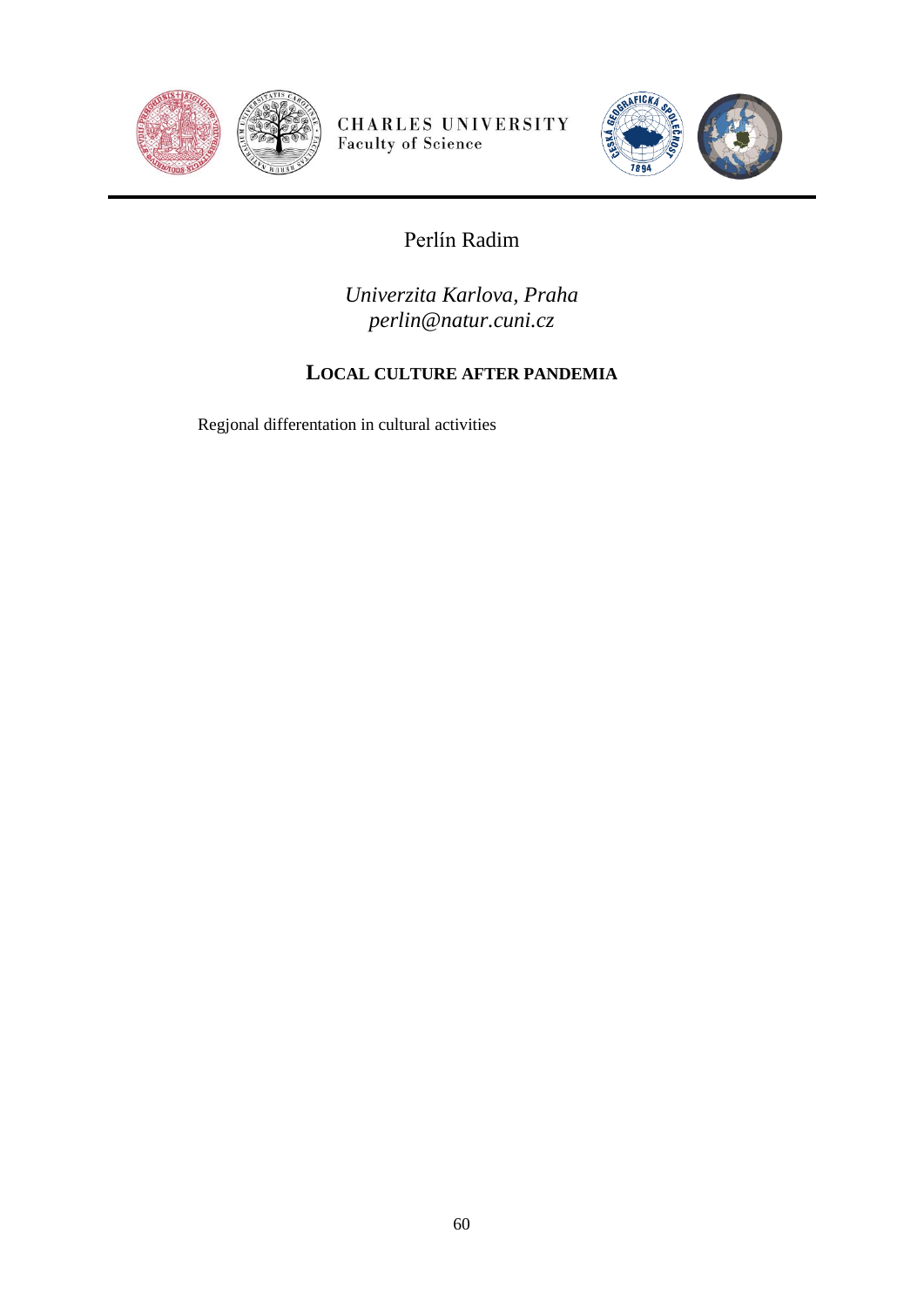Perlín Radim

*Univerzita Karlova, Praha*
*perlin@natur.cuni.cz*

## LOCAL CULTURE AFTER PANDEMIA

Regjonal differentation in cultural activities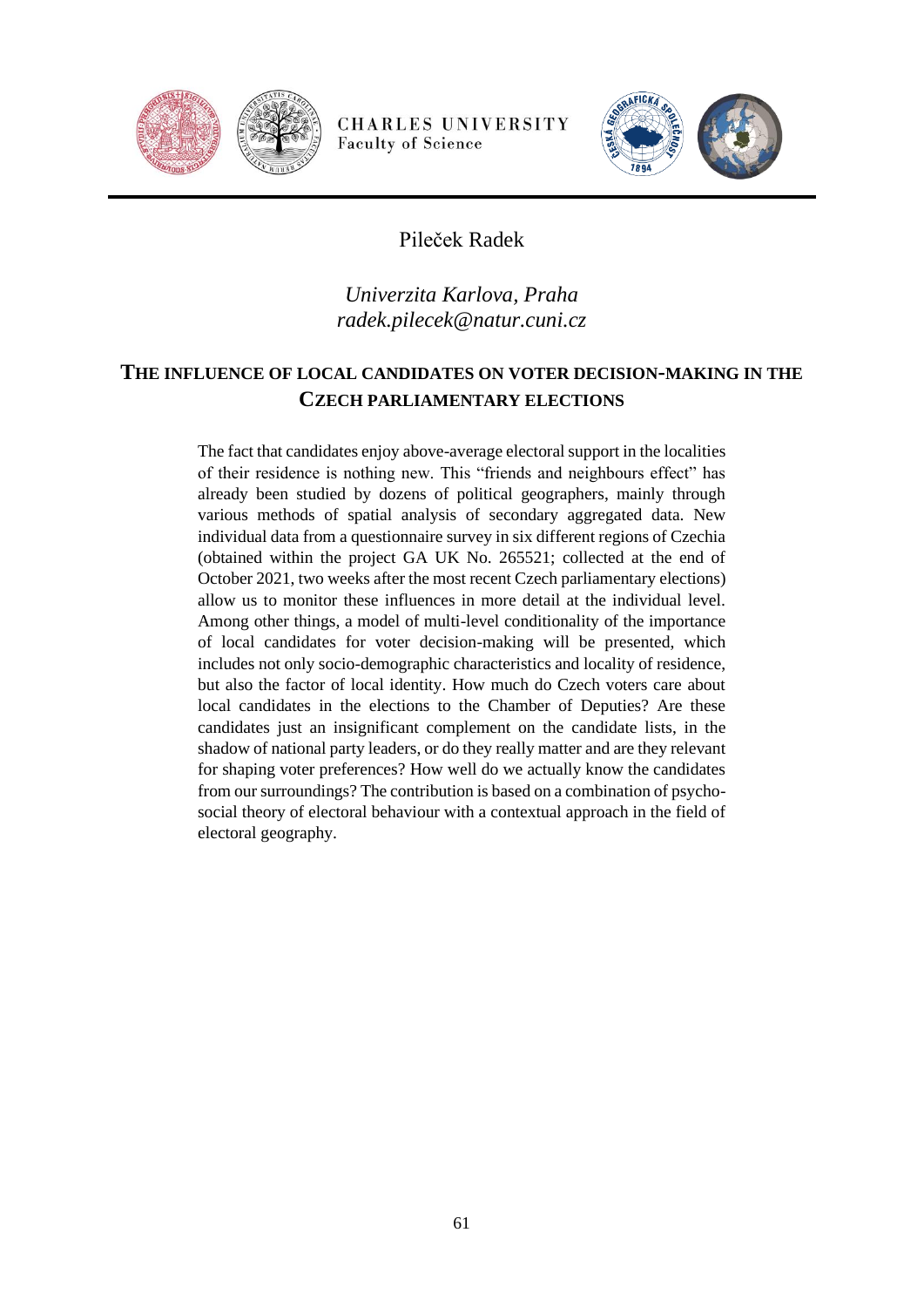Pileček Radek

*Univerzita Karlova, Praha*
*radek.pilecek@natur.cuni.cz*

## THE INFLUENCE OF LOCAL CANDIDATES ON VOTER DECISION-MAKING IN THE CZECH PARLIAMENTARY ELECTIONS

The fact that candidates enjoy above-average electoral support in the localities of their residence is nothing new. This "friends and neighbours effect" has already been studied by dozens of political geographers, mainly through various methods of spatial analysis of secondary aggregated data. New individual data from a questionnaire survey in six different regions of Czechia (obtained within the project GA UK No. 265521; collected at the end of October 2021, two weeks after the most recent Czech parliamentary elections) allow us to monitor these influences in more detail at the individual level. Among other things, a model of multi-level conditionality of the importance of local candidates for voter decision-making will be presented, which includes not only socio-demographic characteristics and locality of residence, but also the factor of local identity. How much do Czech voters care about local candidates in the elections to the Chamber of Deputies? Are these candidates just an insignificant complement on the candidate lists, in the shadow of national party leaders, or do they really matter and are they relevant for shaping voter preferences? How well do we actually know the candidates from our surroundings? The contribution is based on a combination of psycho-social theory of electoral behaviour with a contextual approach in the field of electoral geography.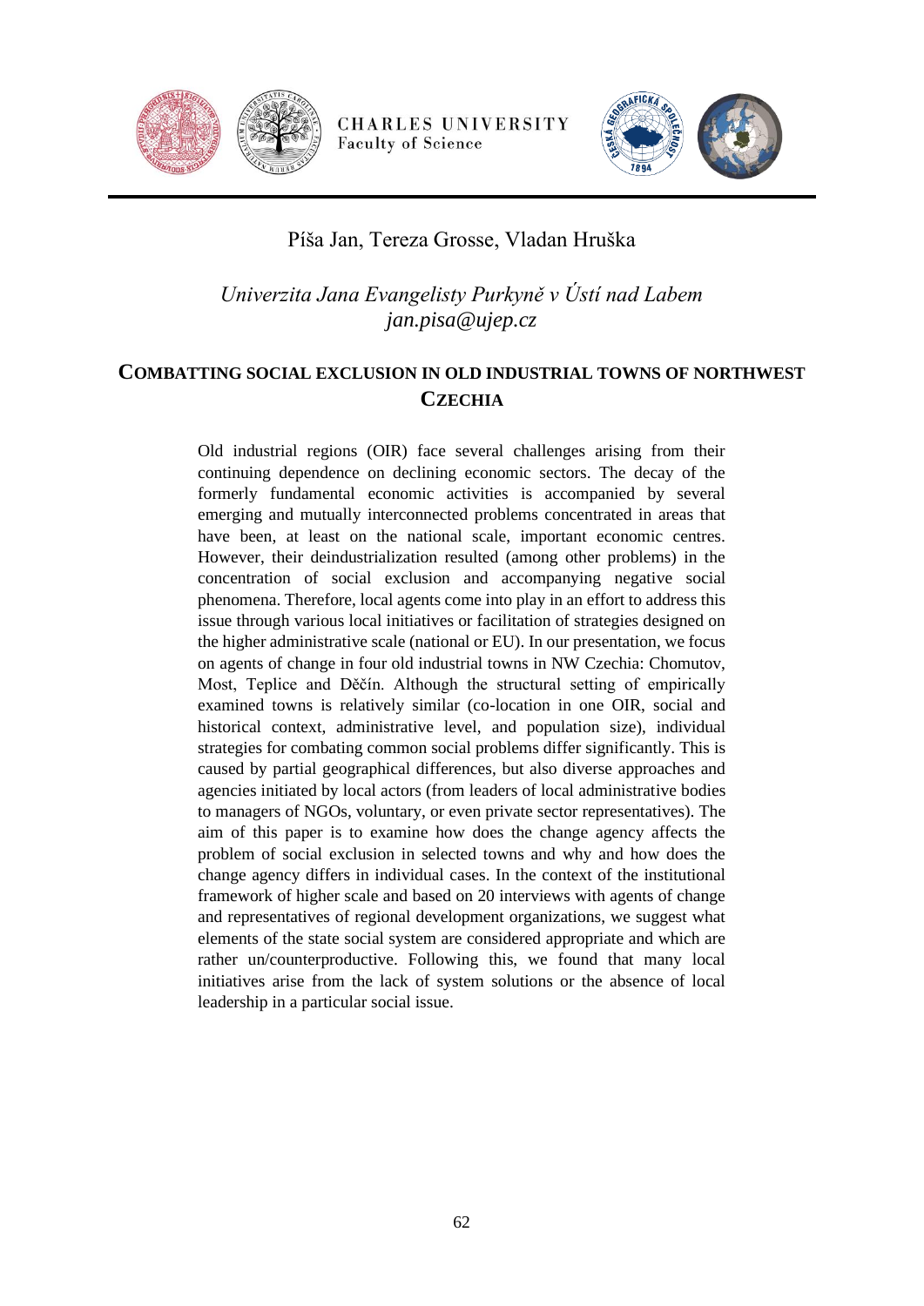Píša Jan, Tereza Grosse, Vladan Hruška

*Univerzita Jana Evangelisty Purkyně v Ústí nad Labem*
*jan.pisa@ujep.cz*

## COMBATTING SOCIAL EXCLUSION IN OLD INDUSTRIAL TOWNS OF NORTHWEST CZECHIA

Old industrial regions (OIR) face several challenges arising from their continuing dependence on declining economic sectors. The decay of the formerly fundamental economic activities is accompanied by several emerging and mutually interconnected problems concentrated in areas that have been, at least on the national scale, important economic centres. However, their deindustrialization resulted (among other problems) in the concentration of social exclusion and accompanying negative social phenomena. Therefore, local agents come into play in an effort to address this issue through various local initiatives or facilitation of strategies designed on the higher administrative scale (national or EU). In our presentation, we focus on agents of change in four old industrial towns in NW Czechia: Chomutov, Most, Teplice and Děčín. Although the structural setting of empirically examined towns is relatively similar (co-location in one OIR, social and historical context, administrative level, and population size), individual strategies for combating common social problems differ significantly. This is caused by partial geographical differences, but also diverse approaches and agencies initiated by local actors (from leaders of local administrative bodies to managers of NGOs, voluntary, or even private sector representatives). The aim of this paper is to examine how does the change agency affects the problem of social exclusion in selected towns and why and how does the change agency differs in individual cases. In the context of the institutional framework of higher scale and based on 20 interviews with agents of change and representatives of regional development organizations, we suggest what elements of the state social system are considered appropriate and which are rather un/counterproductive. Following this, we found that many local initiatives arise from the lack of system solutions or the absence of local leadership in a particular social issue.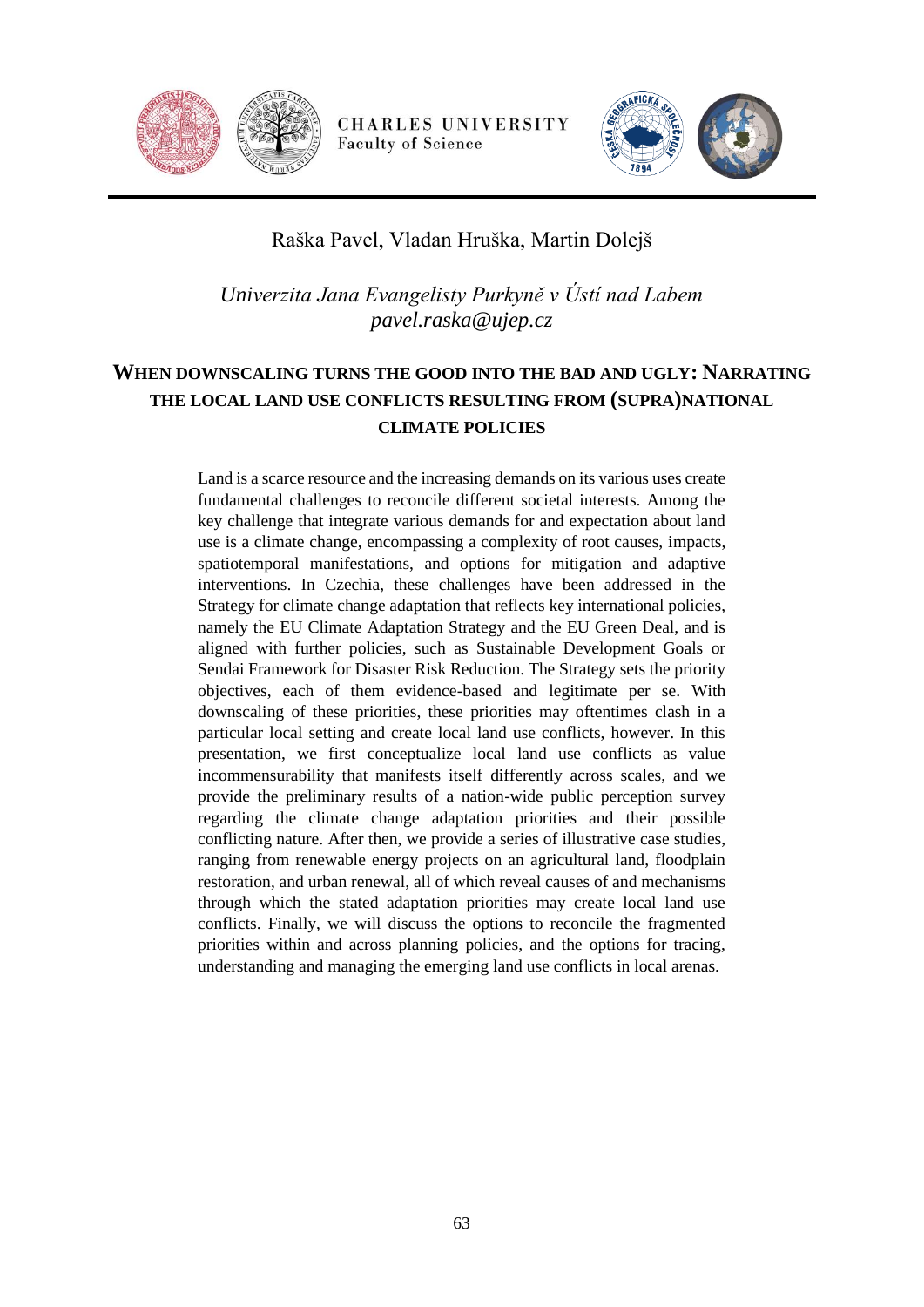Raška Pavel, Vladan Hruška, Martin Dolejš

*Univerzita Jana Evangelisty Purkyně v Ústí nad Labem*
*pavel.raska@ujep.cz*

## WHEN DOWNSCALING TURNS THE GOOD INTO THE BAD AND UGLY: NARRATING THE LOCAL LAND USE CONFLICTS RESULTING FROM (SUPRA)NATIONAL CLIMATE POLICIES

Land is a scarce resource and the increasing demands on its various uses create fundamental challenges to reconcile different societal interests. Among the key challenge that integrate various demands for and expectation about land use is a climate change, encompassing a complexity of root causes, impacts, spatiotemporal manifestations, and options for mitigation and adaptive interventions. In Czechia, these challenges have been addressed in the Strategy for climate change adaptation that reflects key international policies, namely the EU Climate Adaptation Strategy and the EU Green Deal, and is aligned with further policies, such as Sustainable Development Goals or Sendai Framework for Disaster Risk Reduction. The Strategy sets the priority objectives, each of them evidence-based and legitimate per se. With downscaling of these priorities, these priorities may oftentimes clash in a particular local setting and create local land use conflicts, however. In this presentation, we first conceptualize local land use conflicts as value incommensurability that manifests itself differently across scales, and we provide the preliminary results of a nation-wide public perception survey regarding the climate change adaptation priorities and their possible conflicting nature. After then, we provide a series of illustrative case studies, ranging from renewable energy projects on an agricultural land, floodplain restoration, and urban renewal, all of which reveal causes of and mechanisms through which the stated adaptation priorities may create local land use conflicts. Finally, we will discuss the options to reconcile the fragmented priorities within and across planning policies, and the options for tracing, understanding and managing the emerging land use conflicts in local arenas.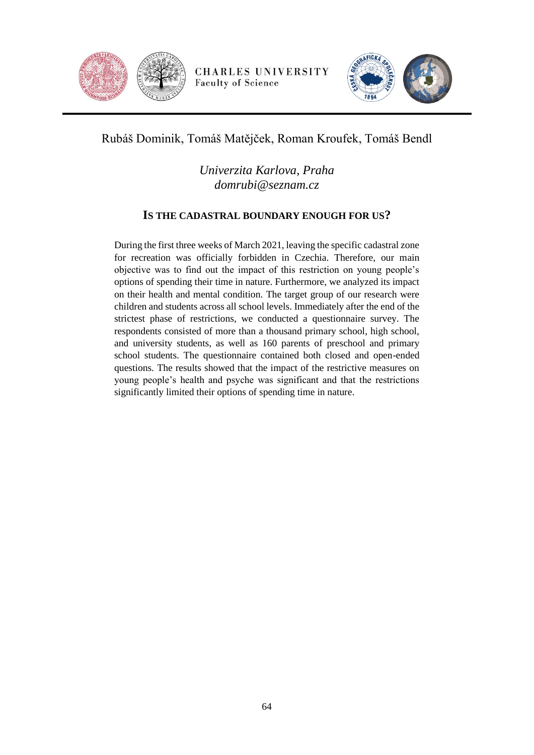Rubáš Dominik, Tomáš Matějček, Roman Kroufek, Tomáš Bendl

*Univerzita Karlova, Praha*
*domrubi@seznam.cz*

## IS THE CADASTRAL BOUNDARY ENOUGH FOR US?

During the first three weeks of March 2021, leaving the specific cadastral zone for recreation was officially forbidden in Czechia. Therefore, our main objective was to find out the impact of this restriction on young people's options of spending their time in nature. Furthermore, we analyzed its impact on their health and mental condition. The target group of our research were children and students across all school levels. Immediately after the end of the strictest phase of restrictions, we conducted a questionnaire survey. The respondents consisted of more than a thousand primary school, high school, and university students, as well as 160 parents of preschool and primary school students. The questionnaire contained both closed and open-ended questions. The results showed that the impact of the restrictive measures on young people's health and psyche was significant and that the restrictions significantly limited their options of spending time in nature.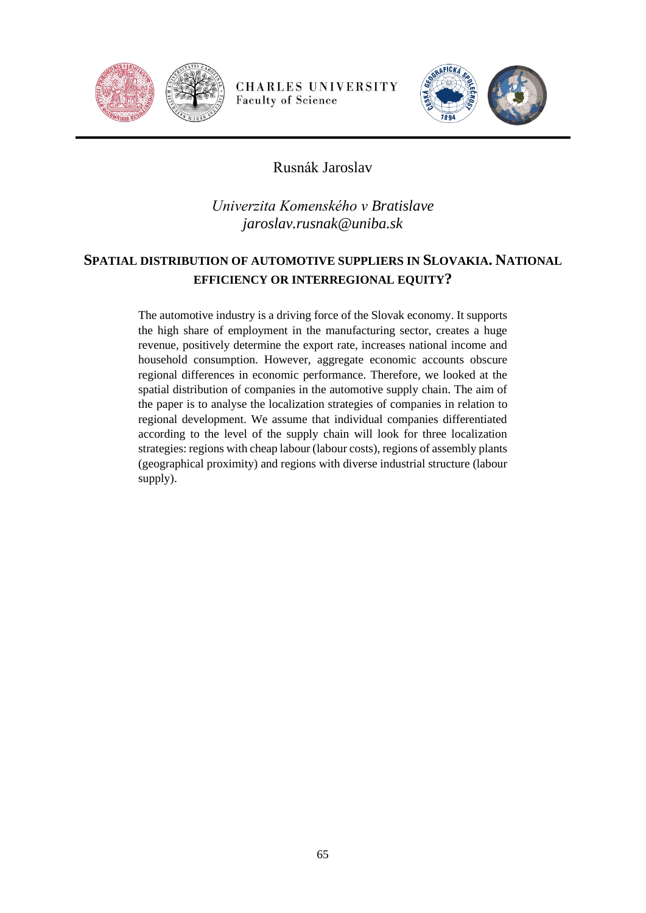Rusnák Jaroslav

*Univerzita Komenského v Bratislave*
*jaroslav.rusnak@uniba.sk*

## SPATIAL DISTRIBUTION OF AUTOMOTIVE SUPPLIERS IN SLOVAKIA. NATIONAL EFFICIENCY OR INTERREGIONAL EQUITY?

The automotive industry is a driving force of the Slovak economy. It supports the high share of employment in the manufacturing sector, creates a huge revenue, positively determine the export rate, increases national income and household consumption. However, aggregate economic accounts obscure regional differences in economic performance. Therefore, we looked at the spatial distribution of companies in the automotive supply chain. The aim of the paper is to analyse the localization strategies of companies in relation to regional development. We assume that individual companies differentiated according to the level of the supply chain will look for three localization strategies: regions with cheap labour (labour costs), regions of assembly plants (geographical proximity) and regions with diverse industrial structure (labour supply).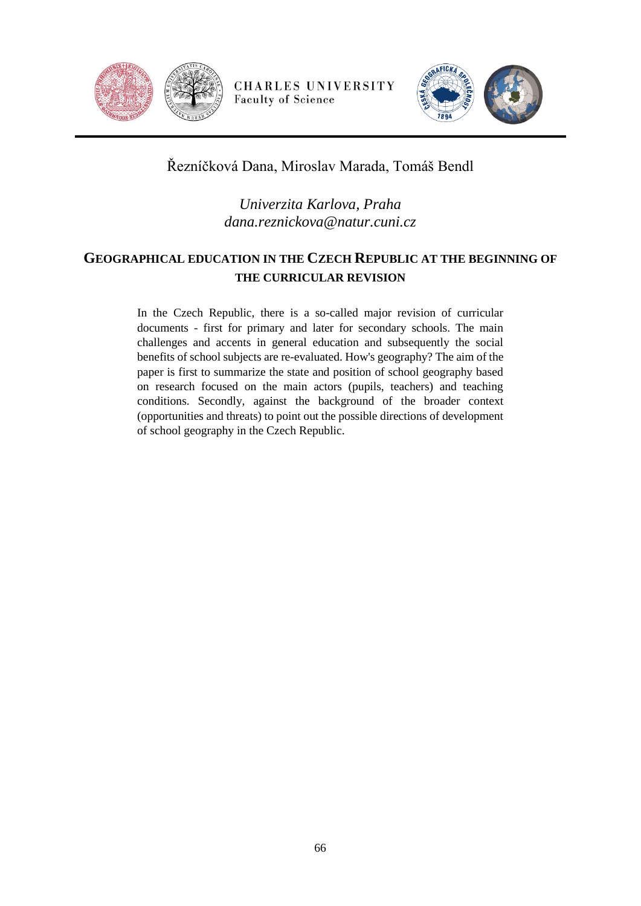Řezníčková Dana, Miroslav Marada, Tomáš Bendl

*Univerzita Karlova, Praha*
*dana.reznickova@natur.cuni.cz*

## GEOGRAPHICAL EDUCATION IN THE CZECH REPUBLIC AT THE BEGINNING OF THE CURRICULAR REVISION

In the Czech Republic, there is a so-called major revision of curricular documents - first for primary and later for secondary schools. The main challenges and accents in general education and subsequently the social benefits of school subjects are re-evaluated. How's geography? The aim of the paper is first to summarize the state and position of school geography based on research focused on the main actors (pupils, teachers) and teaching conditions. Secondly, against the background of the broader context (opportunities and threats) to point out the possible directions of development of school geography in the Czech Republic.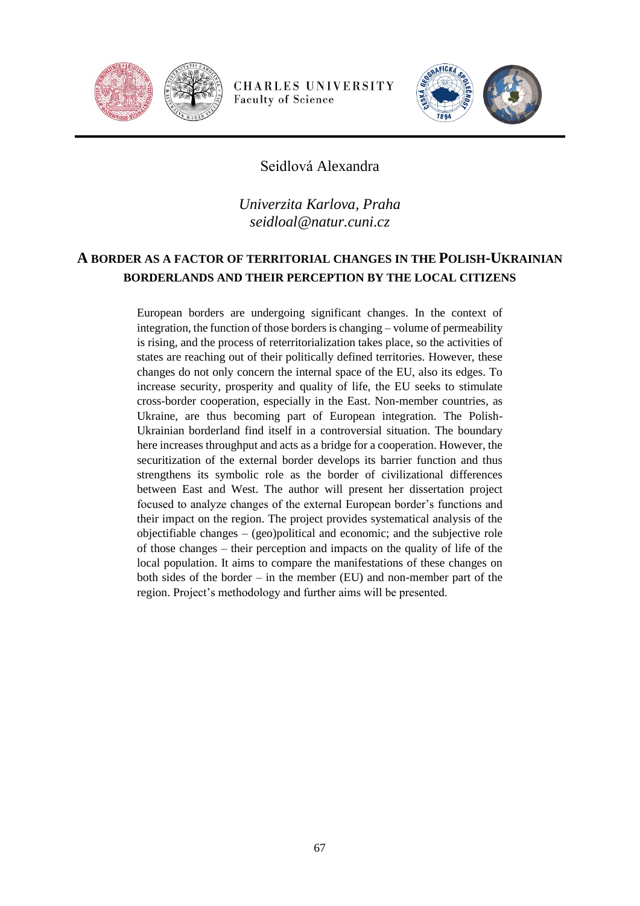Seidlová Alexandra

*Univerzita Karlova, Praha*
*seidloal@natur.cuni.cz*

## A BORDER AS A FACTOR OF TERRITORIAL CHANGES IN THE POLISH-UKRAINIAN BORDERLANDS AND THEIR PERCEPTION BY THE LOCAL CITIZENS

European borders are undergoing significant changes. In the context of integration, the function of those borders is changing – volume of permeability is rising, and the process of reterritorialization takes place, so the activities of states are reaching out of their politically defined territories. However, these changes do not only concern the internal space of the EU, also its edges. To increase security, prosperity and quality of life, the EU seeks to stimulate cross-border cooperation, especially in the East. Non-member countries, as Ukraine, are thus becoming part of European integration. The Polish-Ukrainian borderland find itself in a controversial situation. The boundary here increases throughput and acts as a bridge for a cooperation. However, the securitization of the external border develops its barrier function and thus strengthens its symbolic role as the border of civilizational differences between East and West. The author will present her dissertation project focused to analyze changes of the external European border's functions and their impact on the region. The project provides systematical analysis of the objectifiable changes – (geo)political and economic; and the subjective role of those changes – their perception and impacts on the quality of life of the local population. It aims to compare the manifestations of these changes on both sides of the border – in the member (EU) and non-member part of the region. Project's methodology and further aims will be presented.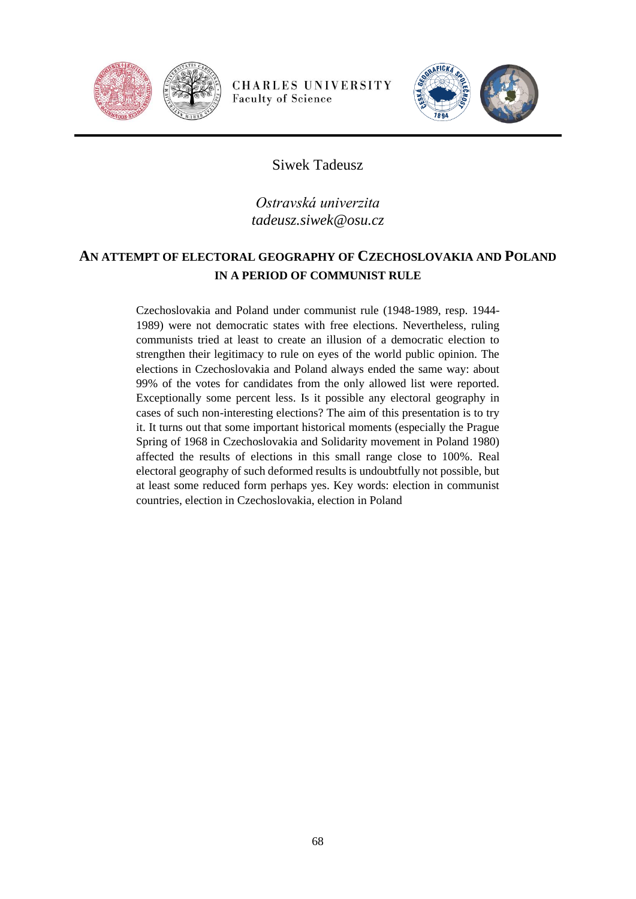Siwek Tadeusz

*Ostravská univerzita*
*tadeusz.siwek@osu.cz*

## AN ATTEMPT OF ELECTORAL GEOGRAPHY OF CZECHOSLOVAKIA AND POLAND IN A PERIOD OF COMMUNIST RULE

Czechoslovakia and Poland under communist rule (1948-1989, resp. 1944-1989) were not democratic states with free elections. Nevertheless, ruling communists tried at least to create an illusion of a democratic election to strengthen their legitimacy to rule on eyes of the world public opinion. The elections in Czechoslovakia and Poland always ended the same way: about 99% of the votes for candidates from the only allowed list were reported. Exceptionally some percent less. Is it possible any electoral geography in cases of such non-interesting elections? The aim of this presentation is to try it. It turns out that some important historical moments (especially the Prague Spring of 1968 in Czechoslovakia and Solidarity movement in Poland 1980) affected the results of elections in this small range close to 100%. Real electoral geography of such deformed results is undoubtfully not possible, but at least some reduced form perhaps yes. Key words: election in communist countries, election in Czechoslovakia, election in Poland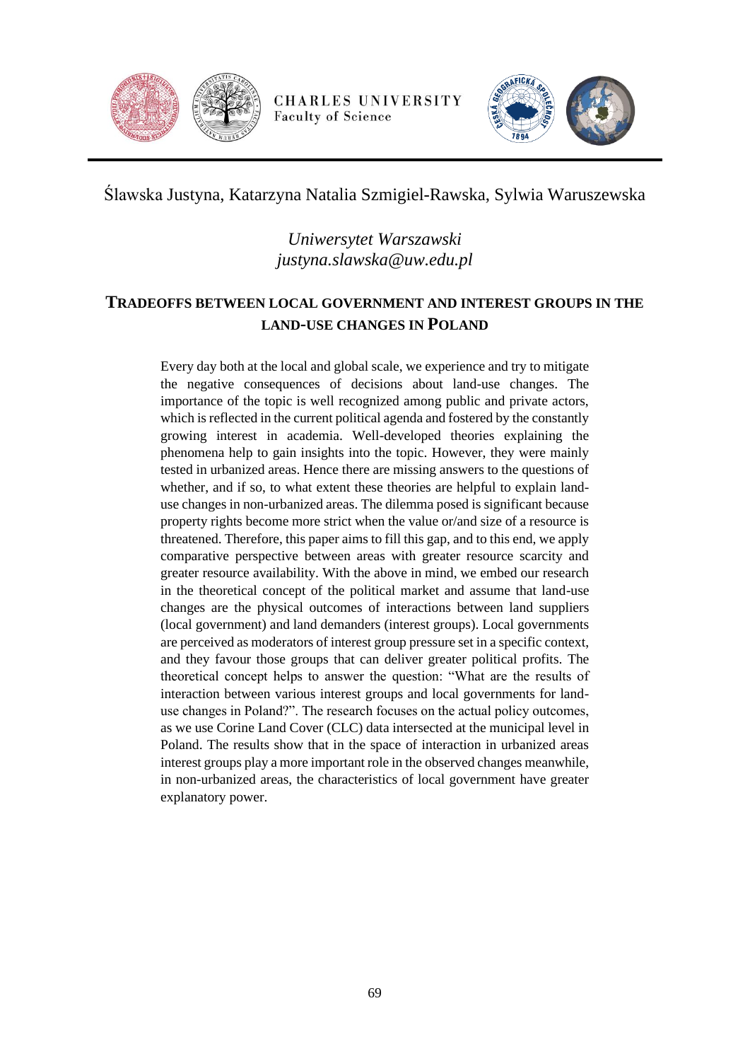Ślawska Justyna, Katarzyna Natalia Szmigiel-Rawska, Sylwia Waruszewska

*Uniwersytet Warszawski*
*justyna.slawska@uw.edu.pl*

## TRADEOFFS BETWEEN LOCAL GOVERNMENT AND INTEREST GROUPS IN THE LAND-USE CHANGES IN POLAND

Every day both at the local and global scale, we experience and try to mitigate the negative consequences of decisions about land-use changes. The importance of the topic is well recognized among public and private actors, which is reflected in the current political agenda and fostered by the constantly growing interest in academia. Well-developed theories explaining the phenomena help to gain insights into the topic. However, they were mainly tested in urbanized areas. Hence there are missing answers to the questions of whether, and if so, to what extent these theories are helpful to explain land-use changes in non-urbanized areas. The dilemma posed is significant because property rights become more strict when the value or/and size of a resource is threatened. Therefore, this paper aims to fill this gap, and to this end, we apply comparative perspective between areas with greater resource scarcity and greater resource availability. With the above in mind, we embed our research in the theoretical concept of the political market and assume that land-use changes are the physical outcomes of interactions between land suppliers (local government) and land demanders (interest groups). Local governments are perceived as moderators of interest group pressure set in a specific context, and they favour those groups that can deliver greater political profits. The theoretical concept helps to answer the question: "What are the results of interaction between various interest groups and local governments for land-use changes in Poland?". The research focuses on the actual policy outcomes, as we use Corine Land Cover (CLC) data intersected at the municipal level in Poland. The results show that in the space of interaction in urbanized areas interest groups play a more important role in the observed changes meanwhile, in non-urbanized areas, the characteristics of local government have greater explanatory power.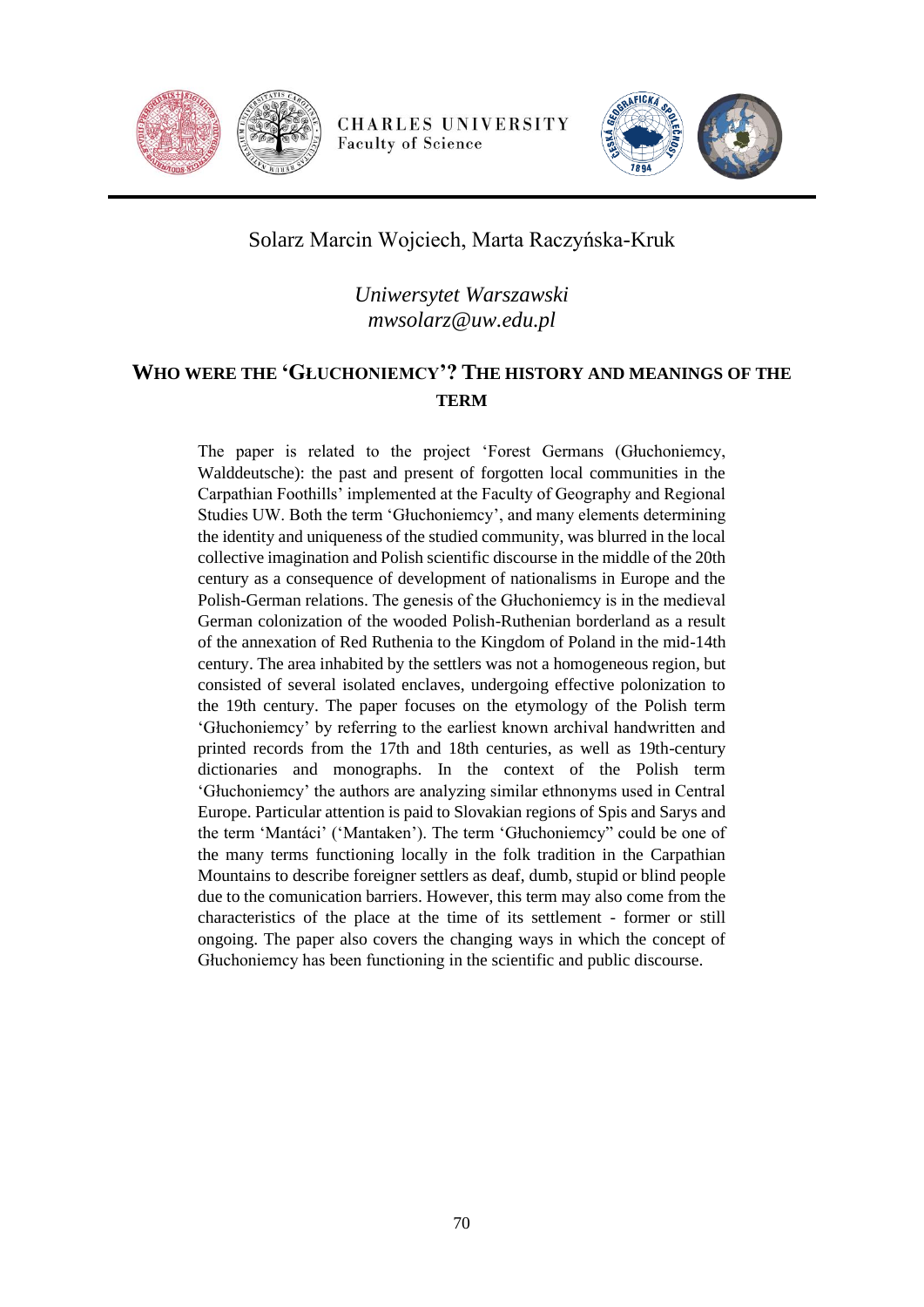Solarz Marcin Wojciech, Marta Raczyńska-Kruk

*Uniwersytet Warszawski*
*mwsolarz@uw.edu.pl*

## WHO WERE THE 'GŁUCHONIEMCY'? THE HISTORY AND MEANINGS OF THE TERM

The paper is related to the project 'Forest Germans (Głuchoniemcy, Walddeutsche): the past and present of forgotten local communities in the Carpathian Foothills' implemented at the Faculty of Geography and Regional Studies UW. Both the term 'Głuchoniemcy', and many elements determining the identity and uniqueness of the studied community, was blurred in the local collective imagination and Polish scientific discourse in the middle of the 20th century as a consequence of development of nationalisms in Europe and the Polish-German relations. The genesis of the Głuchoniemcy is in the medieval German colonization of the wooded Polish-Ruthenian borderland as a result of the annexation of Red Ruthenia to the Kingdom of Poland in the mid-14th century. The area inhabited by the settlers was not a homogeneous region, but consisted of several isolated enclaves, undergoing effective polonization to the 19th century. The paper focuses on the etymology of the Polish term 'Głuchoniemcy' by referring to the earliest known archival handwritten and printed records from the 17th and 18th centuries, as well as 19th-century dictionaries and monographs. In the context of the Polish term 'Głuchoniemcy' the authors are analyzing similar ethnonyms used in Central Europe. Particular attention is paid to Slovakian regions of Spis and Sarys and the term 'Mantáci' ('Mantaken'). The term 'Głuchoniemcy" could be one of the many terms functioning locally in the folk tradition in the Carpathian Mountains to describe foreigner settlers as deaf, dumb, stupid or blind people due to the comunication barriers. However, this term may also come from the characteristics of the place at the time of its settlement - former or still ongoing. The paper also covers the changing ways in which the concept of Głuchoniemcy has been functioning in the scientific and public discourse.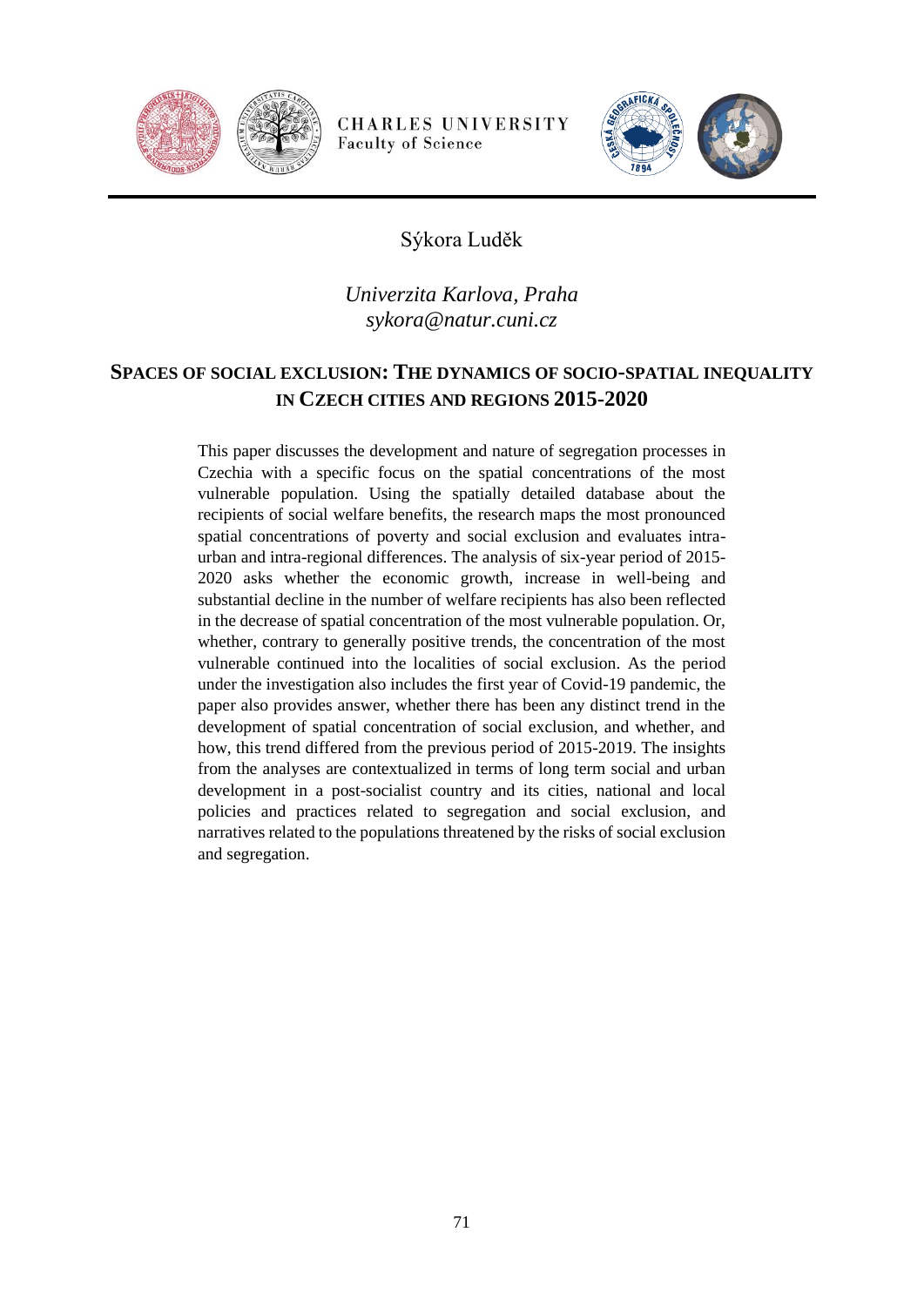Sýkora Luděk

*Univerzita Karlova, Praha*
*sykora@natur.cuni.cz*

## SPACES OF SOCIAL EXCLUSION: THE DYNAMICS OF SOCIO-SPATIAL INEQUALITY IN CZECH CITIES AND REGIONS 2015-2020

This paper discusses the development and nature of segregation processes in Czechia with a specific focus on the spatial concentrations of the most vulnerable population. Using the spatially detailed database about the recipients of social welfare benefits, the research maps the most pronounced spatial concentrations of poverty and social exclusion and evaluates intra-urban and intra-regional differences. The analysis of six-year period of 2015-2020 asks whether the economic growth, increase in well-being and substantial decline in the number of welfare recipients has also been reflected in the decrease of spatial concentration of the most vulnerable population. Or, whether, contrary to generally positive trends, the concentration of the most vulnerable continued into the localities of social exclusion. As the period under the investigation also includes the first year of Covid-19 pandemic, the paper also provides answer, whether there has been any distinct trend in the development of spatial concentration of social exclusion, and whether, and how, this trend differed from the previous period of 2015-2019. The insights from the analyses are contextualized in terms of long term social and urban development in a post-socialist country and its cities, national and local policies and practices related to segregation and social exclusion, and narratives related to the populations threatened by the risks of social exclusion and segregation.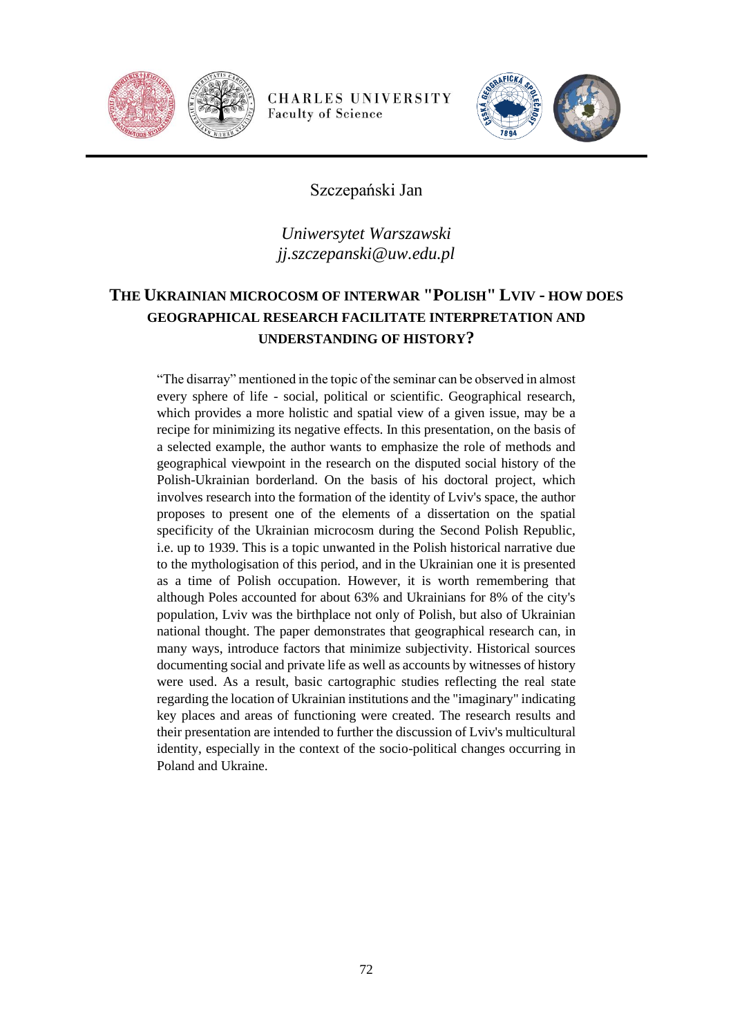Szczepański Jan

*Uniwersytet Warszawski*
*jj.szczepanski@uw.edu.pl*

## THE UKRAINIAN MICROCOSM OF INTERWAR "POLISH" LVIV - HOW DOES GEOGRAPHICAL RESEARCH FACILITATE INTERPRETATION AND UNDERSTANDING OF HISTORY?

"The disarray" mentioned in the topic of the seminar can be observed in almost every sphere of life - social, political or scientific. Geographical research, which provides a more holistic and spatial view of a given issue, may be a recipe for minimizing its negative effects. In this presentation, on the basis of a selected example, the author wants to emphasize the role of methods and geographical viewpoint in the research on the disputed social history of the Polish-Ukrainian borderland. On the basis of his doctoral project, which involves research into the formation of the identity of Lviv's space, the author proposes to present one of the elements of a dissertation on the spatial specificity of the Ukrainian microcosm during the Second Polish Republic, i.e. up to 1939. This is a topic unwanted in the Polish historical narrative due to the mythologisation of this period, and in the Ukrainian one it is presented as a time of Polish occupation. However, it is worth remembering that although Poles accounted for about 63% and Ukrainians for 8% of the city's population, Lviv was the birthplace not only of Polish, but also of Ukrainian national thought. The paper demonstrates that geographical research can, in many ways, introduce factors that minimize subjectivity. Historical sources documenting social and private life as well as accounts by witnesses of history were used. As a result, basic cartographic studies reflecting the real state regarding the location of Ukrainian institutions and the "imaginary" indicating key places and areas of functioning were created. The research results and their presentation are intended to further the discussion of Lviv's multicultural identity, especially in the context of the socio-political changes occurring in Poland and Ukraine.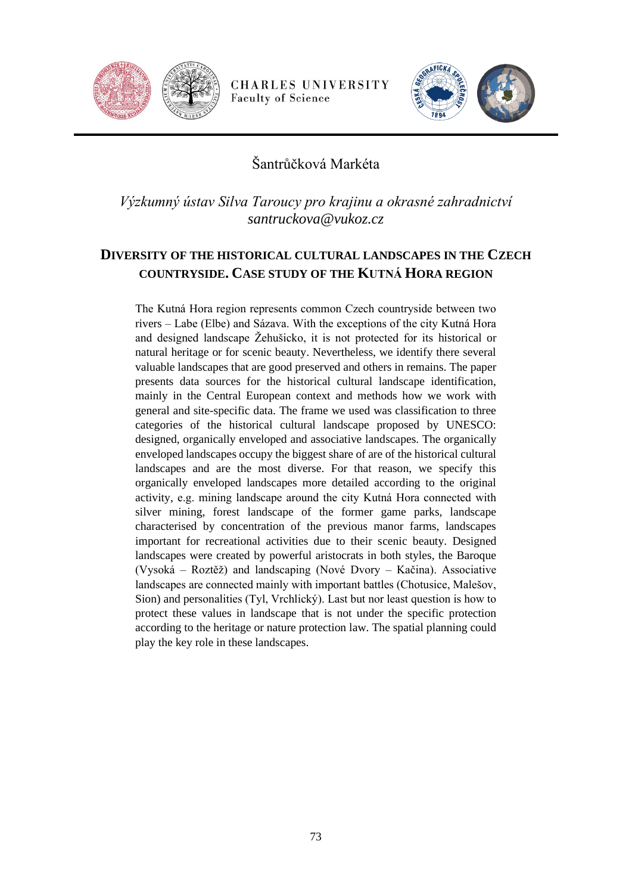Šantrůčková Markéta

*Výzkumný ústav Silva Taroucy pro krajinu a okrasné zahradnictví*
*santruckova@vukoz.cz*

## Diversity of the historical cultural landscapes in the Czech countryside. Case study of the Kutná Hora region

The Kutná Hora region represents common Czech countryside between two rivers – Labe (Elbe) and Sázava. With the exceptions of the city Kutná Hora and designed landscape Žehušicko, it is not protected for its historical or natural heritage or for scenic beauty. Nevertheless, we identify there several valuable landscapes that are good preserved and others in remains. The paper presents data sources for the historical cultural landscape identification, mainly in the Central European context and methods how we work with general and site-specific data. The frame we used was classification to three categories of the historical cultural landscape proposed by UNESCO: designed, organically enveloped and associative landscapes. The organically enveloped landscapes occupy the biggest share of are of the historical cultural landscapes and are the most diverse. For that reason, we specify this organically enveloped landscapes more detailed according to the original activity, e.g. mining landscape around the city Kutná Hora connected with silver mining, forest landscape of the former game parks, landscape characterised by concentration of the previous manor farms, landscapes important for recreational activities due to their scenic beauty. Designed landscapes were created by powerful aristocrats in both styles, the Baroque (Vysoká – Roztěž) and landscaping (Nové Dvory – Kačina). Associative landscapes are connected mainly with important battles (Chotusice, Malešov, Sion) and personalities (Tyl, Vrchlický). Last but nor least question is how to protect these values in landscape that is not under the specific protection according to the heritage or nature protection law. The spatial planning could play the key role in these landscapes.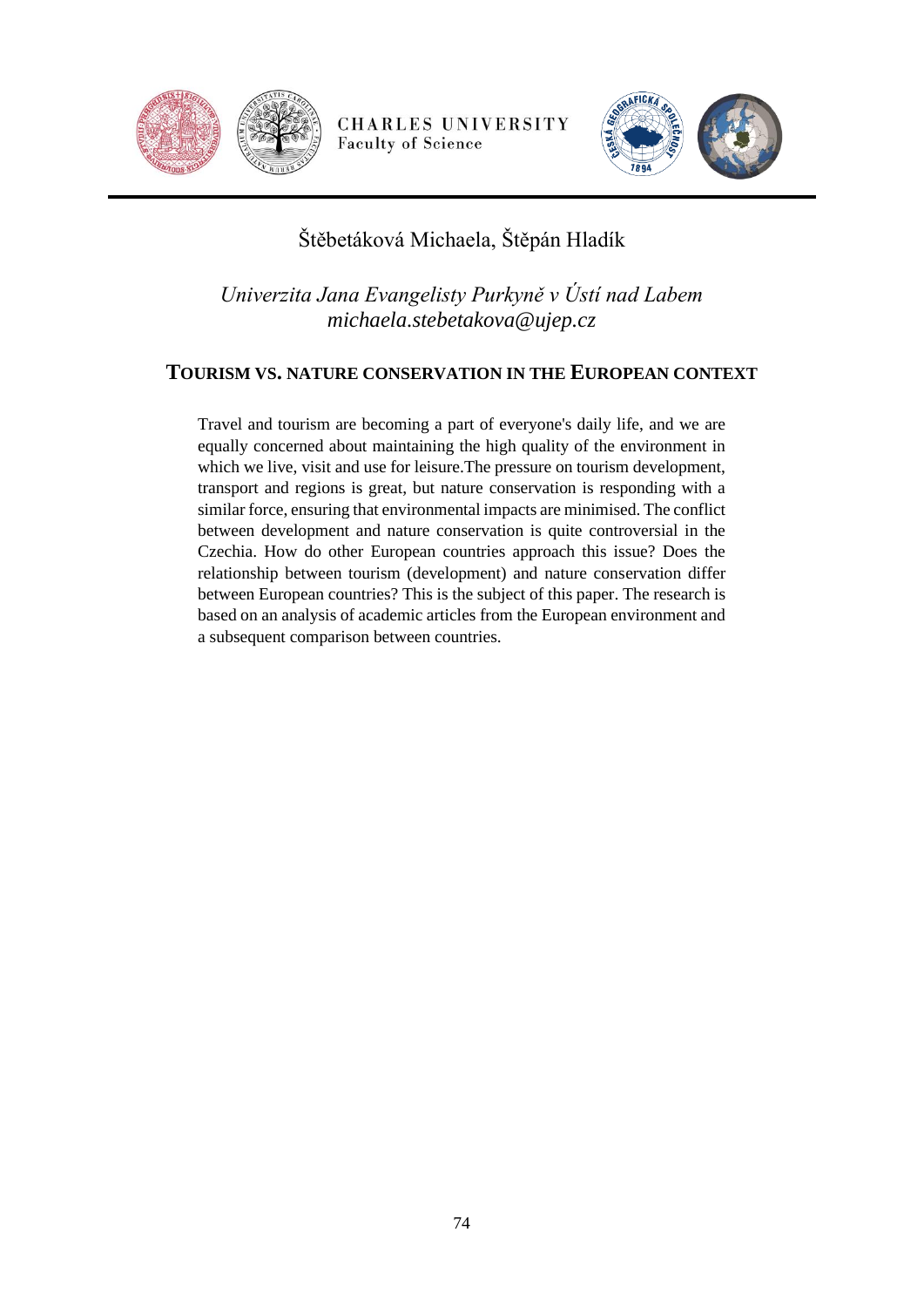Štěbetáková Michaela, Štěpán Hladík

*Univerzita Jana Evangelisty Purkyně v Ústí nad Labem*
*michaela.stebetakova@ujep.cz*

## TOURISM VS. NATURE CONSERVATION IN THE EUROPEAN CONTEXT

Travel and tourism are becoming a part of everyone's daily life, and we are equally concerned about maintaining the high quality of the environment in which we live, visit and use for leisure.The pressure on tourism development, transport and regions is great, but nature conservation is responding with a similar force, ensuring that environmental impacts are minimised. The conflict between development and nature conservation is quite controversial in the Czechia. How do other European countries approach this issue? Does the relationship between tourism (development) and nature conservation differ between European countries? This is the subject of this paper. The research is based on an analysis of academic articles from the European environment and a subsequent comparison between countries.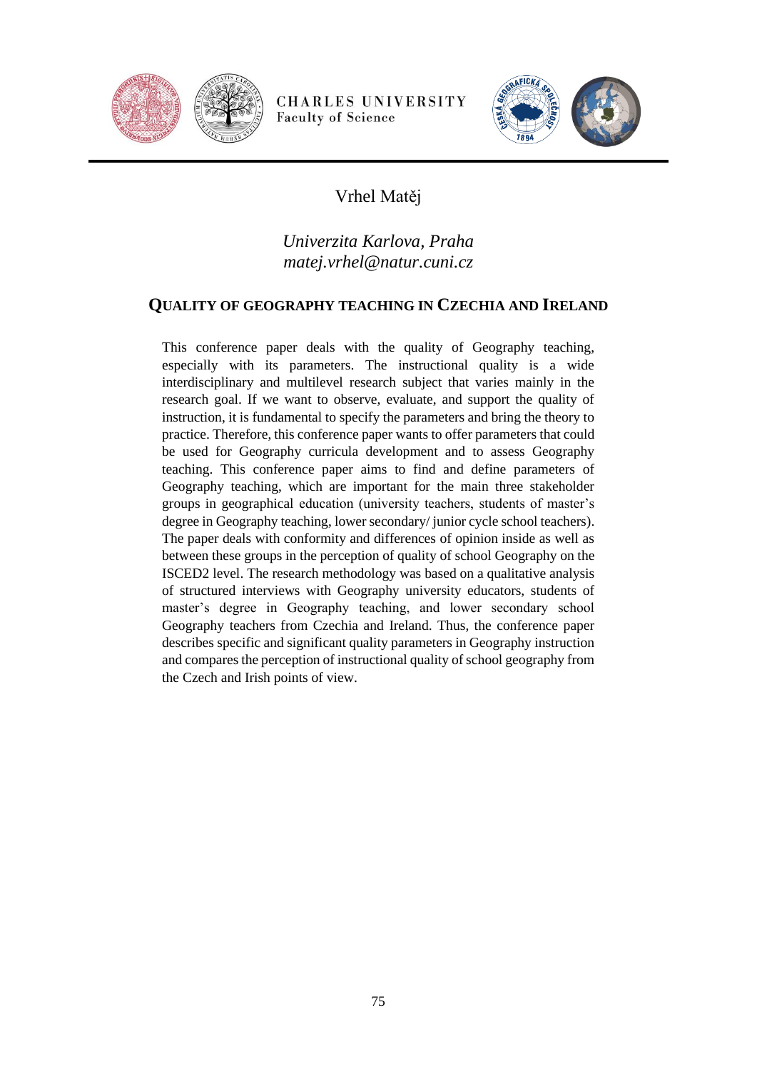Vrhel Matěj

*Univerzita Karlova, Praha*
*matej.vrhel@natur.cuni.cz*

## QUALITY OF GEOGRAPHY TEACHING IN CZECHIA AND IRELAND

This conference paper deals with the quality of Geography teaching, especially with its parameters. The instructional quality is a wide interdisciplinary and multilevel research subject that varies mainly in the research goal. If we want to observe, evaluate, and support the quality of instruction, it is fundamental to specify the parameters and bring the theory to practice. Therefore, this conference paper wants to offer parameters that could be used for Geography curricula development and to assess Geography teaching. This conference paper aims to find and define parameters of Geography teaching, which are important for the main three stakeholder groups in geographical education (university teachers, students of master's degree in Geography teaching, lower secondary/ junior cycle school teachers). The paper deals with conformity and differences of opinion inside as well as between these groups in the perception of quality of school Geography on the ISCED2 level. The research methodology was based on a qualitative analysis of structured interviews with Geography university educators, students of master's degree in Geography teaching, and lower secondary school Geography teachers from Czechia and Ireland. Thus, the conference paper describes specific and significant quality parameters in Geography instruction and compares the perception of instructional quality of school geography from the Czech and Irish points of view.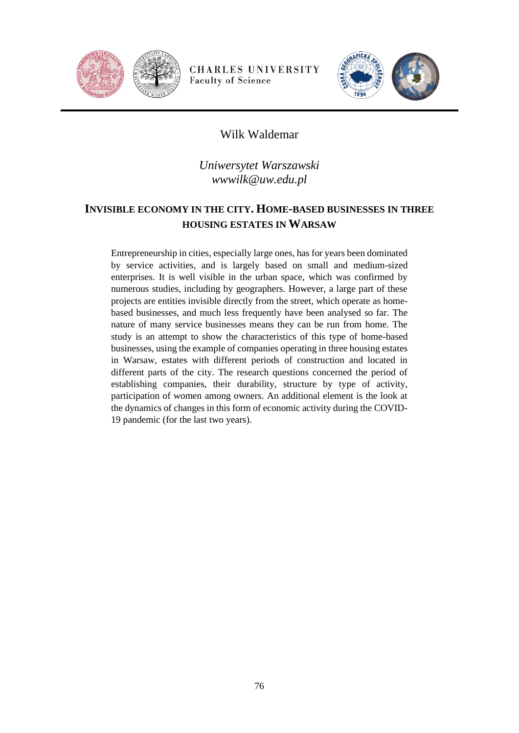Wilk Waldemar

*Uniwersytet Warszawski*
*wwwilk@uw.edu.pl*

## INVISIBLE ECONOMY IN THE CITY. HOME-BASED BUSINESSES IN THREE HOUSING ESTATES IN WARSAW

Entrepreneurship in cities, especially large ones, has for years been dominated by service activities, and is largely based on small and medium-sized enterprises. It is well visible in the urban space, which was confirmed by numerous studies, including by geographers. However, a large part of these projects are entities invisible directly from the street, which operate as home-based businesses, and much less frequently have been analysed so far. The nature of many service businesses means they can be run from home. The study is an attempt to show the characteristics of this type of home-based businesses, using the example of companies operating in three housing estates in Warsaw, estates with different periods of construction and located in different parts of the city. The research questions concerned the period of establishing companies, their durability, structure by type of activity, participation of women among owners. An additional element is the look at the dynamics of changes in this form of economic activity during the COVID-19 pandemic (for the last two years).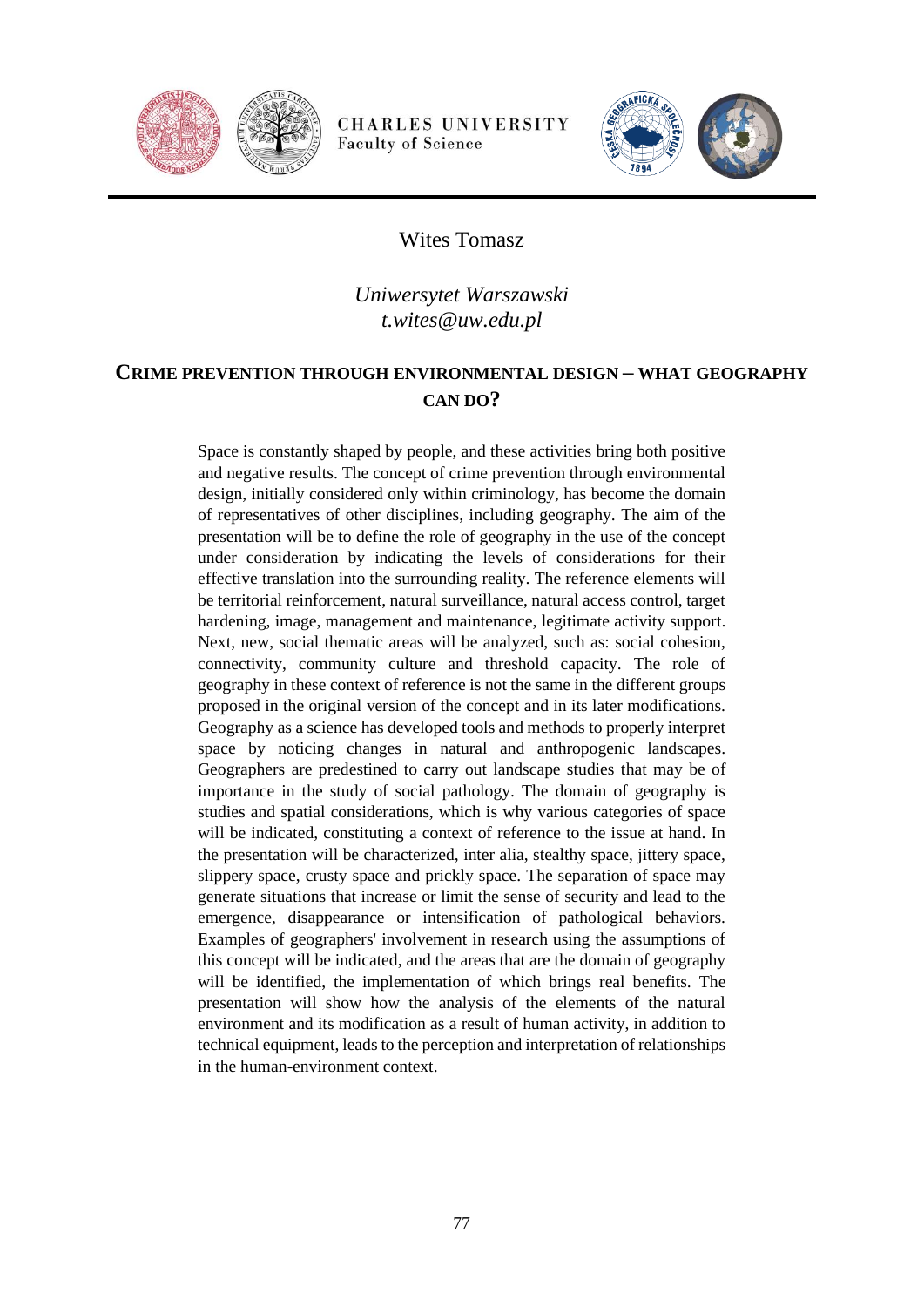Wites Tomasz

*Uniwersytet Warszawski*
*t.wites@uw.edu.pl*

## CRIME PREVENTION THROUGH ENVIRONMENTAL DESIGN – WHAT GEOGRAPHY CAN DO?

Space is constantly shaped by people, and these activities bring both positive and negative results. The concept of crime prevention through environmental design, initially considered only within criminology, has become the domain of representatives of other disciplines, including geography. The aim of the presentation will be to define the role of geography in the use of the concept under consideration by indicating the levels of considerations for their effective translation into the surrounding reality. The reference elements will be territorial reinforcement, natural surveillance, natural access control, target hardening, image, management and maintenance, legitimate activity support. Next, new, social thematic areas will be analyzed, such as: social cohesion, connectivity, community culture and threshold capacity. The role of geography in these context of reference is not the same in the different groups proposed in the original version of the concept and in its later modifications. Geography as a science has developed tools and methods to properly interpret space by noticing changes in natural and anthropogenic landscapes. Geographers are predestined to carry out landscape studies that may be of importance in the study of social pathology. The domain of geography is studies and spatial considerations, which is why various categories of space will be indicated, constituting a context of reference to the issue at hand. In the presentation will be characterized, inter alia, stealthy space, jittery space, slippery space, crusty space and prickly space. The separation of space may generate situations that increase or limit the sense of security and lead to the emergence, disappearance or intensification of pathological behaviors. Examples of geographers' involvement in research using the assumptions of this concept will be indicated, and the areas that are the domain of geography will be identified, the implementation of which brings real benefits. The presentation will show how the analysis of the elements of the natural environment and its modification as a result of human activity, in addition to technical equipment, leads to the perception and interpretation of relationships in the human-environment context.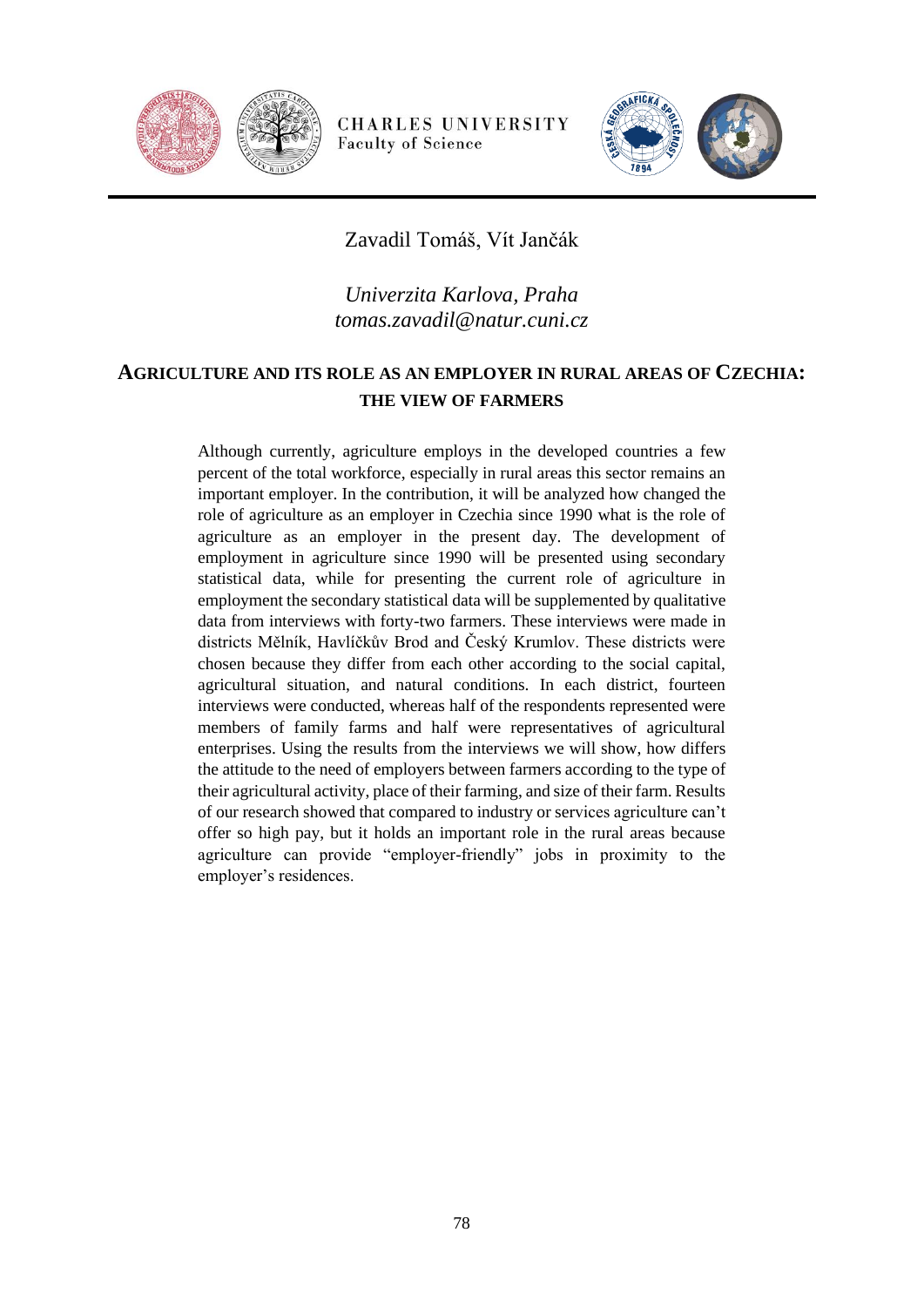Zavadil Tomáš, Vít Jančák

*Univerzita Karlova, Praha*
*tomas.zavadil@natur.cuni.cz*

## AGRICULTURE AND ITS ROLE AS AN EMPLOYER IN RURAL AREAS OF CZECHIA: THE VIEW OF FARMERS

Although currently, agriculture employs in the developed countries a few percent of the total workforce, especially in rural areas this sector remains an important employer. In the contribution, it will be analyzed how changed the role of agriculture as an employer in Czechia since 1990 what is the role of agriculture as an employer in the present day. The development of employment in agriculture since 1990 will be presented using secondary statistical data, while for presenting the current role of agriculture in employment the secondary statistical data will be supplemented by qualitative data from interviews with forty-two farmers. These interviews were made in districts Mělník, Havlíčkův Brod and Český Krumlov. These districts were chosen because they differ from each other according to the social capital, agricultural situation, and natural conditions. In each district, fourteen interviews were conducted, whereas half of the respondents represented were members of family farms and half were representatives of agricultural enterprises. Using the results from the interviews we will show, how differs the attitude to the need of employers between farmers according to the type of their agricultural activity, place of their farming, and size of their farm. Results of our research showed that compared to industry or services agriculture can't offer so high pay, but it holds an important role in the rural areas because agriculture can provide "employer-friendly" jobs in proximity to the employer's residences.